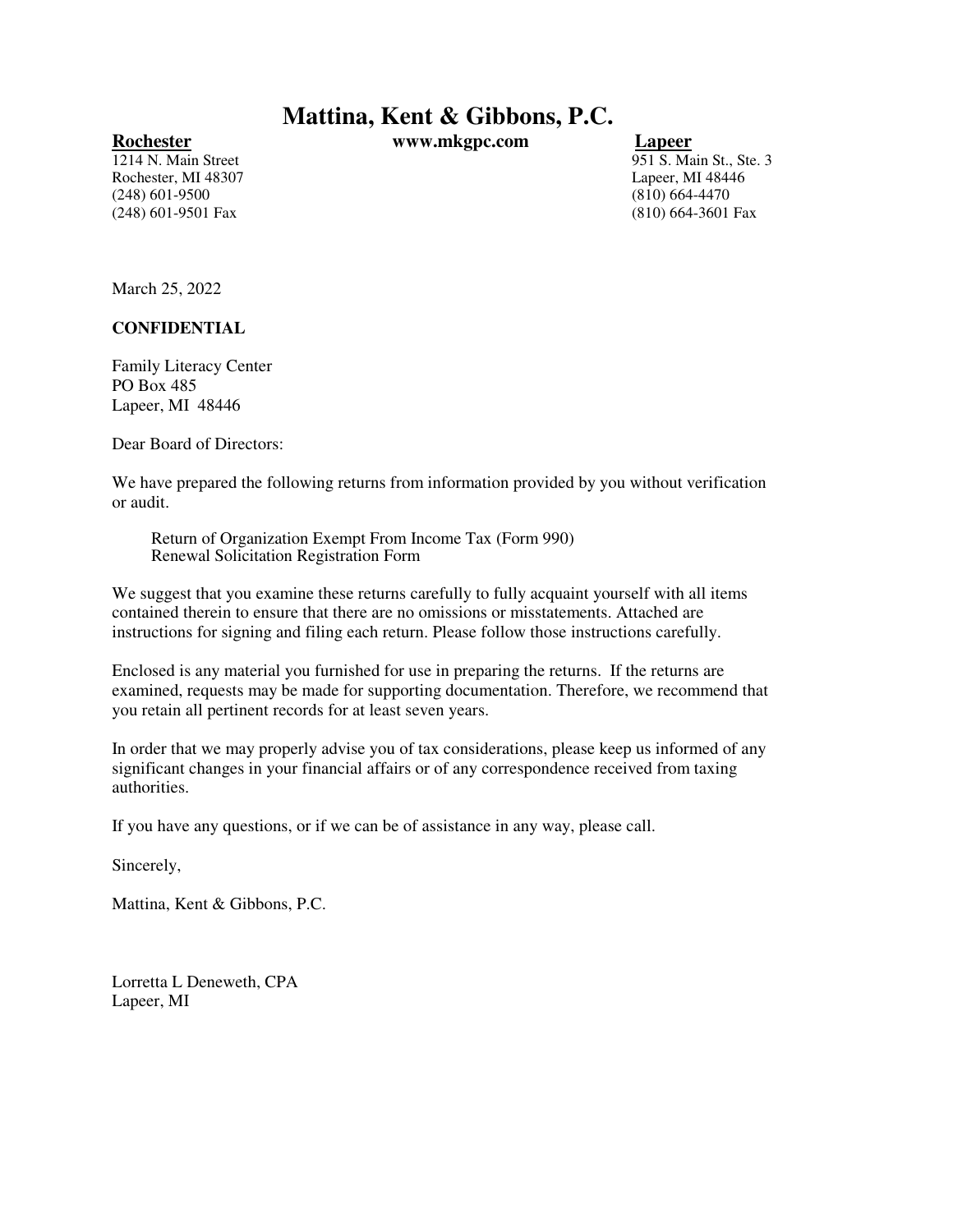# Mattina, Kent & Gibbons, P.C.

**Rochester**
1214 N. Main Street
Rochester, MI 48307
(248) 601-9500
(248) 601-9501 Fax

**www.mkgpc.com**

**Lapeer**
951 S. Main St., Ste. 3
Lapeer, MI 48446
(810) 664-4470
(810) 664-3601 Fax

March 25, 2022

**CONFIDENTIAL**

Family Literacy Center
PO Box 485
Lapeer, MI 48446

Dear Board of Directors:

We have prepared the following returns from information provided by you without verification or audit.

Return of Organization Exempt From Income Tax (Form 990)
Renewal Solicitation Registration Form

We suggest that you examine these returns carefully to fully acquaint yourself with all items contained therein to ensure that there are no omissions or misstatements. Attached are instructions for signing and filing each return. Please follow those instructions carefully.

Enclosed is any material you furnished for use in preparing the returns. If the returns are examined, requests may be made for supporting documentation. Therefore, we recommend that you retain all pertinent records for at least seven years.

In order that we may properly advise you of tax considerations, please keep us informed of any significant changes in your financial affairs or of any correspondence received from taxing authorities.

If you have any questions, or if we can be of assistance in any way, please call.

Sincerely,

Mattina, Kent & Gibbons, P.C.

Lorretta L Deneweth, CPA
Lapeer, MI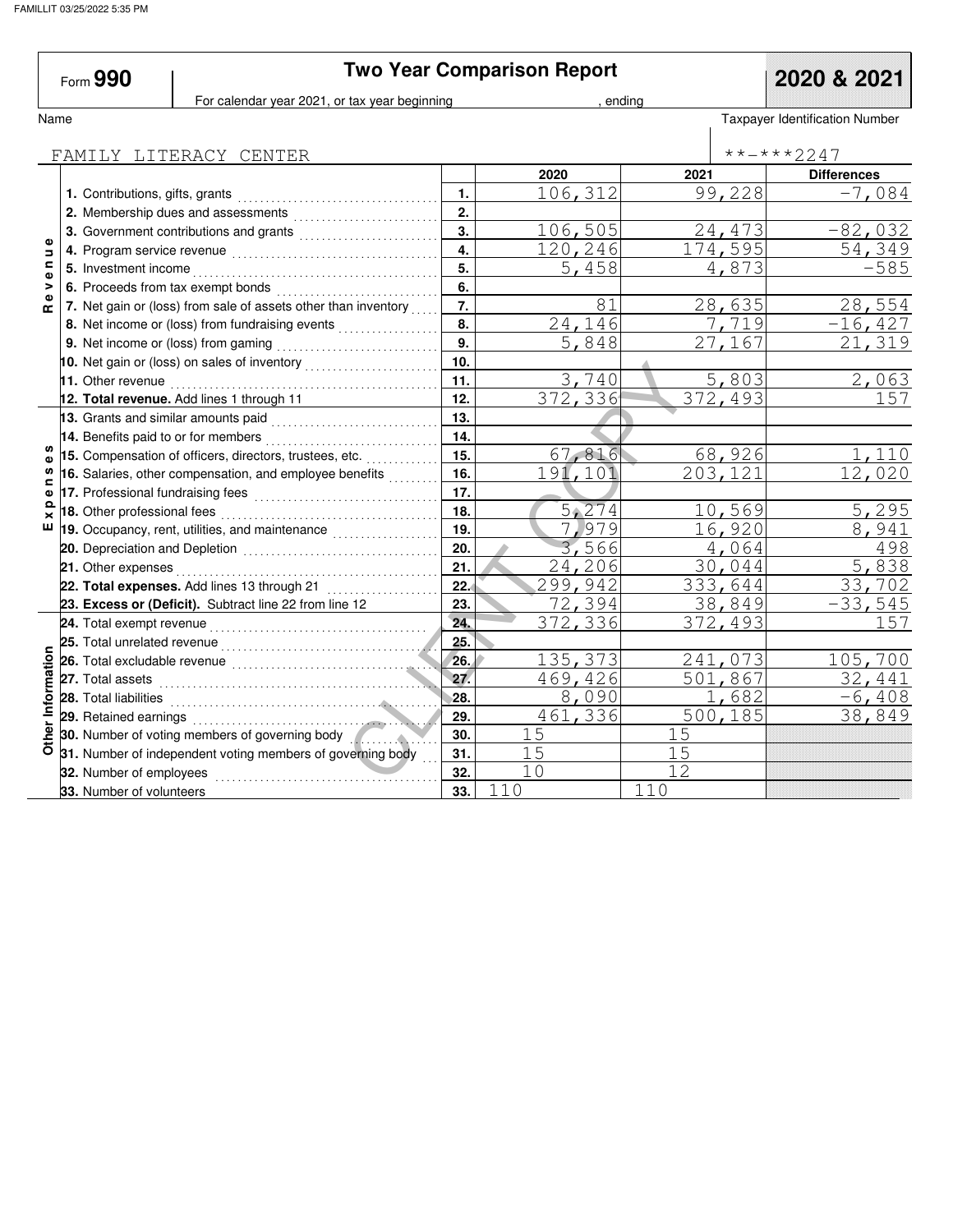Form **990**

# Two Year Comparison Report

**2020 & 2021**

For calendar year 2021, or tax year beginning , ending

Name: FAMILY LITERACY CENTER

Taxpayer Identification Number: **-***2247

| | | | 2020 | 2021 | Differences |
|---|---|---|---|---|---|
| Revenue | 1. Contributions, gifts, grants | 1. | 106,312 | 99,228 | -7,084 |
| | 2. Membership dues and assessments | 2. | | | |
| | 3. Government contributions and grants | 3. | 106,505 | 24,473 | -82,032 |
| | 4. Program service revenue | 4. | 120,246 | 174,595 | 54,349 |
| | 5. Investment income | 5. | 5,458 | 4,873 | -585 |
| | 6. Proceeds from tax exempt bonds | 6. | | | |
| | 7. Net gain or (loss) from sale of assets other than inventory | 7. | 81 | 28,635 | 28,554 |
| | 8. Net income or (loss) from fundraising events | 8. | 24,146 | 7,719 | -16,427 |
| | 9. Net income or (loss) from gaming | 9. | 5,848 | 27,167 | 21,319 |
| | 10. Net gain or (loss) on sales of inventory | 10. | | | |
| | 11. Other revenue | 11. | 3,740 | 5,803 | 2,063 |
| | **12. Total revenue.** Add lines 1 through 11 | 12. | 372,336 | 372,493 | 157 |
| Expenses | 13. Grants and similar amounts paid | 13. | | | |
| | 14. Benefits paid to or for members | 14. | | | |
| | 15. Compensation of officers, directors, trustees, etc. | 15. | 67,816 | 68,926 | 1,110 |
| | 16. Salaries, other compensation, and employee benefits | 16. | 191,101 | 203,121 | 12,020 |
| | 17. Professional fundraising fees | 17. | | | |
| | 18. Other professional fees | 18. | 5,274 | 10,569 | 5,295 |
| | 19. Occupancy, rent, utilities, and maintenance | 19. | 7,979 | 16,920 | 8,941 |
| | 20. Depreciation and Depletion | 20. | 3,566 | 4,064 | 498 |
| | 21. Other expenses | 21. | 24,206 | 30,044 | 5,838 |
| | **22. Total expenses.** Add lines 13 through 21 | 22. | 299,942 | 333,644 | 33,702 |
| | **23. Excess or (Deficit).** Subtract line 22 from line 12 | 23. | 72,394 | 38,849 | -33,545 |
| Other Information | 24. Total exempt revenue | 24. | 372,336 | 372,493 | 157 |
| | 25. Total unrelated revenue | 25. | | | |
| | 26. Total excludable revenue | 26. | 135,373 | 241,073 | 105,700 |
| | 27. Total assets | 27. | 469,426 | 501,867 | 32,441 |
| | 28. Total liabilities | 28. | 8,090 | 1,682 | -6,408 |
| | 29. Retained earnings | 29. | 461,336 | 500,185 | 38,849 |
| | 30. Number of voting members of governing body | 30. | 15 | 15 | |
| | 31. Number of independent voting members of governing body | 31. | 15 | 15 | |
| | 32. Number of employees | 32. | 10 | 12 | |
| | 33. Number of volunteers | 33. | 110 | 110 | |

CLIENT COPY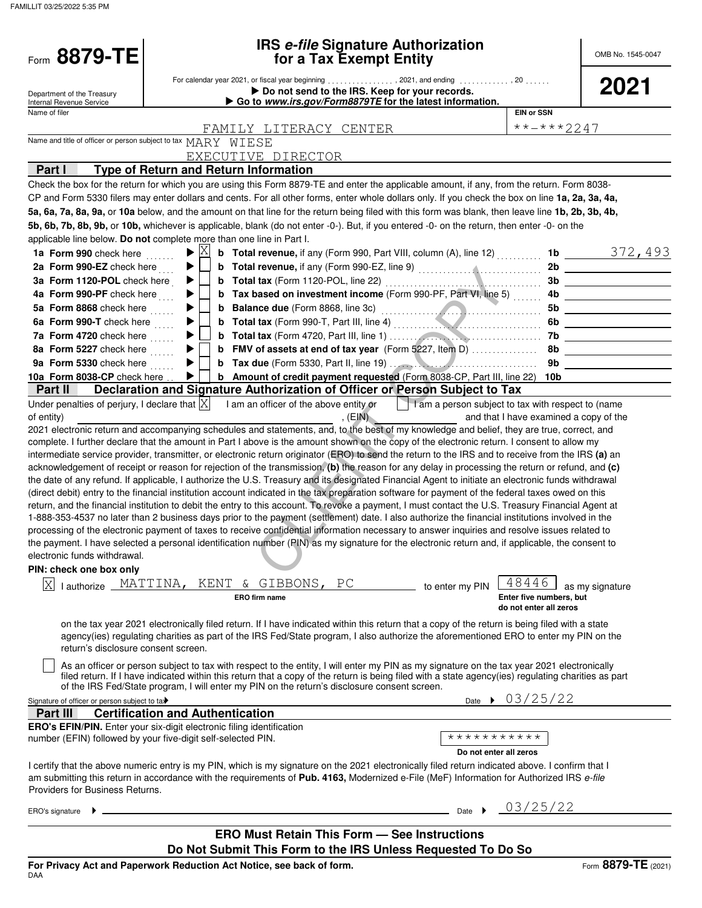Form **8879-TE**

Department of the Treasury
Internal Revenue Service

# IRS *e-file* Signature Authorization for a Tax Exempt Entity

For calendar year 2021, or fiscal year beginning . . . . . . . . . . . . . . . . , 2021, and ending . . . . . . . . . . . . , 20 . . . . . .

▶ **Do not send to the IRS. Keep for your records.**

▶ **Go to *www.irs.gov/Form8879TE* for the latest information.**

OMB No. 1545-0047

**2021**

Name of filer: FAMILY LITERACY CENTER

EIN or SSN: **-***2247

Name and title of officer or person subject to tax: MARY WIESE, EXECUTIVE DIRECTOR

## Part I — Type of Return and Return Information

Check the box for the return for which you are using this Form 8879-TE and enter the applicable amount, if any, from the return. Form 8038-CP and Form 5330 filers may enter dollars and cents. For all other forms, enter whole dollars only. If you check the box on line **1a, 2a, 3a, 4a, 5a, 6a, 7a, 8a, 9a,** or **10a** below, and the amount on that line for the return being filed with this form was blank, then leave line **1b, 2b, 3b, 4b, 5b, 6b, 7b, 8b, 9b,** or **10b,** whichever is applicable, blank (do not enter -0-). But, if you entered -0- on the return, then enter -0- on the applicable line below. **Do not** complete more than one line in Part I.

| Line | Form | Check | Description | Line | Amount |
|---|---|---|---|---|---|
| 1a | **Form 990** check here | X | **b Total revenue,** if any (Form 990, Part VIII, column (A), line 12) | 1b | 372,493 |
| 2a | **Form 990-EZ** check here | | **b Total revenue,** if any (Form 990-EZ, line 9) | 2b | |
| 3a | **Form 1120-POL** check here | | **b Total tax** (Form 1120-POL, line 22) | 3b | |
| 4a | **Form 990-PF** check here | | **b Tax based on investment income** (Form 990-PF, Part VI, line 5) | 4b | |
| 5a | **Form 8868** check here | | **b Balance due** (Form 8868, line 3c) | 5b | |
| 6a | **Form 990-T** check here | | **b Total tax** (Form 990-T, Part III, line 4) | 6b | |
| 7a | **Form 4720** check here | | **b Total tax** (Form 4720, Part III, line 1) | 7b | |
| 8a | **Form 5227** check here | | **b FMV of assets at end of tax year** (Form 5227, Item D) | 8b | |
| 9a | **Form 5330** check here | | **b Tax due** (Form 5330, Part II, line 19) | 9b | |
| 10a | **Form 8038-CP** check here | | **b Amount of credit payment requested** (Form 8038-CP, Part III, line 22) | 10b | |

## Part II — Declaration and Signature Authorization of Officer or Person Subject to Tax

Under penalties of perjury, I declare that [X] I am an officer of the above entity or [ ] I am a person subject to tax with respect to (name of entity) \_\_\_\_\_\_\_\_\_\_, (EIN) \_\_\_\_\_\_\_\_\_\_ and that I have examined a copy of the 2021 electronic return and accompanying schedules and statements, and, to the best of my knowledge and belief, they are true, correct, and complete. I further declare that the amount in Part I above is the amount shown on the copy of the electronic return. I consent to allow my intermediate service provider, transmitter, or electronic return originator (ERO) to send the return to the IRS and to receive from the IRS **(a)** an acknowledgement of receipt or reason for rejection of the transmission, **(b)** the reason for any delay in processing the return or refund, and **(c)** the date of any refund. If applicable, I authorize the U.S. Treasury and its designated Financial Agent to initiate an electronic funds withdrawal (direct debit) entry to the financial institution account indicated in the tax preparation software for payment of the federal taxes owed on this return, and the financial institution to debit the entry to this account. To revoke a payment, I must contact the U.S. Treasury Financial Agent at 1-888-353-4537 no later than 2 business days prior to the payment (settlement) date. I also authorize the financial institutions involved in the processing of the electronic payment of taxes to receive confidential information necessary to answer inquiries and resolve issues related to the payment. I have selected a personal identification number (PIN) as my signature for the electronic return and, if applicable, the consent to electronic funds withdrawal.

**PIN: check one box only**

[X] I authorize MATTINA, KENT & GIBBONS, PC (**ERO firm name**) to enter my PIN 48446 (**Enter five numbers, but do not enter all zeros**) as my signature on the tax year 2021 electronically filed return. If I have indicated within this return that a copy of the return is being filed with a state agency(ies) regulating charities as part of the IRS Fed/State program, I also authorize the aforementioned ERO to enter my PIN on the return's disclosure consent screen.

[ ] As an officer or person subject to tax with respect to the entity, I will enter my PIN as my signature on the tax year 2021 electronically filed return. If I have indicated within this return that a copy of the return is being filed with a state agency(ies) regulating charities as part of the IRS Fed/State program, I will enter my PIN on the return's disclosure consent screen.

Signature of officer or person subject to tax ▶ \_\_\_\_\_\_\_\_\_\_ Date ▶ 03/25/22

## Part III — Certification and Authentication

**ERO's EFIN/PIN.** Enter your six-digit electronic filing identification number (EFIN) followed by your five-digit self-selected PIN. ***********

**Do not enter all zeros**

I certify that the above numeric entry is my PIN, which is my signature on the 2021 electronically filed return indicated above. I confirm that I am submitting this return in accordance with the requirements of **Pub. 4163,** Modernized e-File (MeF) Information for Authorized IRS *e-file* Providers for Business Returns.

ERO's signature ▶ \_\_\_\_\_\_\_\_\_\_ Date ▶ 03/25/22

**ERO Must Retain This Form — See Instructions**

**Do Not Submit This Form to the IRS Unless Requested To Do So**

**For Privacy Act and Paperwork Reduction Act Notice, see back of form.**

DAA

Form **8879-TE** (2021)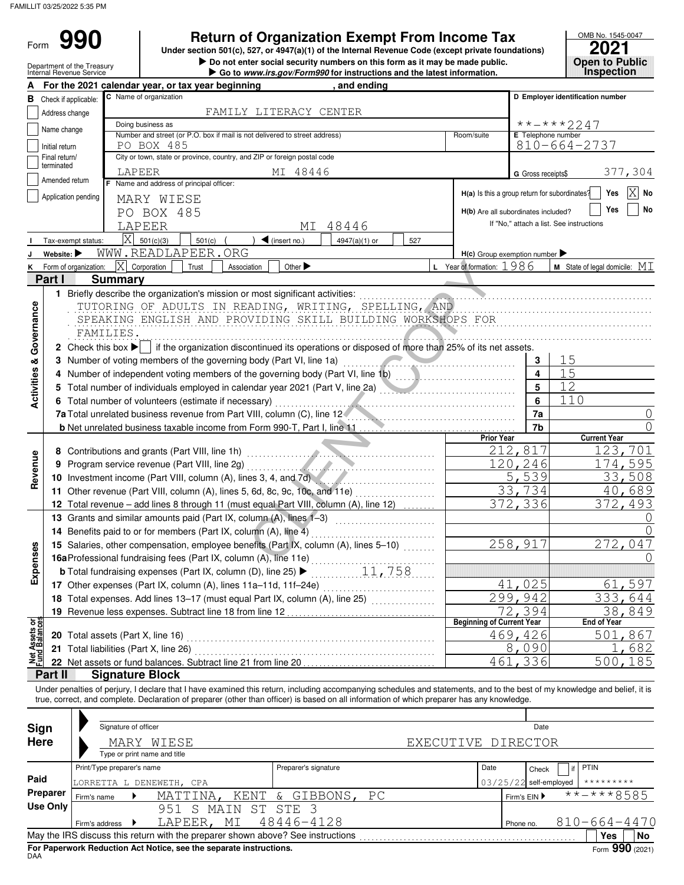Form **990**

# Return of Organization Exempt From Income Tax

Under section 501(c), 527, or 4947(a)(1) of the Internal Revenue Code (except private foundations)

▶ Do not enter social security numbers on this form as it may be made public.

▶ Go to www.irs.gov/Form990 for instructions and the latest information.

OMB No. 1545-0047

**2021**

**Open to Public Inspection**

Department of the Treasury Internal Revenue Service

**A** For the 2021 calendar year, or tax year beginning , and ending

**B** Check if applicable: Address change; Name change; Initial return; Final return/terminated; Amended return; Application pending

**C** Name of organization: FAMILY LITERACY CENTER

Doing business as

Number and street (or P.O. box if mail is not delivered to street address): PO BOX 485 — Room/suite

City or town, state or province, country, and ZIP or foreign postal code: LAPEER MI 48446

**D** Employer identification number: **-***2247

**E** Telephone number: 810-664-2737

**G** Gross receipts$ 377,304

**F** Name and address of principal officer: MARY WIESE, PO BOX 485, LAPEER MI 48446

H(a) Is this a group return for subordinates? Yes [ ] No [X]

H(b) Are all subordinates included? Yes [ ] No [ ] If "No," attach a list. See instructions

**I** Tax-exempt status: [X] 501(c)(3) [ ] 501(c) ( ) ◀ (insert no.) [ ] 4947(a)(1) or [ ] 527

**J** Website: ▶ WWW.READLAPEER.ORG

H(c) Group exemption number ▶

**K** Form of organization: [X] Corporation [ ] Trust [ ] Association [ ] Other ▶

**L** Year of formation: 1986 **M** State of legal domicile: MI

## Part I Summary

**Activities & Governance**

1 Briefly describe the organization's mission or most significant activities: TUTORING OF ADULTS IN READING, WRITING, SPELLING, AND SPEAKING ENGLISH AND PROVIDING SKILL BUILDING WORKSHOPS FOR FAMILIES.

2 Check this box ▶ [ ] if the organization discontinued its operations or disposed of more than 25% of its net assets.

| | | | |
|---|---|---|---|
| 3 | Number of voting members of the governing body (Part VI, line 1a) | 3 | 15 |
| 4 | Number of independent voting members of the governing body (Part VI, line 1b) | 4 | 15 |
| 5 | Total number of individuals employed in calendar year 2021 (Part V, line 2a) | 5 | 12 |
| 6 | Total number of volunteers (estimate if necessary) | 6 | 110 |
| 7a | Total unrelated business revenue from Part VIII, column (C), line 12 | 7a | 0 |
| b | Net unrelated business taxable income from Form 990-T, Part I, line 11 | 7b | 0 |

| | | Prior Year | Current Year |
|---|---|---|---|
| **Revenue** | | | |
| 8 | Contributions and grants (Part VIII, line 1h) | 212,817 | 123,701 |
| 9 | Program service revenue (Part VIII, line 2g) | 120,246 | 174,595 |
| 10 | Investment income (Part VIII, column (A), lines 3, 4, and 7d) | 5,539 | 33,508 |
| 11 | Other revenue (Part VIII, column (A), lines 5, 6d, 8c, 9c, 10c, and 11e) | 33,734 | 40,689 |
| 12 | Total revenue – add lines 8 through 11 (must equal Part VIII, column (A), line 12) | 372,336 | 372,493 |
| **Expenses** | | | |
| 13 | Grants and similar amounts paid (Part IX, column (A), lines 1–3) | | 0 |
| 14 | Benefits paid to or for members (Part IX, column (A), line 4) | | 0 |
| 15 | Salaries, other compensation, employee benefits (Part IX, column (A), lines 5–10) | 258,917 | 272,047 |
| 16a | Professional fundraising fees (Part IX, column (A), line 11e) | | 0 |
| b | Total fundraising expenses (Part IX, column (D), line 25) ▶ 11,758 | | |
| 17 | Other expenses (Part IX, column (A), lines 11a–11d, 11f–24e) | 41,025 | 61,597 |
| 18 | Total expenses. Add lines 13–17 (must equal Part IX, column (A), line 25) | 299,942 | 333,644 |
| 19 | Revenue less expenses. Subtract line 18 from line 12 | 72,394 | 38,849 |
| **Net Assets or Fund Balances** | | **Beginning of Current Year** | **End of Year** |
| 20 | Total assets (Part X, line 16) | 469,426 | 501,867 |
| 21 | Total liabilities (Part X, line 26) | 8,090 | 1,682 |
| 22 | Net assets or fund balances. Subtract line 21 from line 20 | 461,336 | 500,185 |

## Part II Signature Block

Under penalties of perjury, I declare that I have examined this return, including accompanying schedules and statements, and to the best of my knowledge and belief, it is true, correct, and complete. Declaration of preparer (other than officer) is based on all information of which preparer has any knowledge.

**Sign Here**

Signature of officer — Date

MARY WIESE — EXECUTIVE DIRECTOR

Type or print name and title

**Paid Preparer Use Only**

| Print/Type preparer's name | Preparer's signature | Date | Check if self-employed | PTIN |
|---|---|---|---|---|
| LORRETTA L DENEWETH, CPA | | 03/25/22 | | ********* |

Firm's name ▶ MATTINA, KENT & GIBBONS, PC — Firm's EIN ▶ **-***8585

Firm's address ▶ 951 S MAIN ST STE 3, LAPEER, MI 48446-4128 — Phone no. 810-664-4470

May the IRS discuss this return with the preparer shown above? See instructions — Yes No

**For Paperwork Reduction Act Notice, see the separate instructions.**

DAA — Form **990** (2021)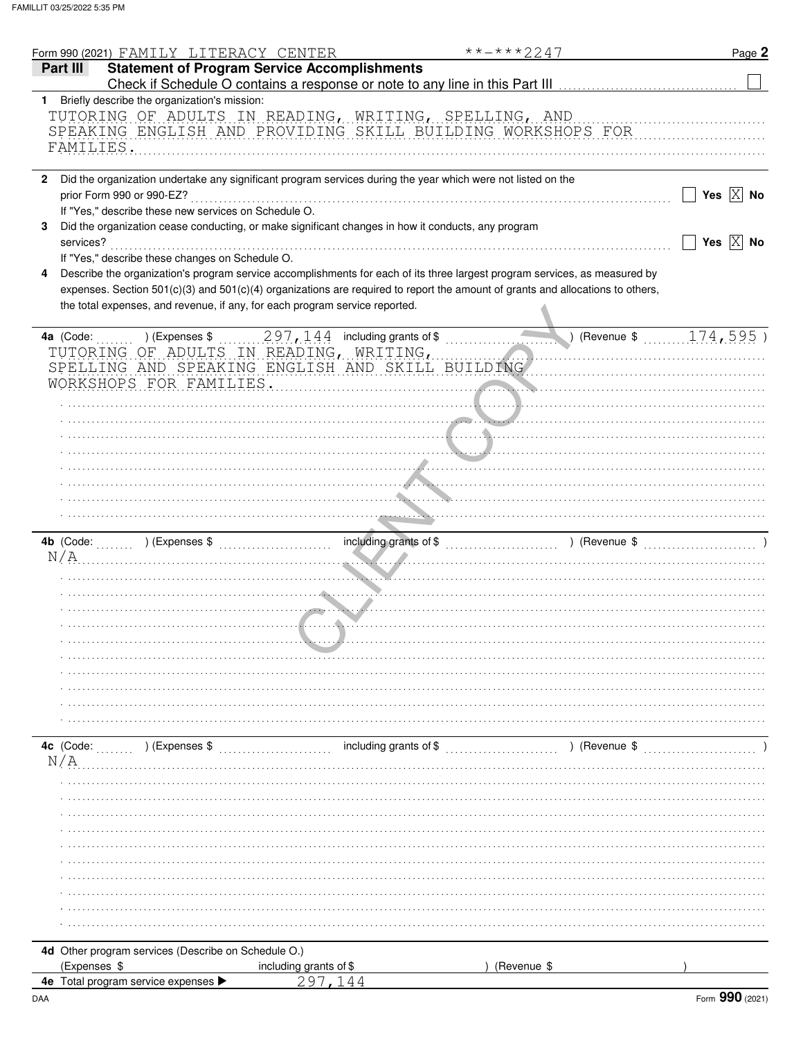Form 990 (2021) FAMILY LITERACY CENTER **-***2247

## Part III Statement of Program Service Accomplishments

Check if Schedule O contains a response or note to any line in this Part III ☐

**1** Briefly describe the organization's mission:

TUTORING OF ADULTS IN READING, WRITING, SPELLING, AND SPEAKING ENGLISH AND PROVIDING SKILL BUILDING WORKSHOPS FOR FAMILIES.

**2** Did the organization undertake any significant program services during the year which were not listed on the prior Form 990 or 990-EZ? ☐ Yes ☒ No

If "Yes," describe these new services on Schedule O.

**3** Did the organization cease conducting, or make significant changes in how it conducts, any program services? ☐ Yes ☒ No

If "Yes," describe these changes on Schedule O.

**4** Describe the organization's program service accomplishments for each of its three largest program services, as measured by expenses. Section 501(c)(3) and 501(c)(4) organizations are required to report the amount of grants and allocations to others, the total expenses, and revenue, if any, for each program service reported.

**4a** (Code: ) (Expenses $ 297,144 including grants of $ ) (Revenue $ 174,595 )

TUTORING OF ADULTS IN READING, WRITING, SPELLING AND SPEAKING ENGLISH AND SKILL BUILDING WORKSHOPS FOR FAMILIES.

**4b** (Code: ) (Expenses $ including grants of $ ) (Revenue $ )

N/A

**4c** (Code: ) (Expenses $ including grants of $ ) (Revenue $ )

N/A

**4d** Other program services (Describe on Schedule O.)

(Expenses $ including grants of $ ) (Revenue $ )

**4e** Total program service expenses ▶ 297,144

Form **990** (2021)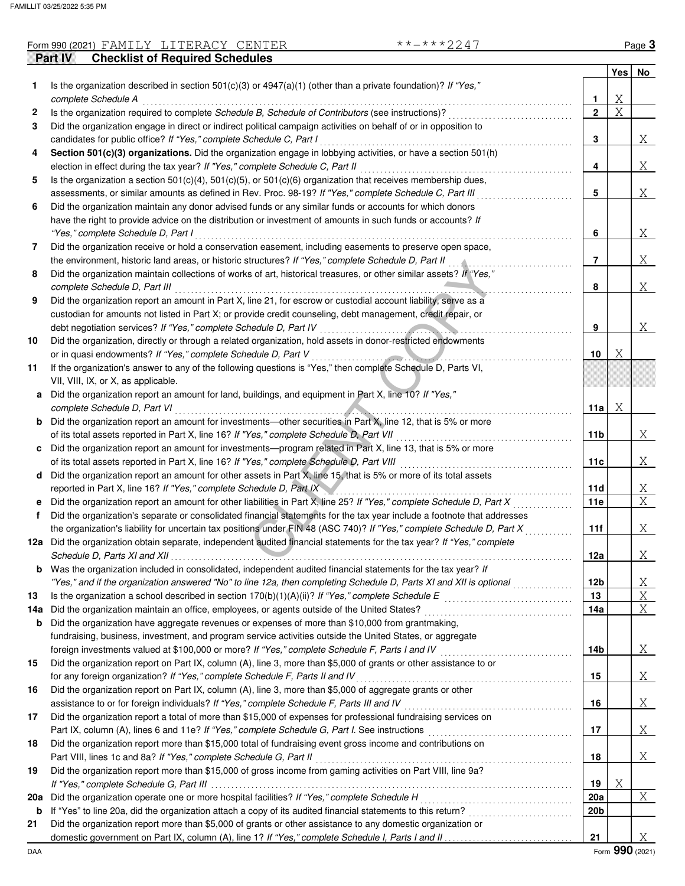Form 990 (2021) FAMILY LITERACY CENTER **-***2247

## Part IV Checklist of Required Schedules

| | | | Yes | No |
|---|---|---|---|---|
| **1** | Is the organization described in section 501(c)(3) or 4947(a)(1) (other than a private foundation)? *If "Yes," complete Schedule A* | **1** | X | |
| **2** | Is the organization required to complete *Schedule B, Schedule of Contributors* (see instructions)? | **2** | X | |
| **3** | Did the organization engage in direct or indirect political campaign activities on behalf of or in opposition to candidates for public office? *If "Yes," complete Schedule C, Part I* | **3** | | X |
| **4** | **Section 501(c)(3) organizations.** Did the organization engage in lobbying activities, or have a section 501(h) election in effect during the tax year? *If "Yes," complete Schedule C, Part II* | **4** | | X |
| **5** | Is the organization a section 501(c)(4), 501(c)(5), or 501(c)(6) organization that receives membership dues, assessments, or similar amounts as defined in Rev. Proc. 98-19? *If "Yes," complete Schedule C, Part III* | **5** | | X |
| **6** | Did the organization maintain any donor advised funds or any similar funds or accounts for which donors have the right to provide advice on the distribution or investment of amounts in such funds or accounts? *If "Yes," complete Schedule D, Part I* | **6** | | X |
| **7** | Did the organization receive or hold a conservation easement, including easements to preserve open space, the environment, historic land areas, or historic structures? *If "Yes," complete Schedule D, Part II* | **7** | | X |
| **8** | Did the organization maintain collections of works of art, historical treasures, or other similar assets? *If "Yes," complete Schedule D, Part III* | **8** | | X |
| **9** | Did the organization report an amount in Part X, line 21, for escrow or custodial account liability, serve as a custodian for amounts not listed in Part X; or provide credit counseling, debt management, credit repair, or debt negotiation services? *If "Yes," complete Schedule D, Part IV* | **9** | | X |
| **10** | Did the organization, directly or through a related organization, hold assets in donor-restricted endowments or in quasi endowments? *If "Yes," complete Schedule D, Part V* | **10** | X | |
| **11** | If the organization's answer to any of the following questions is "Yes," then complete Schedule D, Parts VI, VII, VIII, IX, or X, as applicable. | | | |
| **a** | Did the organization report an amount for land, buildings, and equipment in Part X, line 10? *If "Yes," complete Schedule D, Part VI* | **11a** | X | |
| **b** | Did the organization report an amount for investments—other securities in Part X, line 12, that is 5% or more of its total assets reported in Part X, line 16? *If "Yes," complete Schedule D, Part VII* | **11b** | | X |
| **c** | Did the organization report an amount for investments—program related in Part X, line 13, that is 5% or more of its total assets reported in Part X, line 16? *If "Yes," complete Schedule D, Part VIII* | **11c** | | X |
| **d** | Did the organization report an amount for other assets in Part X, line 15, that is 5% or more of its total assets reported in Part X, line 16? *If "Yes," complete Schedule D, Part IX* | **11d** | | X |
| **e** | Did the organization report an amount for other liabilities in Part X, line 25? *If "Yes," complete Schedule D, Part X* | **11e** | | X |
| **f** | Did the organization's separate or consolidated financial statements for the tax year include a footnote that addresses the organization's liability for uncertain tax positions under FIN 48 (ASC 740)? *If "Yes," complete Schedule D, Part X* | **11f** | | X |
| **12a** | Did the organization obtain separate, independent audited financial statements for the tax year? *If "Yes," complete Schedule D, Parts XI and XII* | **12a** | | X |
| **b** | Was the organization included in consolidated, independent audited financial statements for the tax year? *If "Yes," and if the organization answered "No" to line 12a, then completing Schedule D, Parts XI and XII is optional* | **12b** | | X |
| **13** | Is the organization a school described in section 170(b)(1)(A)(ii)? *If "Yes," complete Schedule E* | **13** | | X |
| **14a** | Did the organization maintain an office, employees, or agents outside of the United States? | **14a** | | X |
| **b** | Did the organization have aggregate revenues or expenses of more than $10,000 from grantmaking, fundraising, business, investment, and program service activities outside the United States, or aggregate foreign investments valued at $100,000 or more? *If "Yes," complete Schedule F, Parts I and IV* | **14b** | | X |
| **15** | Did the organization report on Part IX, column (A), line 3, more than $5,000 of grants or other assistance to or for any foreign organization? *If "Yes," complete Schedule F, Parts II and IV* | **15** | | X |
| **16** | Did the organization report on Part IX, column (A), line 3, more than $5,000 of aggregate grants or other assistance to or for foreign individuals? *If "Yes," complete Schedule F, Parts III and IV* | **16** | | X |
| **17** | Did the organization report a total of more than $15,000 of expenses for professional fundraising services on Part IX, column (A), lines 6 and 11e? *If "Yes," complete Schedule G, Part I.* See instructions | **17** | | X |
| **18** | Did the organization report more than $15,000 total of fundraising event gross income and contributions on Part VIII, lines 1c and 8a? *If "Yes," complete Schedule G, Part II* | **18** | | X |
| **19** | Did the organization report more than $15,000 of gross income from gaming activities on Part VIII, line 9a? *If "Yes," complete Schedule G, Part III* | **19** | X | |
| **20a** | Did the organization operate one or more hospital facilities? *If "Yes," complete Schedule H* | **20a** | | X |
| **b** | If "Yes" to line 20a, did the organization attach a copy of its audited financial statements to this return? | **20b** | | |
| **21** | Did the organization report more than $5,000 of grants or other assistance to any domestic organization or domestic government on Part IX, column (A), line 1? *If "Yes," complete Schedule I, Parts I and II* | **21** | | X |

Form **990** (2021)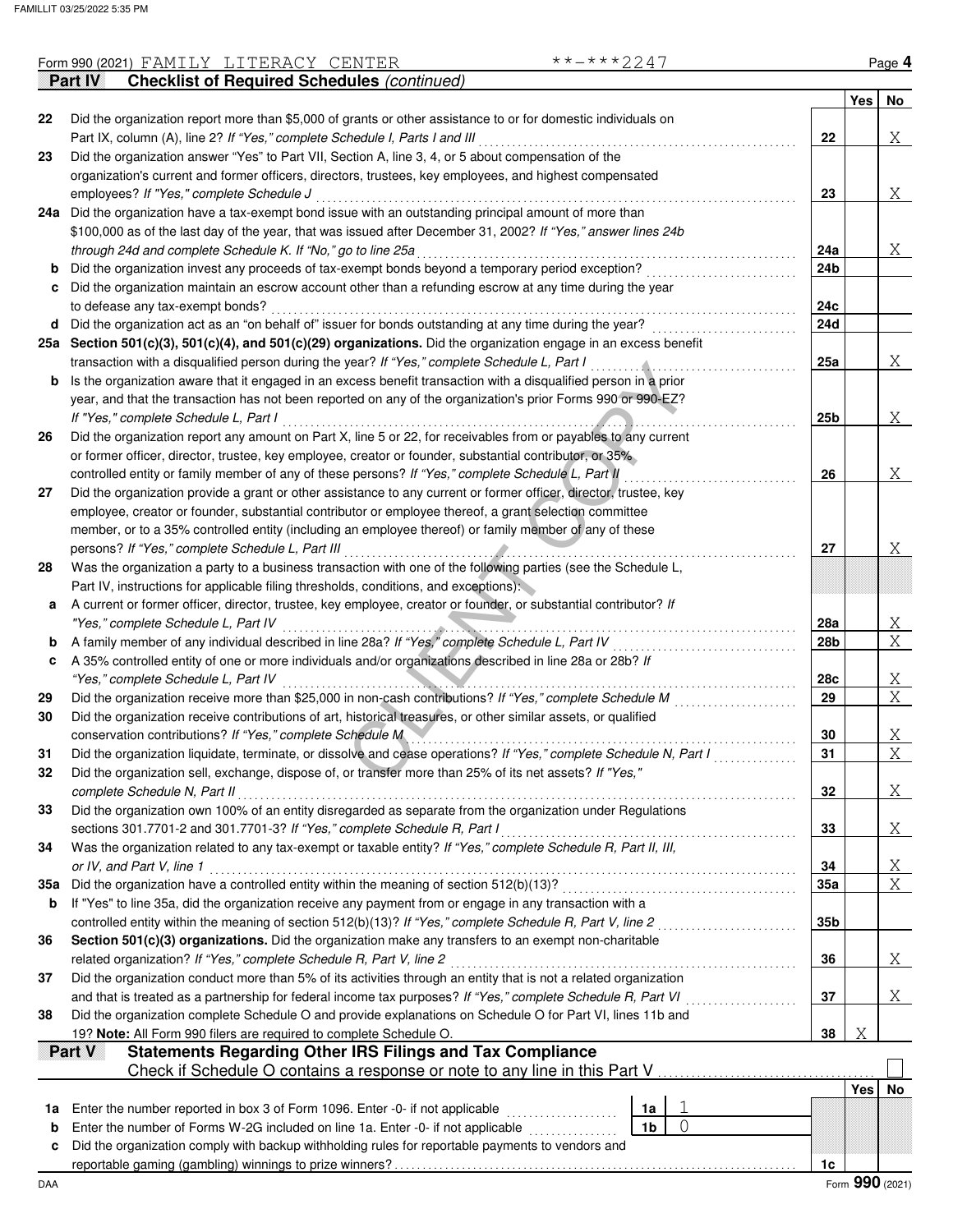Form 990 (2021) FAMILY LITERACY CENTER **-***2247 Page 4

**Part IV Checklist of Required Schedules** *(continued)*

| | | | Yes | No |
|---|---|---|---|---|
| 22 | Did the organization report more than $5,000 of grants or other assistance to or for domestic individuals on Part IX, column (A), line 2? *If "Yes," complete Schedule I, Parts I and III* | 22 | | X |
| 23 | Did the organization answer "Yes" to Part VII, Section A, line 3, 4, or 5 about compensation of the organization's current and former officers, directors, trustees, key employees, and highest compensated employees? *If "Yes," complete Schedule J* | 23 | | X |
| 24a | Did the organization have a tax-exempt bond issue with an outstanding principal amount of more than $100,000 as of the last day of the year, that was issued after December 31, 2002? *If "Yes," answer lines 24b through 24d and complete Schedule K. If "No," go to line 25a* | 24a | | X |
| b | Did the organization invest any proceeds of tax-exempt bonds beyond a temporary period exception? | 24b | | |
| c | Did the organization maintain an escrow account other than a refunding escrow at any time during the year to defease any tax-exempt bonds? | 24c | | |
| d | Did the organization act as an "on behalf of" issuer for bonds outstanding at any time during the year? | 24d | | |
| 25a | **Section 501(c)(3), 501(c)(4), and 501(c)(29) organizations.** Did the organization engage in an excess benefit transaction with a disqualified person during the year? *If "Yes," complete Schedule L, Part I* | 25a | | X |
| b | Is the organization aware that it engaged in an excess benefit transaction with a disqualified person in a prior year, and that the transaction has not been reported on any of the organization's prior Forms 990 or 990-EZ? *If "Yes," complete Schedule L, Part I* | 25b | | X |
| 26 | Did the organization report any amount on Part X, line 5 or 22, for receivables from or payables to any current or former officer, director, trustee, key employee, creator or founder, substantial contributor, or 35% controlled entity or family member of any of these persons? *If "Yes," complete Schedule L, Part II* | 26 | | X |
| 27 | Did the organization provide a grant or other assistance to any current or former officer, director, trustee, key employee, creator or founder, substantial contributor or employee thereof, a grant selection committee member, or to a 35% controlled entity (including an employee thereof) or family member of any of these persons? *If "Yes," complete Schedule L, Part III* | 27 | | X |
| 28 | Was the organization a party to a business transaction with one of the following parties (see the Schedule L, Part IV, instructions for applicable filing thresholds, conditions, and exceptions): | | | |
| a | A current or former officer, director, trustee, key employee, creator or founder, or substantial contributor? *If "Yes," complete Schedule L, Part IV* | 28a | | X |
| b | A family member of any individual described in line 28a? *If "Yes," complete Schedule L, Part IV* | 28b | | X |
| c | A 35% controlled entity of one or more individuals and/or organizations described in line 28a or 28b? *If "Yes," complete Schedule L, Part IV* | 28c | | X |
| 29 | Did the organization receive more than $25,000 in non-cash contributions? *If "Yes," complete Schedule M* | 29 | | X |
| 30 | Did the organization receive contributions of art, historical treasures, or other similar assets, or qualified conservation contributions? *If "Yes," complete Schedule M* | 30 | | X |
| 31 | Did the organization liquidate, terminate, or dissolve and cease operations? *If "Yes," complete Schedule N, Part I* | 31 | | X |
| 32 | Did the organization sell, exchange, dispose of, or transfer more than 25% of its net assets? *If "Yes," complete Schedule N, Part II* | 32 | | X |
| 33 | Did the organization own 100% of an entity disregarded as separate from the organization under Regulations sections 301.7701-2 and 301.7701-3? *If "Yes," complete Schedule R, Part I* | 33 | | X |
| 34 | Was the organization related to any tax-exempt or taxable entity? *If "Yes," complete Schedule R, Part II, III, or IV, and Part V, line 1* | 34 | | X |
| 35a | Did the organization have a controlled entity within the meaning of section 512(b)(13)? | 35a | | X |
| b | If "Yes" to line 35a, did the organization receive any payment from or engage in any transaction with a controlled entity within the meaning of section 512(b)(13)? *If "Yes," complete Schedule R, Part V, line 2* | 35b | | |
| 36 | **Section 501(c)(3) organizations.** Did the organization make any transfers to an exempt non-charitable related organization? *If "Yes," complete Schedule R, Part V, line 2* | 36 | | X |
| 37 | Did the organization conduct more than 5% of its activities through an entity that is not a related organization and that is treated as a partnership for federal income tax purposes? *If "Yes," complete Schedule R, Part VI* | 37 | | X |
| 38 | Did the organization complete Schedule O and provide explanations on Schedule O for Part VI, lines 11b and 19? **Note:** All Form 990 filers are required to complete Schedule O. | 38 | X | |

**Part V Statements Regarding Other IRS Filings and Tax Compliance**

Check if Schedule O contains a response or note to any line in this Part V ☐

| | | | | | Yes | No |
|---|---|---|---|---|---|---|
| 1a | Enter the number reported in box 3 of Form 1096. Enter -0- if not applicable | 1a | 1 | | | |
| b | Enter the number of Forms W-2G included on line 1a. Enter -0- if not applicable | 1b | 0 | | | |
| c | Did the organization comply with backup withholding rules for reportable payments to vendors and reportable gaming (gambling) winnings to prize winners? | | | 1c | | |

Form **990** (2021)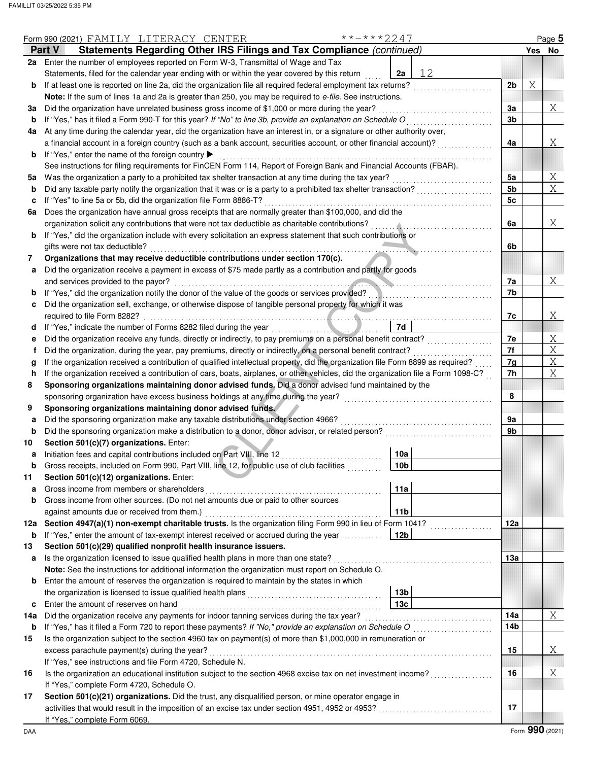Form 990 (2021) FAMILY LITERACY CENTER **-***2247 Page 5

## Part V Statements Regarding Other IRS Filings and Tax Compliance *(continued)*

| | | | | | Yes | No |
|---|---|---|---|---|---|---|
| 2a | Enter the number of employees reported on Form W-3, Transmittal of Wage and Tax Statements, filed for the calendar year ending with or within the year covered by this return | 2a | 12 | | | |
| b | If at least one is reported on line 2a, did the organization file all required federal employment tax returns? | | | 2b | X | |
| | **Note:** If the sum of lines 1a and 2a is greater than 250, you may be required to *e-file*. See instructions. | | | | | |
| 3a | Did the organization have unrelated business gross income of $1,000 or more during the year? | | | 3a | | X |
| b | If "Yes," has it filed a Form 990-T for this year? *If "No" to line 3b, provide an explanation on Schedule O* | | | 3b | | |
| 4a | At any time during the calendar year, did the organization have an interest in, or a signature or other authority over, a financial account in a foreign country (such as a bank account, securities account, or other financial account)? | | | 4a | | X |
| b | If "Yes," enter the name of the foreign country ▶ | | | | | |
| | See instructions for filing requirements for FinCEN Form 114, Report of Foreign Bank and Financial Accounts (FBAR). | | | | | |
| 5a | Was the organization a party to a prohibited tax shelter transaction at any time during the tax year? | | | 5a | | X |
| b | Did any taxable party notify the organization that it was or is a party to a prohibited tax shelter transaction? | | | 5b | | X |
| c | If "Yes" to line 5a or 5b, did the organization file Form 8886-T? | | | 5c | | |
| 6a | Does the organization have annual gross receipts that are normally greater than $100,000, and did the organization solicit any contributions that were not tax deductible as charitable contributions? | | | 6a | | X |
| b | If "Yes," did the organization include with every solicitation an express statement that such contributions or gifts were not tax deductible? | | | 6b | | |
| 7 | **Organizations that may receive deductible contributions under section 170(c).** | | | | | |
| a | Did the organization receive a payment in excess of $75 made partly as a contribution and partly for goods and services provided to the payor? | | | 7a | | X |
| b | If "Yes," did the organization notify the donor of the value of the goods or services provided? | | | 7b | | |
| c | Did the organization sell, exchange, or otherwise dispose of tangible personal property for which it was required to file Form 8282? | | | 7c | | X |
| d | If "Yes," indicate the number of Forms 8282 filed during the year | 7d | | | | |
| e | Did the organization receive any funds, directly or indirectly, to pay premiums on a personal benefit contract? | | | 7e | | X |
| f | Did the organization, during the year, pay premiums, directly or indirectly, on a personal benefit contract? | | | 7f | | X |
| g | If the organization received a contribution of qualified intellectual property, did the organization file Form 8899 as required? | | | 7g | | X |
| h | If the organization received a contribution of cars, boats, airplanes, or other vehicles, did the organization file a Form 1098-C? | | | 7h | | X |
| 8 | **Sponsoring organizations maintaining donor advised funds.** Did a donor advised fund maintained by the sponsoring organization have excess business holdings at any time during the year? | | | 8 | | |
| 9 | **Sponsoring organizations maintaining donor advised funds.** | | | | | |
| a | Did the sponsoring organization make any taxable distributions under section 4966? | | | 9a | | |
| b | Did the sponsoring organization make a distribution to a donor, donor advisor, or related person? | | | 9b | | |
| 10 | **Section 501(c)(7) organizations.** Enter: | | | | | |
| a | Initiation fees and capital contributions included on Part VIII, line 12 | 10a | | | | |
| b | Gross receipts, included on Form 990, Part VIII, line 12, for public use of club facilities | 10b | | | | |
| 11 | **Section 501(c)(12) organizations.** Enter: | | | | | |
| a | Gross income from members or shareholders | 11a | | | | |
| b | Gross income from other sources. (Do not net amounts due or paid to other sources against amounts due or received from them.) | 11b | | | | |
| 12a | **Section 4947(a)(1) non-exempt charitable trusts.** Is the organization filing Form 990 in lieu of Form 1041? | | | 12a | | |
| b | If "Yes," enter the amount of tax-exempt interest received or accrued during the year | 12b | | | | |
| 13 | **Section 501(c)(29) qualified nonprofit health insurance issuers.** | | | | | |
| a | Is the organization licensed to issue qualified health plans in more than one state? | | | 13a | | |
| | **Note:** See the instructions for additional information the organization must report on Schedule O. | | | | | |
| b | Enter the amount of reserves the organization is required to maintain by the states in which the organization is licensed to issue qualified health plans | 13b | | | | |
| c | Enter the amount of reserves on hand | 13c | | | | |
| 14a | Did the organization receive any payments for indoor tanning services during the tax year? | | | 14a | | X |
| b | If "Yes," has it filed a Form 720 to report these payments? *If "No," provide an explanation on Schedule O* | | | 14b | | |
| 15 | Is the organization subject to the section 4960 tax on payment(s) of more than $1,000,000 in remuneration or excess parachute payment(s) during the year? | | | 15 | | X |
| | If "Yes," see instructions and file Form 4720, Schedule N. | | | | | |
| 16 | Is the organization an educational institution subject to the section 4968 excise tax on net investment income? | | | 16 | | X |
| | If "Yes," complete Form 4720, Schedule O. | | | | | |
| 17 | **Section 501(c)(21) organizations.** Did the trust, any disqualified person, or mine operator engage in activities that would result in the imposition of an excise tax under section 4951, 4952 or 4953? | | | 17 | | |
| | If "Yes," complete Form 6069. | | | | | |

Form **990** (2021)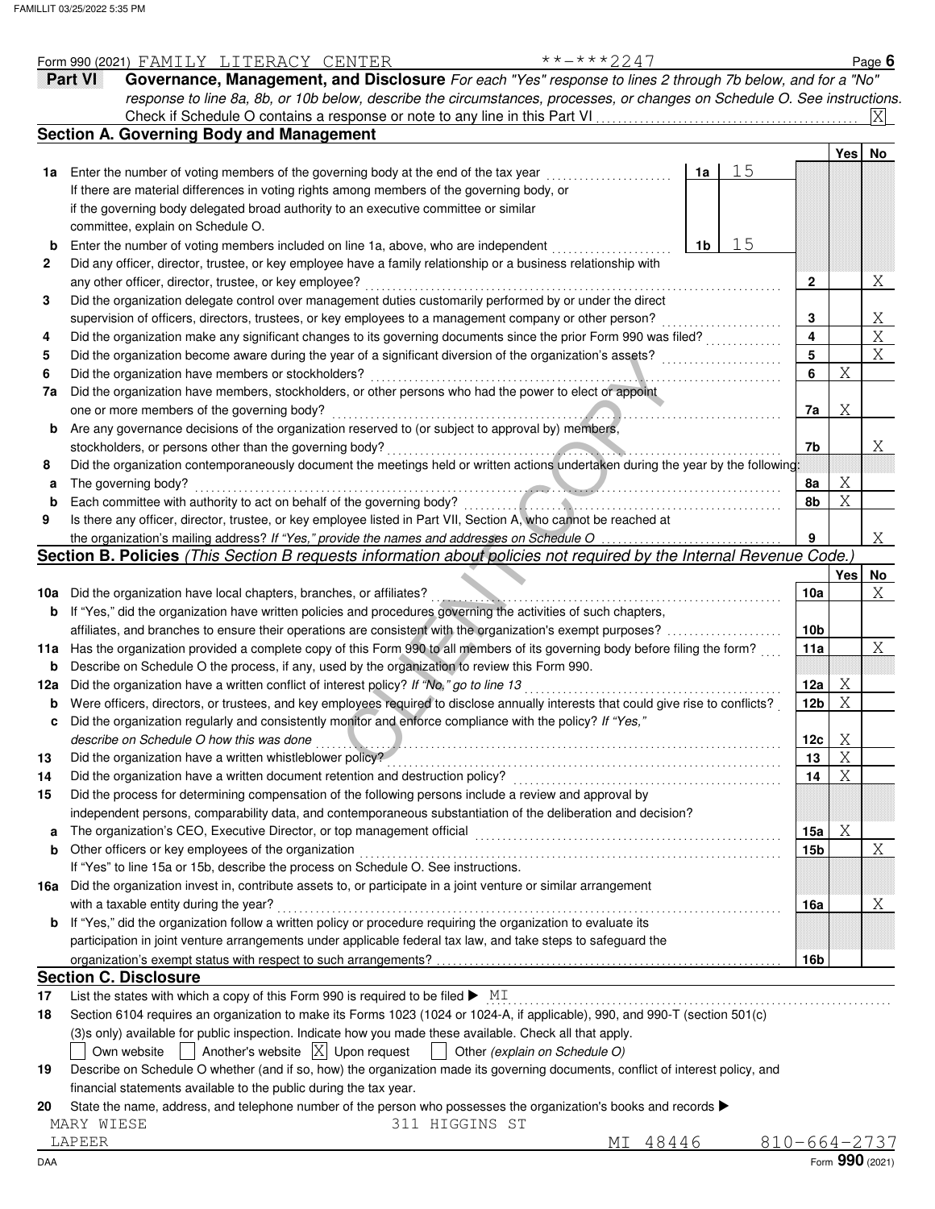Form 990 (2021) FAMILY LITERACY CENTER **-***2247

## Part VI Governance, Management, and Disclosure

*For each "Yes" response to lines 2 through 7b below, and for a "No" response to line 8a, 8b, or 10b below, describe the circumstances, processes, or changes on Schedule O. See instructions.*

Check if Schedule O contains a response or note to any line in this Part VI ............ [X]

### Section A. Governing Body and Management

| | | | | Yes | No |
|---|---|---|---|---|---|
| **1a** | Enter the number of voting members of the governing body at the end of the tax year | 1a | 15 | | |
| | If there are material differences in voting rights among members of the governing body, or if the governing body delegated broad authority to an executive committee or similar committee, explain on Schedule O. | | | | |
| **b** | Enter the number of voting members included on line 1a, above, who are independent | 1b | 15 | | |
| **2** | Did any officer, director, trustee, or key employee have a family relationship or a business relationship with any other officer, director, trustee, or key employee? | 2 | | | X |
| **3** | Did the organization delegate control over management duties customarily performed by or under the direct supervision of officers, directors, trustees, or key employees to a management company or other person? | 3 | | | X |
| **4** | Did the organization make any significant changes to its governing documents since the prior Form 990 was filed? | 4 | | | X |
| **5** | Did the organization become aware during the year of a significant diversion of the organization's assets? | 5 | | | X |
| **6** | Did the organization have members or stockholders? | 6 | | X | |
| **7a** | Did the organization have members, stockholders, or other persons who had the power to elect or appoint one or more members of the governing body? | 7a | | X | |
| **b** | Are any governance decisions of the organization reserved to (or subject to approval by) members, stockholders, or persons other than the governing body? | 7b | | | X |
| **8** | Did the organization contemporaneously document the meetings held or written actions undertaken during the year by the following: | | | | |
| **a** | The governing body? | 8a | | X | |
| **b** | Each committee with authority to act on behalf of the governing body? | 8b | | X | |
| **9** | Is there any officer, director, trustee, or key employee listed in Part VII, Section A, who cannot be reached at the organization's mailing address? *If "Yes," provide the names and addresses on Schedule O* | 9 | | | X |

### Section B. Policies *(This Section B requests information about policies not required by the Internal Revenue Code.)*

| | | | Yes | No |
|---|---|---|---|---|
| **10a** | Did the organization have local chapters, branches, or affiliates? | 10a | | X |
| **b** | If "Yes," did the organization have written policies and procedures governing the activities of such chapters, affiliates, and branches to ensure their operations are consistent with the organization's exempt purposes? | 10b | | |
| **11a** | Has the organization provided a complete copy of this Form 990 to all members of its governing body before filing the form? | 11a | | X |
| **b** | Describe on Schedule O the process, if any, used by the organization to review this Form 990. | | | |
| **12a** | Did the organization have a written conflict of interest policy? *If "No," go to line 13* | 12a | X | |
| **b** | Were officers, directors, or trustees, and key employees required to disclose annually interests that could give rise to conflicts? | 12b | X | |
| **c** | Did the organization regularly and consistently monitor and enforce compliance with the policy? *If "Yes," describe on Schedule O how this was done* | 12c | X | |
| **13** | Did the organization have a written whistleblower policy? | 13 | X | |
| **14** | Did the organization have a written document retention and destruction policy? | 14 | X | |
| **15** | Did the process for determining compensation of the following persons include a review and approval by independent persons, comparability data, and contemporaneous substantiation of the deliberation and decision? | | | |
| **a** | The organization's CEO, Executive Director, or top management official | 15a | X | |
| **b** | Other officers or key employees of the organization | 15b | | X |
| | If "Yes" to line 15a or 15b, describe the process on Schedule O. See instructions. | | | |
| **16a** | Did the organization invest in, contribute assets to, or participate in a joint venture or similar arrangement with a taxable entity during the year? | 16a | | X |
| **b** | If "Yes," did the organization follow a written policy or procedure requiring the organization to evaluate its participation in joint venture arrangements under applicable federal tax law, and take steps to safeguard the organization's exempt status with respect to such arrangements? | 16b | | |

### Section C. Disclosure

**17** List the states with which a copy of this Form 990 is required to be filed ▶ MI

**18** Section 6104 requires an organization to make its Forms 1023 (1024 or 1024-A, if applicable), 990, and 990-T (section 501(c)(3)s only) available for public inspection. Indicate how you made these available. Check all that apply.

[ ] Own website [ ] Another's website [X] Upon request [ ] Other *(explain on Schedule O)*

**19** Describe on Schedule O whether (and if so, how) the organization made its governing documents, conflict of interest policy, and financial statements available to the public during the tax year.

**20** State the name, address, and telephone number of the person who possesses the organization's books and records ▶

MARY WIESE 311 HIGGINS ST
LAPEER MI 48446 810-664-2737

Form **990** (2021)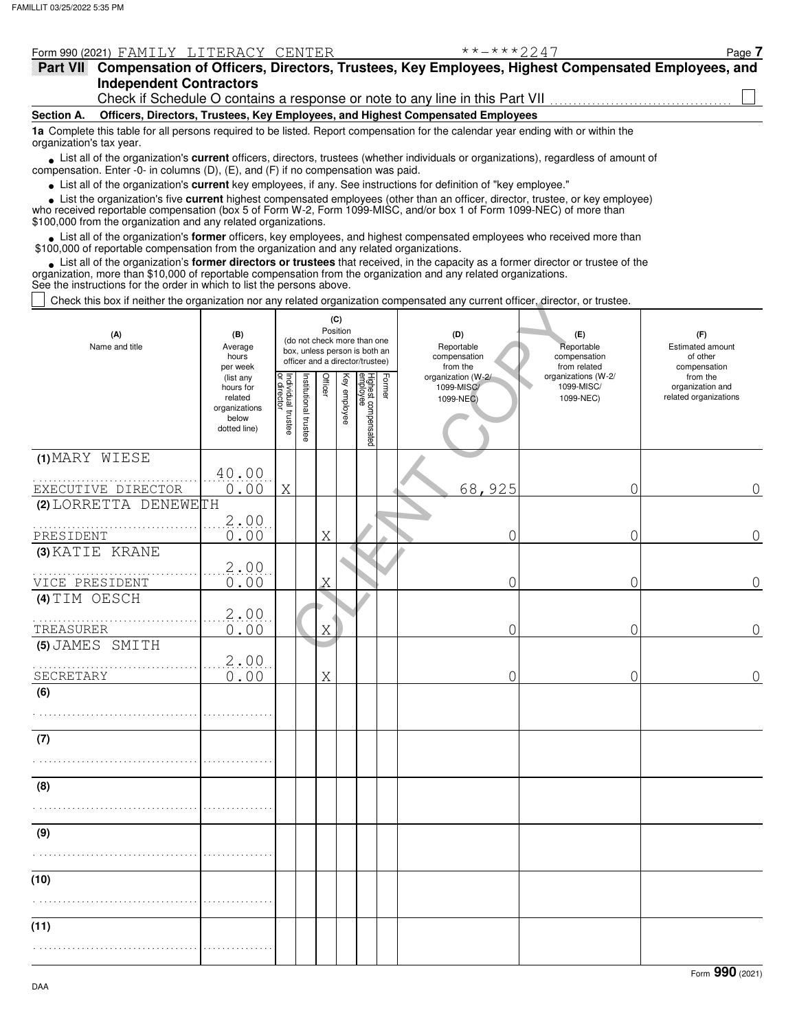Form 990 (2021) FAMILY LITERACY CENTER **-***2247

## Part VII Compensation of Officers, Directors, Trustees, Key Employees, Highest Compensated Employees, and Independent Contractors

Check if Schedule O contains a response or note to any line in this Part VII ☐

### Section A. Officers, Directors, Trustees, Key Employees, and Highest Compensated Employees

**1a** Complete this table for all persons required to be listed. Report compensation for the calendar year ending with or within the organization's tax year.

- List all of the organization's **current** officers, directors, trustees (whether individuals or organizations), regardless of amount of compensation. Enter -0- in columns (D), (E), and (F) if no compensation was paid.
- List all of the organization's **current** key employees, if any. See instructions for definition of "key employee."
- List the organization's five **current** highest compensated employees (other than an officer, director, trustee, or key employee) who received reportable compensation (box 5 of Form W-2, Form 1099-MISC, and/or box 1 of Form 1099-NEC) of more than $100,000 from the organization and any related organizations.
- List all of the organization's **former** officers, key employees, and highest compensated employees who received more than $100,000 of reportable compensation from the organization and any related organizations.
- List all of the organization's **former directors or trustees** that received, in the capacity as a former director or trustee of the organization, more than $10,000 of reportable compensation from the organization and any related organizations.

See the instructions for the order in which to list the persons above.

☐ Check this box if neither the organization nor any related organization compensated any current officer, director, or trustee.

| (A) Name and title | (B) Average hours per week (list any hours for related organizations below dotted line) | (C) Position (do not check more than one box, unless person is both an officer and a director/trustee) | | | | | | (D) Reportable compensation from the organization (W-2/1099-MISC/1099-NEC) | (E) Reportable compensation from related organizations (W-2/1099-MISC/1099-NEC) | (F) Estimated amount of other compensation from the organization and related organizations |
|---|---|---|---|---|---|---|---|---|---|---|
| | | Individual trustee or director | Institutional trustee | Officer | Key employee | Highest compensated employee | Former | | | |
| (1) MARY WIESE<br>EXECUTIVE DIRECTOR | 40.00<br>0.00 | X | | | | | | 68,925 | 0 | 0 |
| (2) LORRETTA DENEWETH<br>PRESIDENT | 2.00<br>0.00 | | | X | | | | 0 | 0 | 0 |
| (3) KATIE KRANE<br>VICE PRESIDENT | 2.00<br>0.00 | | | X | | | | 0 | 0 | 0 |
| (4) TIM OESCH<br>TREASURER | 2.00<br>0.00 | | | X | | | | 0 | 0 | 0 |
| (5) JAMES SMITH<br>SECRETARY | 2.00<br>0.00 | | | X | | | | 0 | 0 | 0 |
| (6) | | | | | | | | | | |
| (7) | | | | | | | | | | |
| (8) | | | | | | | | | | |
| (9) | | | | | | | | | | |
| (10) | | | | | | | | | | |
| (11) | | | | | | | | | | |

Form **990** (2021)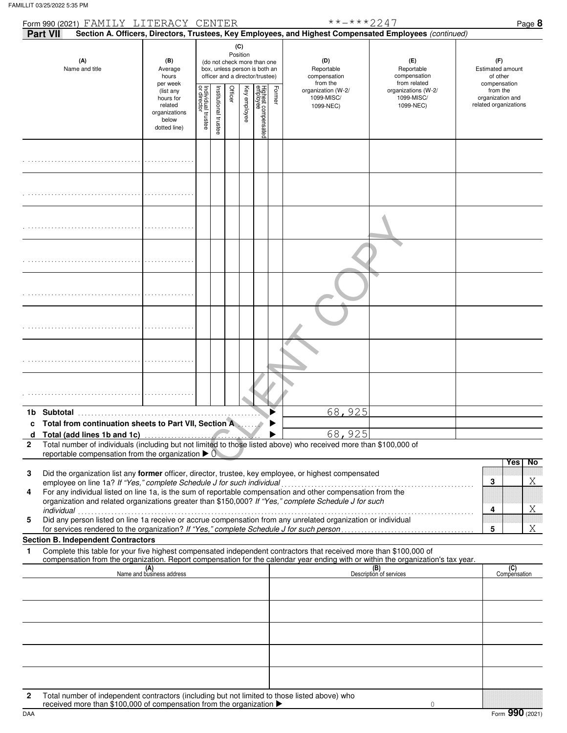Form 990 (2021) FAMILY LITERACY CENTER **-***2247

**Part VII** **Section A. Officers, Directors, Trustees, Key Employees, and Highest Compensated Employees** *(continued)*

| (A) Name and title | (B) Average hours per week (list any hours for related organizations below dotted line) | (C) Position (do not check more than one box, unless person is both an officer and a director/trustee): Individual trustee or director | Institutional trustee | Officer | Key employee | Highest compensated employee | Former | (D) Reportable compensation from the organization (W-2/1099-MISC/1099-NEC) | (E) Reportable compensation from related organizations (W-2/1099-MISC/1099-NEC) | (F) Estimated amount of other compensation from the organization and related organizations |
|---|---|---|---|---|---|---|---|---|---|---|
| | | | | | | | | | | |
| | | | | | | | | | | |
| | | | | | | | | | | |
| | | | | | | | | | | |
| | | | | | | | | | | |
| | | | | | | | | | | |
| | | | | | | | | | | |
| | | | | | | | | | | |

**1b Subtotal** ▶ 68,925

**c Total from continuation sheets to Part VII, Section A** ▶

**d Total (add lines 1b and 1c)** ▶ 68,925

**2** Total number of individuals (including but not limited to those listed above) who received more than $100,000 of reportable compensation from the organization ▶ 0

| | | Yes | No |
|---|---|---|---|
| **3** Did the organization list any **former** officer, director, trustee, key employee, or highest compensated employee on line 1a? *If "Yes," complete Schedule J for such individual* | 3 | | X |
| **4** For any individual listed on line 1a, is the sum of reportable compensation and other compensation from the organization and related organizations greater than $150,000? *If "Yes," complete Schedule J for such individual* | 4 | | X |
| **5** Did any person listed on line 1a receive or accrue compensation from any unrelated organization or individual for services rendered to the organization? *If "Yes," complete Schedule J for such person* | 5 | | X |

**Section B. Independent Contractors**

**1** Complete this table for your five highest compensated independent contractors that received more than $100,000 of compensation from the organization. Report compensation for the calendar year ending with or within the organization's tax year.

| (A) Name and business address | (B) Description of services | (C) Compensation |
|---|---|---|
| | | |
| | | |
| | | |
| | | |
| | | |

**2** Total number of independent contractors (including but not limited to those listed above) who received more than $100,000 of compensation from the organization ▶ 0

Form **990** (2021)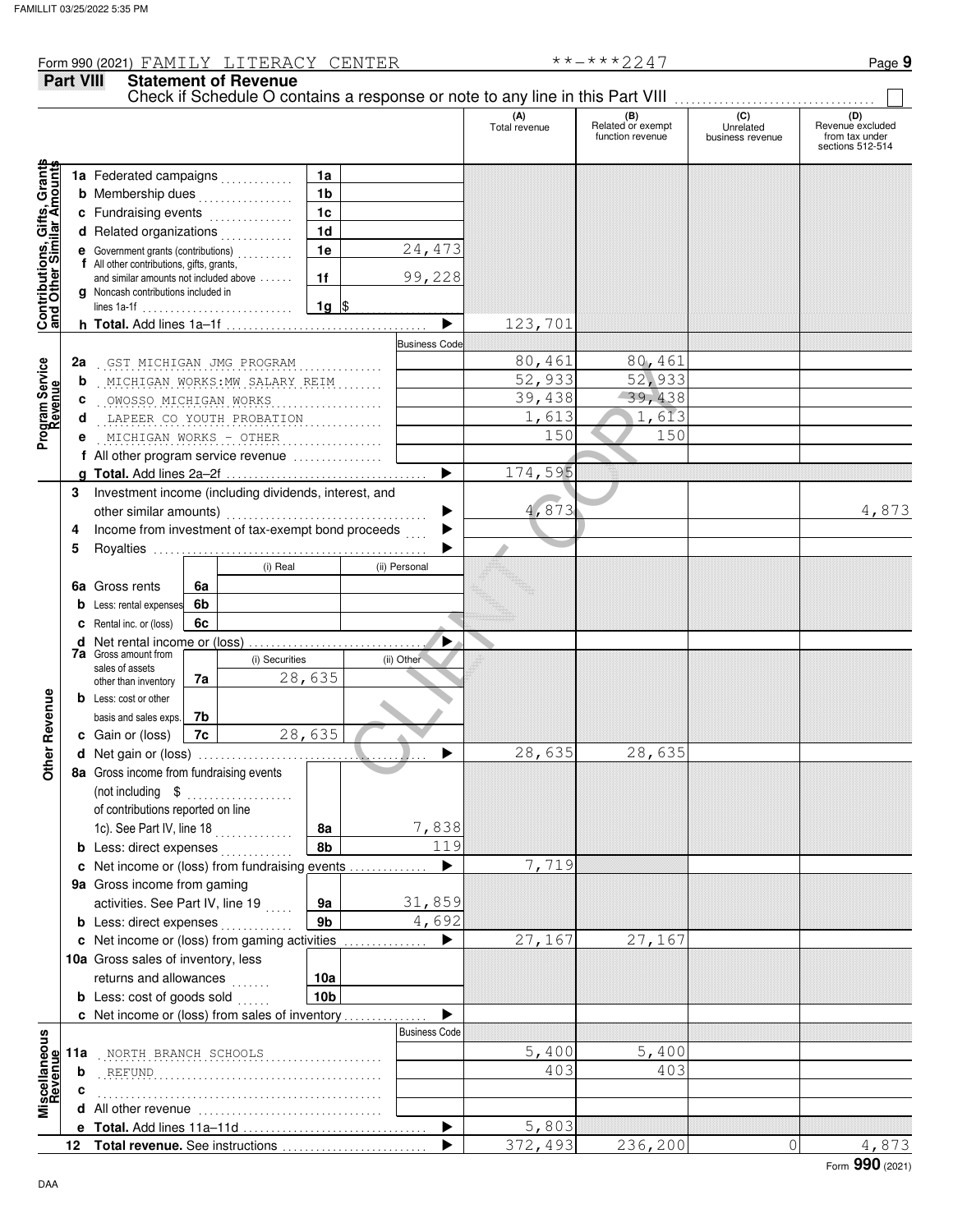Form 990 (2021) FAMILY LITERACY CENTER **-***2247

## Part VIII Statement of Revenue

Check if Schedule O contains a response or note to any line in this Part VIII ☐

| | | | (A) Total revenue | (B) Related or exempt function revenue | (C) Unrelated business revenue | (D) Revenue excluded from tax under sections 512-514 |
|---|---|---|---|---|---|---|
| **Contributions, Gifts, Grants and Other Similar Amounts** | 1a Federated campaigns | 1a | | | | |
| | b Membership dues | 1b | | | | |
| | c Fundraising events | 1c | | | | |
| | d Related organizations | 1d | | | | |
| | e Government grants (contributions) | 1e 24,473 | | | | |
| | f All other contributions, gifts, grants, and similar amounts not included above | 1f 99,228 | | | | |
| | g Noncash contributions included in lines 1a-1f | 1g $ | | | | |
| | h **Total.** Add lines 1a–1f | | 123,701 | | | |
| **Program Service Revenue** | | Business Code | | | | |
| | 2a GST MICHIGAN JMG PROGRAM | | 80,461 | 80,461 | | |
| | b MICHIGAN WORKS:MW SALARY REIM | | 52,933 | 52,933 | | |
| | c OWOSSO MICHIGAN WORKS | | 39,438 | 39,438 | | |
| | d LAPEER CO YOUTH PROBATION | | 1,613 | 1,613 | | |
| | e MICHIGAN WORKS - OTHER | | 150 | 150 | | |
| | f All other program service revenue | | | | | |
| | g **Total.** Add lines 2a–2f | | 174,595 | | | |
| **Other Revenue** | 3 Investment income (including dividends, interest, and other similar amounts) | | 4,873 | | | 4,873 |
| | 4 Income from investment of tax-exempt bond proceeds | | | | | |
| | 5 Royalties | | | | | |
| | 6a Gross rents — 6a (i) Real / (ii) Personal | | | | | |
| | b Less: rental expenses — 6b | | | | | |
| | c Rental inc. or (loss) — 6c | | | | | |
| | d Net rental income or (loss) | | | | | |
| | 7a Gross amount from sales of assets other than inventory — 7a (i) Securities 28,635 / (ii) Other | | | | | |
| | b Less: cost or other basis and sales exps. — 7b | | | | | |
| | c Gain or (loss) — 7c (i) Securities 28,635 / (ii) Other | | | | | |
| | d Net gain or (loss) | | 28,635 | 28,635 | | |
| | 8a Gross income from fundraising events (not including $ of contributions reported on line 1c). See Part IV, line 18 | 8a 7,838 | | | | |
| | b Less: direct expenses | 8b 119 | | | | |
| | c Net income or (loss) from fundraising events | | 7,719 | | | |
| | 9a Gross income from gaming activities. See Part IV, line 19 | 9a 31,859 | | | | |
| | b Less: direct expenses | 9b 4,692 | | | | |
| | c Net income or (loss) from gaming activities | | 27,167 | 27,167 | | |
| | 10a Gross sales of inventory, less returns and allowances | 10a | | | | |
| | b Less: cost of goods sold | 10b | | | | |
| | c Net income or (loss) from sales of inventory | | | | | |
| **Miscellaneous Revenue** | | Business Code | | | | |
| | 11a NORTH BRANCH SCHOOLS | | 5,400 | 5,400 | | |
| | b REFUND | | 403 | 403 | | |
| | c | | | | | |
| | d All other revenue | | | | | |
| | e **Total.** Add lines 11a–11d | | 5,803 | | | |
| | 12 **Total revenue.** See instructions | | 372,493 | 236,200 | 0 | 4,873 |

Form **990** (2021)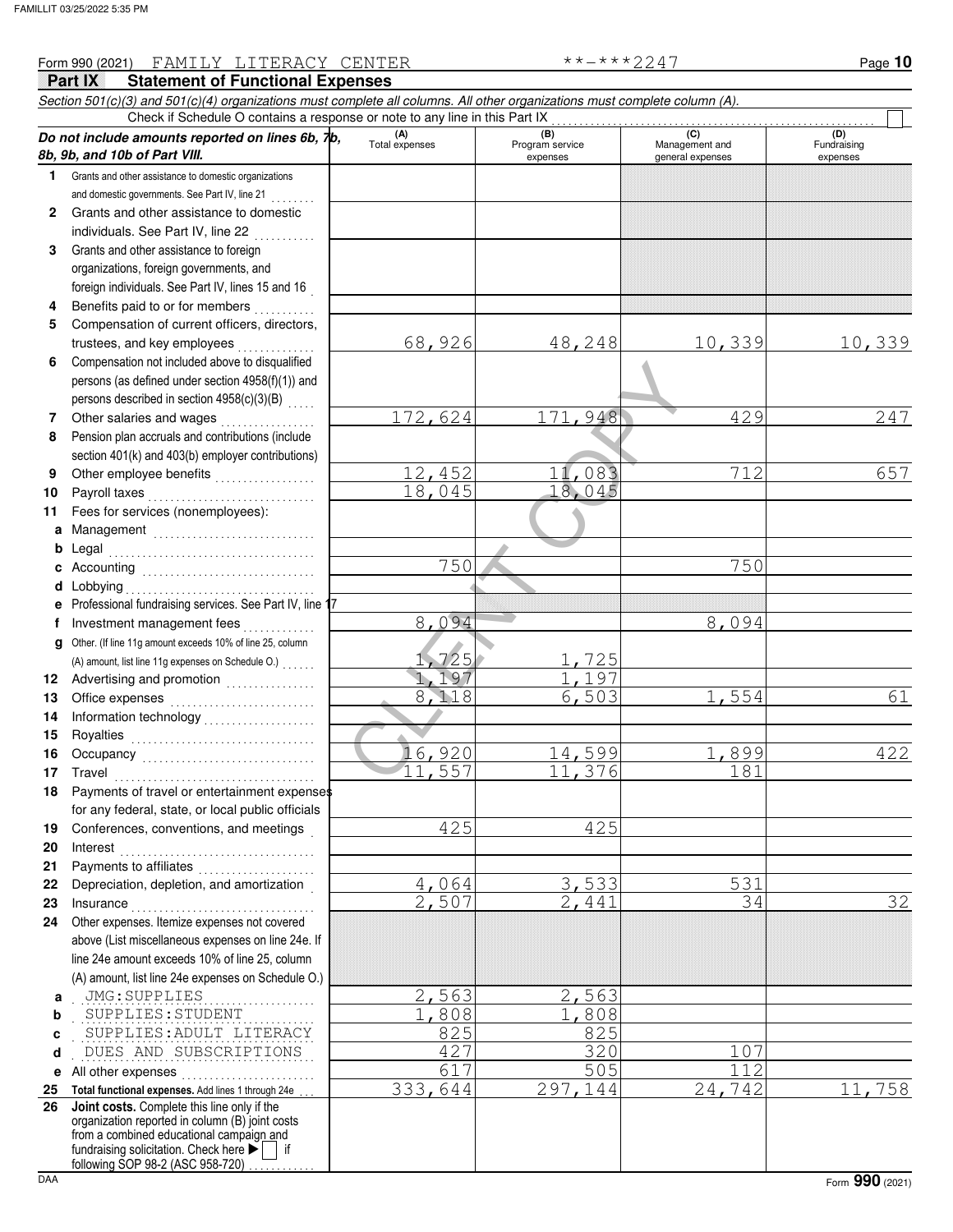Form 990 (2021) FAMILY LITERACY CENTER **-***2247

## Part IX Statement of Functional Expenses

*Section 501(c)(3) and 501(c)(4) organizations must complete all columns. All other organizations must complete column (A).*

Check if Schedule O contains a response or note to any line in this Part IX

| *Do not include amounts reported on lines 6b, 7b, 8b, 9b, and 10b of Part VIII.* | (A) Total expenses | (B) Program service expenses | (C) Management and general expenses | (D) Fundraising expenses |
|---|---|---|---|---|
| **1** Grants and other assistance to domestic organizations and domestic governments. See Part IV, line 21 | | | | |
| **2** Grants and other assistance to domestic individuals. See Part IV, line 22 | | | | |
| **3** Grants and other assistance to foreign organizations, foreign governments, and foreign individuals. See Part IV, lines 15 and 16 | | | | |
| **4** Benefits paid to or for members | | | | |
| **5** Compensation of current officers, directors, trustees, and key employees | 68,926 | 48,248 | 10,339 | 10,339 |
| **6** Compensation not included above to disqualified persons (as defined under section 4958(f)(1)) and persons described in section 4958(c)(3)(B) | | | | |
| **7** Other salaries and wages | 172,624 | 171,948 | 429 | 247 |
| **8** Pension plan accruals and contributions (include section 401(k) and 403(b) employer contributions) | | | | |
| **9** Other employee benefits | 12,452 | 11,083 | 712 | 657 |
| **10** Payroll taxes | 18,045 | 18,045 | | |
| **11** Fees for services (nonemployees): | | | | |
| **a** Management | | | | |
| **b** Legal | | | | |
| **c** Accounting | 750 | | 750 | |
| **d** Lobbying | | | | |
| **e** Professional fundraising services. See Part IV, line 17 | | | | |
| **f** Investment management fees | 8,094 | | 8,094 | |
| **g** Other. (If line 11g amount exceeds 10% of line 25, column (A) amount, list line 11g expenses on Schedule O.) | 1,725 | 1,725 | | |
| **12** Advertising and promotion | 1,197 | 1,197 | | |
| **13** Office expenses | 8,118 | 6,503 | 1,554 | 61 |
| **14** Information technology | | | | |
| **15** Royalties | | | | |
| **16** Occupancy | 16,920 | 14,599 | 1,899 | 422 |
| **17** Travel | 11,557 | 11,376 | 181 | |
| **18** Payments of travel or entertainment expenses for any federal, state, or local public officials | | | | |
| **19** Conferences, conventions, and meetings | 425 | 425 | | |
| **20** Interest | | | | |
| **21** Payments to affiliates | | | | |
| **22** Depreciation, depletion, and amortization | 4,064 | 3,533 | 531 | |
| **23** Insurance | 2,507 | 2,441 | 34 | 32 |
| **24** Other expenses. Itemize expenses not covered above (List miscellaneous expenses on line 24e. If line 24e amount exceeds 10% of line 25, column (A) amount, list line 24e expenses on Schedule O.) | | | | |
| **a** JMG:SUPPLIES | 2,563 | 2,563 | | |
| **b** SUPPLIES:STUDENT | 1,808 | 1,808 | | |
| **c** SUPPLIES:ADULT LITERACY | 825 | 825 | | |
| **d** DUES AND SUBSCRIPTIONS | 427 | 320 | 107 | |
| **e** All other expenses | 617 | 505 | 112 | |
| **25 Total functional expenses.** Add lines 1 through 24e | 333,644 | 297,144 | 24,742 | 11,758 |
| **26 Joint costs.** Complete this line only if the organization reported in column (B) joint costs from a combined educational campaign and fundraising solicitation. Check here ▶ ☐ if following SOP 98-2 (ASC 958-720) | | | | |

Form **990** (2021)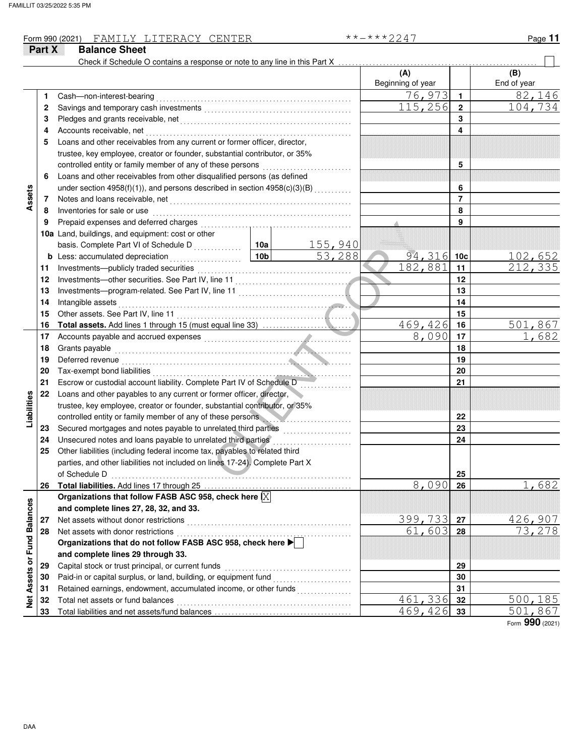Form 990 (2021) FAMILY LITERACY CENTER **-***2247

## Part X Balance Sheet

Check if Schedule O contains a response or note to any line in this Part X

| | | | | (A) Beginning of year | | (B) End of year |
|---|---|---|---|---|---|---|
| Assets | 1 | Cash—non-interest-bearing | | 76,973 | 1 | 82,146 |
| | 2 | Savings and temporary cash investments | | 115,256 | 2 | 104,734 |
| | 3 | Pledges and grants receivable, net | | | 3 | |
| | 4 | Accounts receivable, net | | | 4 | |
| | 5 | Loans and other receivables from any current or former officer, director, trustee, key employee, creator or founder, substantial contributor, or 35% controlled entity or family member of any of these persons | | | 5 | |
| | 6 | Loans and other receivables from other disqualified persons (as defined under section 4958(f)(1)), and persons described in section 4958(c)(3)(B) | | | 6 | |
| | 7 | Notes and loans receivable, net | | | 7 | |
| | 8 | Inventories for sale or use | | | 8 | |
| | 9 | Prepaid expenses and deferred charges | | | 9 | |
| | 10a | Land, buildings, and equipment: cost or other basis. Complete Part VI of Schedule D | 10a 155,940 | | | |
| | b | Less: accumulated depreciation | 10b 53,288 | 94,316 | 10c | 102,652 |
| | 11 | Investments—publicly traded securities | | 182,881 | 11 | 212,335 |
| | 12 | Investments—other securities. See Part IV, line 11 | | | 12 | |
| | 13 | Investments—program-related. See Part IV, line 11 | | | 13 | |
| | 14 | Intangible assets | | | 14 | |
| | 15 | Other assets. See Part IV, line 11 | | | 15 | |
| | 16 | **Total assets.** Add lines 1 through 15 (must equal line 33) | | 469,426 | 16 | 501,867 |
| Liabilities | 17 | Accounts payable and accrued expenses | | 8,090 | 17 | 1,682 |
| | 18 | Grants payable | | | 18 | |
| | 19 | Deferred revenue | | | 19 | |
| | 20 | Tax-exempt bond liabilities | | | 20 | |
| | 21 | Escrow or custodial account liability. Complete Part IV of Schedule D | | | 21 | |
| | 22 | Loans and other payables to any current or former officer, director, trustee, key employee, creator or founder, substantial contributor, or 35% controlled entity or family member of any of these persons | | | 22 | |
| | 23 | Secured mortgages and notes payable to unrelated third parties | | | 23 | |
| | 24 | Unsecured notes and loans payable to unrelated third parties | | | 24 | |
| | 25 | Other liabilities (including federal income tax, payables to related third parties, and other liabilities not included on lines 17-24). Complete Part X of Schedule D | | | 25 | |
| | 26 | **Total liabilities.** Add lines 17 through 25 | | 8,090 | 26 | 1,682 |
| Net Assets or Fund Balances | | **Organizations that follow FASB ASC 958, check here** [X] **and complete lines 27, 28, 32, and 33.** | | | | |
| | 27 | Net assets without donor restrictions | | 399,733 | 27 | 426,907 |
| | 28 | Net assets with donor restrictions | | 61,603 | 28 | 73,278 |
| | | **Organizations that do not follow FASB ASC 958, check here** [ ] **and complete lines 29 through 33.** | | | | |
| | 29 | Capital stock or trust principal, or current funds | | | 29 | |
| | 30 | Paid-in or capital surplus, or land, building, or equipment fund | | | 30 | |
| | 31 | Retained earnings, endowment, accumulated income, or other funds | | | 31 | |
| | 32 | Total net assets or fund balances | | 461,336 | 32 | 500,185 |
| | 33 | Total liabilities and net assets/fund balances | | 469,426 | 33 | 501,867 |

Form **990** (2021)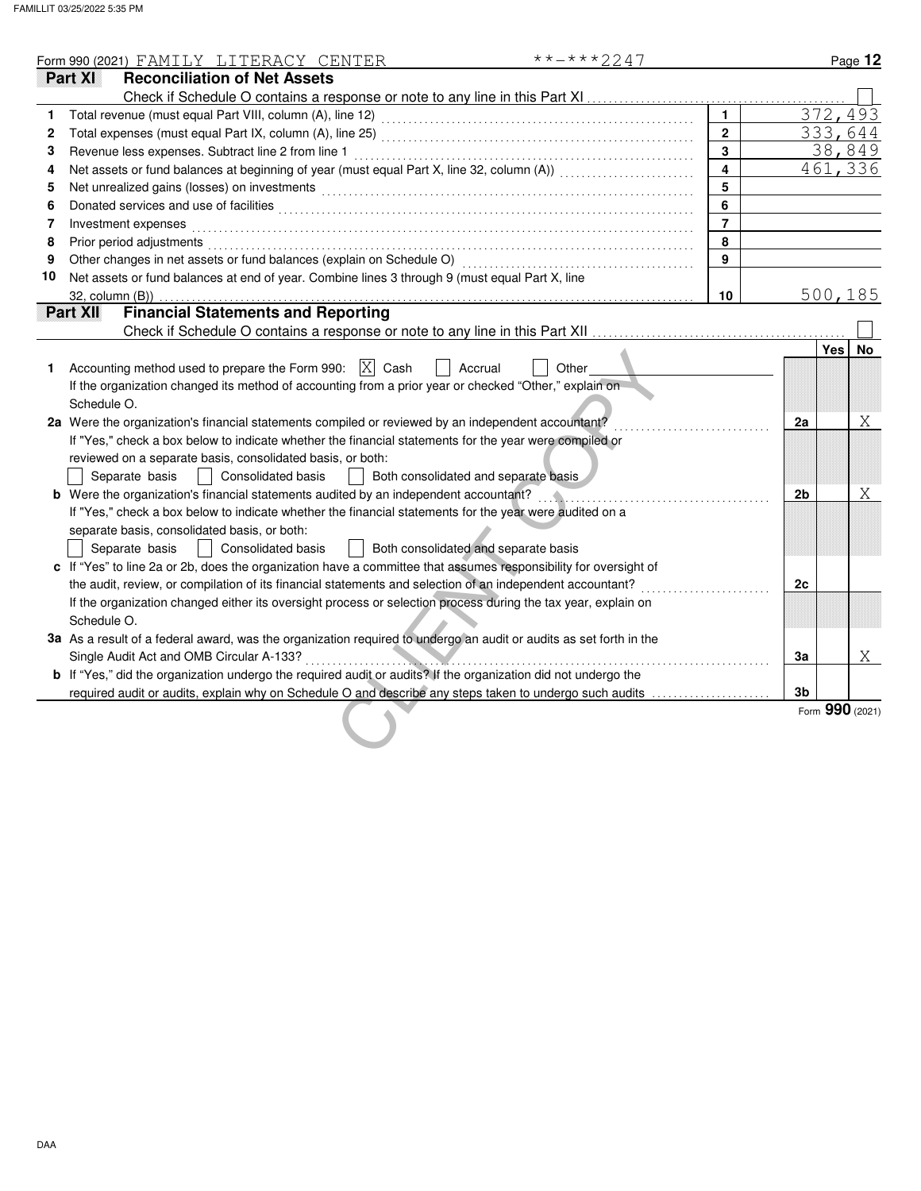Form 990 (2021) FAMILY LITERACY CENTER **-***2247

## Part XI Reconciliation of Net Assets

Check if Schedule O contains a response or note to any line in this Part XI ☐

| | | | |
|---|---|---|---|
| 1 | Total revenue (must equal Part VIII, column (A), line 12) | 1 | 372,493 |
| 2 | Total expenses (must equal Part IX, column (A), line 25) | 2 | 333,644 |
| 3 | Revenue less expenses. Subtract line 2 from line 1 | 3 | 38,849 |
| 4 | Net assets or fund balances at beginning of year (must equal Part X, line 32, column (A)) | 4 | 461,336 |
| 5 | Net unrealized gains (losses) on investments | 5 | |
| 6 | Donated services and use of facilities | 6 | |
| 7 | Investment expenses | 7 | |
| 8 | Prior period adjustments | 8 | |
| 9 | Other changes in net assets or fund balances (explain on Schedule O) | 9 | |
| 10 | Net assets or fund balances at end of year. Combine lines 3 through 9 (must equal Part X, line 32, column (B)) | 10 | 500,185 |

## Part XII Financial Statements and Reporting

Check if Schedule O contains a response or note to any line in this Part XII ☐

| | | | Yes | No |
|---|---|---|---|---|
| 1 | Accounting method used to prepare the Form 990: ☒ Cash ☐ Accrual ☐ Other<br>If the organization changed its method of accounting from a prior year or checked "Other," explain on Schedule O. | | | |
| 2a | Were the organization's financial statements compiled or reviewed by an independent accountant?<br>If "Yes," check a box below to indicate whether the financial statements for the year were compiled or reviewed on a separate basis, consolidated basis, or both:<br>☐ Separate basis ☐ Consolidated basis ☐ Both consolidated and separate basis | 2a | | X |
| b | Were the organization's financial statements audited by an independent accountant?<br>If "Yes," check a box below to indicate whether the financial statements for the year were audited on a separate basis, consolidated basis, or both:<br>☐ Separate basis ☐ Consolidated basis ☐ Both consolidated and separate basis | 2b | | X |
| c | If "Yes" to line 2a or 2b, does the organization have a committee that assumes responsibility for oversight of the audit, review, or compilation of its financial statements and selection of an independent accountant?<br>If the organization changed either its oversight process or selection process during the tax year, explain on Schedule O. | 2c | | |
| 3a | As a result of a federal award, was the organization required to undergo an audit or audits as set forth in the Single Audit Act and OMB Circular A-133? | 3a | | X |
| b | If "Yes," did the organization undergo the required audit or audits? If the organization did not undergo the required audit or audits, explain why on Schedule O and describe any steps taken to undergo such audits | 3b | | |

Form **990** (2021)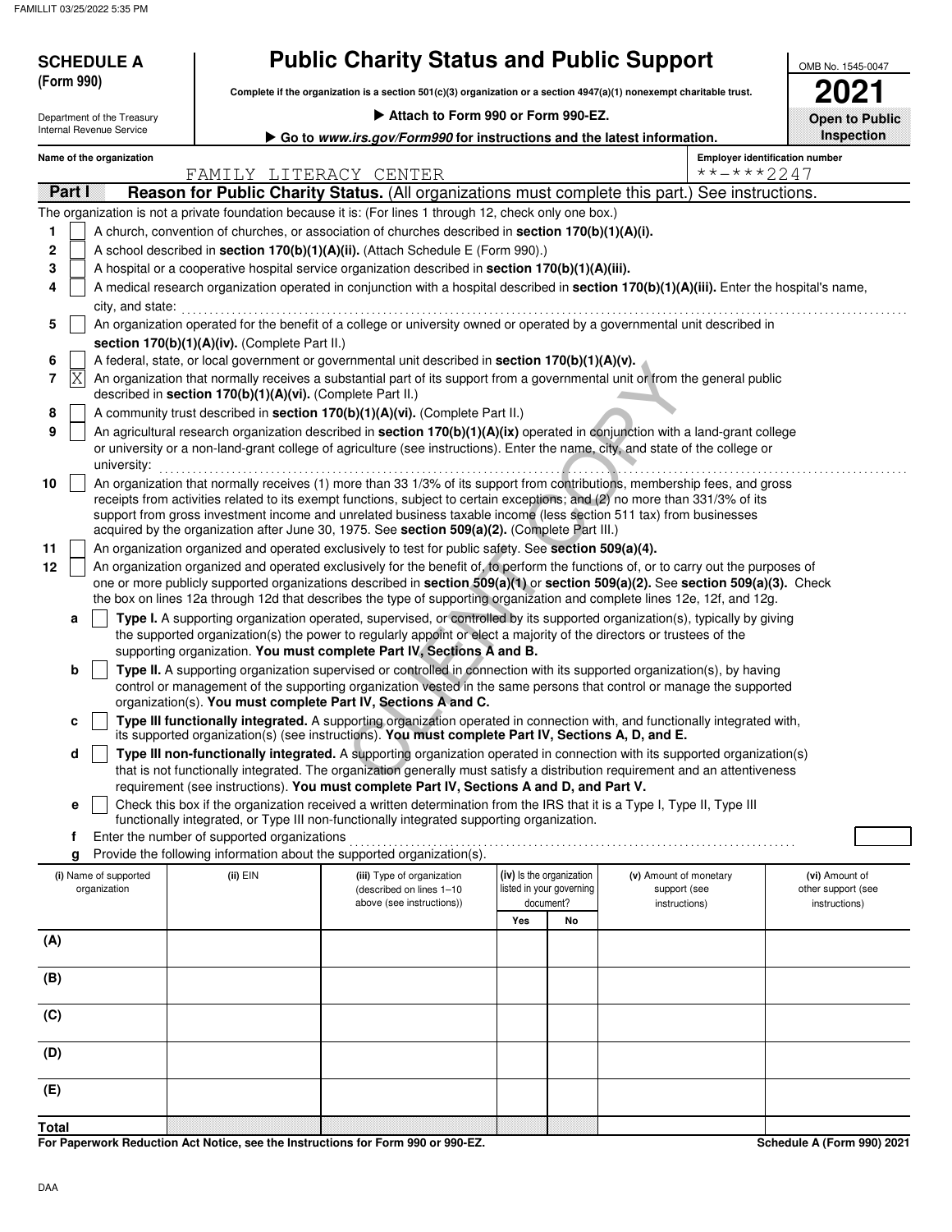**SCHEDULE A (Form 990)**

# Public Charity Status and Public Support

OMB No. 1545-0047

**2021**

**Open to Public Inspection**

**Complete if the organization is a section 501(c)(3) organization or a section 4947(a)(1) nonexempt charitable trust.**

Department of the Treasury
Internal Revenue Service

▶ **Attach to Form 990 or Form 990-EZ.**

▶ **Go to *www.irs.gov/Form990* for instructions and the latest information.**

**Name of the organization**
FAMILY LITERACY CENTER

**Employer identification number**
**-***2247

## Part I Reason for Public Charity Status. (All organizations must complete this part.) See instructions.

The organization is not a private foundation because it is: (For lines 1 through 12, check only one box.)

1 [ ] A church, convention of churches, or association of churches described in **section 170(b)(1)(A)(i).**

2 [ ] A school described in **section 170(b)(1)(A)(ii).** (Attach Schedule E (Form 990).)

3 [ ] A hospital or a cooperative hospital service organization described in **section 170(b)(1)(A)(iii).**

4 [ ] A medical research organization operated in conjunction with a hospital described in **section 170(b)(1)(A)(iii).** Enter the hospital's name, city, and state:

5 [ ] An organization operated for the benefit of a college or university owned or operated by a governmental unit described in **section 170(b)(1)(A)(iv).** (Complete Part II.)

6 [ ] A federal, state, or local government or governmental unit described in **section 170(b)(1)(A)(v).**

7 [X] An organization that normally receives a substantial part of its support from a governmental unit or from the general public described in **section 170(b)(1)(A)(vi).** (Complete Part II.)

8 [ ] A community trust described in **section 170(b)(1)(A)(vi).** (Complete Part II.)

9 [ ] An agricultural research organization described in **section 170(b)(1)(A)(ix)** operated in conjunction with a land-grant college or university or a non-land-grant college of agriculture (see instructions). Enter the name, city, and state of the college or university:

10 [ ] An organization that normally receives (1) more than 33 1/3% of its support from contributions, membership fees, and gross receipts from activities related to its exempt functions, subject to certain exceptions; and (2) no more than 331/3% of its support from gross investment income and unrelated business taxable income (less section 511 tax) from businesses acquired by the organization after June 30, 1975. See **section 509(a)(2).** (Complete Part III.)

11 [ ] An organization organized and operated exclusively to test for public safety. See **section 509(a)(4).**

12 [ ] An organization organized and operated exclusively for the benefit of, to perform the functions of, or to carry out the purposes of one or more publicly supported organizations described in **section 509(a)(1)** or **section 509(a)(2).** See **section 509(a)(3).** Check the box on lines 12a through 12d that describes the type of supporting organization and complete lines 12e, 12f, and 12g.

a [ ] **Type I.** A supporting organization operated, supervised, or controlled by its supported organization(s), typically by giving the supported organization(s) the power to regularly appoint or elect a majority of the directors or trustees of the supporting organization. **You must complete Part IV, Sections A and B.**

b [ ] **Type II.** A supporting organization supervised or controlled in connection with its supported organization(s), by having control or management of the supporting organization vested in the same persons that control or manage the supported organization(s). **You must complete Part IV, Sections A and C.**

c [ ] **Type III functionally integrated.** A supporting organization operated in connection with, and functionally integrated with, its supported organization(s) (see instructions). **You must complete Part IV, Sections A, D, and E.**

d [ ] **Type III non-functionally integrated.** A supporting organization operated in connection with its supported organization(s) that is not functionally integrated. The organization generally must satisfy a distribution requirement and an attentiveness requirement (see instructions). **You must complete Part IV, Sections A and D, and Part V.**

e [ ] Check this box if the organization received a written determination from the IRS that it is a Type I, Type II, Type III functionally integrated, or Type III non-functionally integrated supporting organization.

f Enter the number of supported organizations

g Provide the following information about the supported organization(s).

| (i) Name of supported organization | (ii) EIN | (iii) Type of organization (described on lines 1–10 above (see instructions)) | (iv) Is the organization listed in your governing document? Yes | No | (v) Amount of monetary support (see instructions) | (vi) Amount of other support (see instructions) |
|---|---|---|---|---|---|---|
| (A) | | | | | | |
| (B) | | | | | | |
| (C) | | | | | | |
| (D) | | | | | | |
| (E) | | | | | | |
| Total | | | | | | |

**For Paperwork Reduction Act Notice, see the Instructions for Form 990 or 990-EZ.**

**Schedule A (Form 990) 2021**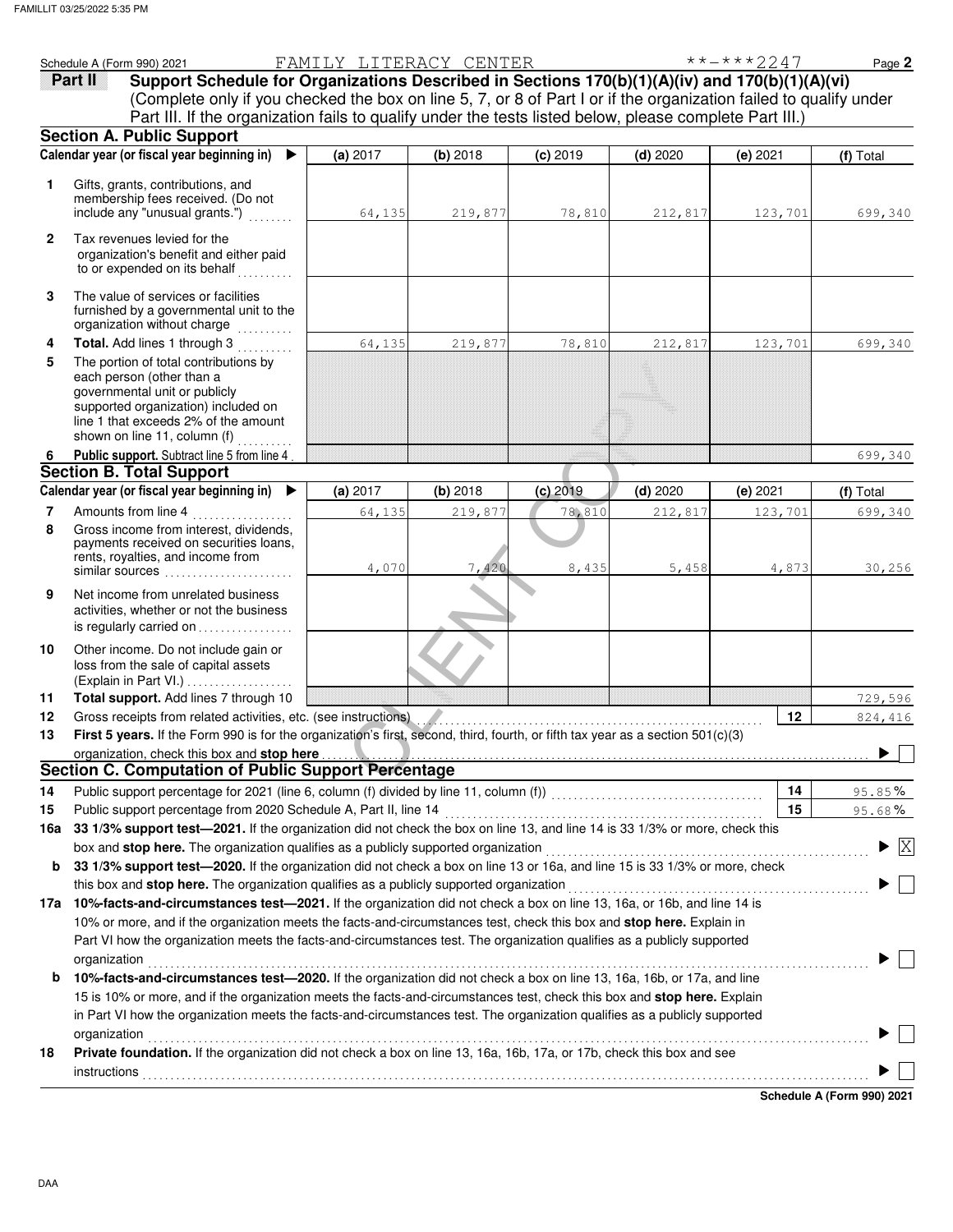Schedule A (Form 990) 2021 FAMILY LITERACY CENTER **-***2247

**Part II** **Support Schedule for Organizations Described in Sections 170(b)(1)(A)(iv) and 170(b)(1)(A)(vi)**
(Complete only if you checked the box on line 5, 7, or 8 of Part I or if the organization failed to qualify under Part III. If the organization fails to qualify under the tests listed below, please complete Part III.)

## Section A. Public Support

| Calendar year (or fiscal year beginning in) ▶ | (a) 2017 | (b) 2018 | (c) 2019 | (d) 2020 | (e) 2021 | (f) Total |
|---|---|---|---|---|---|---|
| **1** Gifts, grants, contributions, and membership fees received. (Do not include any "unusual grants.") | 64,135 | 219,877 | 78,810 | 212,817 | 123,701 | 699,340 |
| **2** Tax revenues levied for the organization's benefit and either paid to or expended on its behalf | | | | | | |
| **3** The value of services or facilities furnished by a governmental unit to the organization without charge | | | | | | |
| **4** **Total.** Add lines 1 through 3 | 64,135 | 219,877 | 78,810 | 212,817 | 123,701 | 699,340 |
| **5** The portion of total contributions by each person (other than a governmental unit or publicly supported organization) included on line 1 that exceeds 2% of the amount shown on line 11, column (f) | | | | | | |
| **6** **Public support.** Subtract line 5 from line 4 | | | | | | 699,340 |

## Section B. Total Support

| Calendar year (or fiscal year beginning in) ▶ | (a) 2017 | (b) 2018 | (c) 2019 | (d) 2020 | (e) 2021 | (f) Total |
|---|---|---|---|---|---|---|
| **7** Amounts from line 4 | 64,135 | 219,877 | 78,810 | 212,817 | 123,701 | 699,340 |
| **8** Gross income from interest, dividends, payments received on securities loans, rents, royalties, and income from similar sources | 4,070 | 7,420 | 8,435 | 5,458 | 4,873 | 30,256 |
| **9** Net income from unrelated business activities, whether or not the business is regularly carried on | | | | | | |
| **10** Other income. Do not include gain or loss from the sale of capital assets (Explain in Part VI.) | | | | | | |
| **11** **Total support.** Add lines 7 through 10 | | | | | | 729,596 |

**12** Gross receipts from related activities, etc. (see instructions) **12** 824,416

**13** **First 5 years.** If the Form 990 is for the organization's first, second, third, fourth, or fifth tax year as a section 501(c)(3) organization, check this box and **stop here** ▶ ☐

## Section C. Computation of Public Support Percentage

**14** Public support percentage for 2021 (line 6, column (f) divided by line 11, column (f)) **14** 95.85 %

**15** Public support percentage from 2020 Schedule A, Part II, line 14 **15** 95.68 %

**16a** **33 1/3% support test—2021.** If the organization did not check the box on line 13, and line 14 is 33 1/3% or more, check this box and **stop here.** The organization qualifies as a publicly supported organization ▶ ☒

**b** **33 1/3% support test—2020.** If the organization did not check a box on line 13 or 16a, and line 15 is 33 1/3% or more, check this box and **stop here.** The organization qualifies as a publicly supported organization ▶ ☐

**17a** **10%-facts-and-circumstances test—2021.** If the organization did not check a box on line 13, 16a, or 16b, and line 14 is 10% or more, and if the organization meets the facts-and-circumstances test, check this box and **stop here.** Explain in Part VI how the organization meets the facts-and-circumstances test. The organization qualifies as a publicly supported organization ▶ ☐

**b** **10%-facts-and-circumstances test—2020.** If the organization did not check a box on line 13, 16a, 16b, or 17a, and line 15 is 10% or more, and if the organization meets the facts-and-circumstances test, check this box and **stop here.** Explain in Part VI how the organization meets the facts-and-circumstances test. The organization qualifies as a publicly supported organization ▶ ☐

**18** **Private foundation.** If the organization did not check a box on line 13, 16a, 16b, 17a, or 17b, check this box and see instructions ▶ ☐

**Schedule A (Form 990) 2021**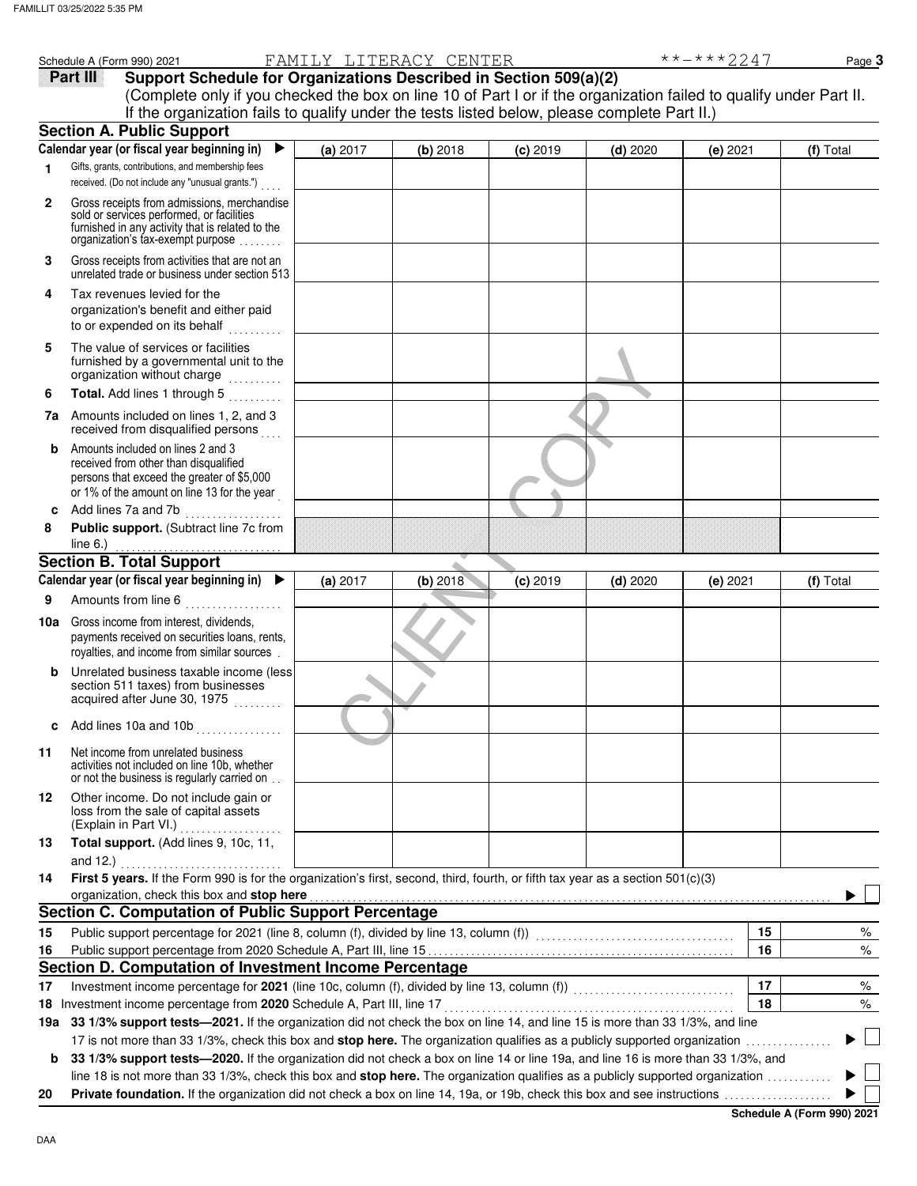Schedule A (Form 990) 2021 FAMILY LITERACY CENTER **-***2247

**Part III Support Schedule for Organizations Described in Section 509(a)(2)**

(Complete only if you checked the box on line 10 of Part I or if the organization failed to qualify under Part II. If the organization fails to qualify under the tests listed below, please complete Part II.)

## Section A. Public Support

| Calendar year (or fiscal year beginning in) ▶ | (a) 2017 | (b) 2018 | (c) 2019 | (d) 2020 | (e) 2021 | (f) Total |
|---|---|---|---|---|---|---|
| 1 Gifts, grants, contributions, and membership fees received. (Do not include any "unusual grants.") | | | | | | |
| 2 Gross receipts from admissions, merchandise sold or services performed, or facilities furnished in any activity that is related to the organization's tax-exempt purpose | | | | | | |
| 3 Gross receipts from activities that are not an unrelated trade or business under section 513 | | | | | | |
| 4 Tax revenues levied for the organization's benefit and either paid to or expended on its behalf | | | | | | |
| 5 The value of services or facilities furnished by a governmental unit to the organization without charge | | | | | | |
| 6 **Total.** Add lines 1 through 5 | | | | | | |
| 7a Amounts included on lines 1, 2, and 3 received from disqualified persons | | | | | | |
| b Amounts included on lines 2 and 3 received from other than disqualified persons that exceed the greater of $5,000 or 1% of the amount on line 13 for the year | | | | | | |
| c Add lines 7a and 7b | | | | | | |
| 8 **Public support.** (Subtract line 7c from line 6.) | | | | | | |

## Section B. Total Support

| Calendar year (or fiscal year beginning in) ▶ | (a) 2017 | (b) 2018 | (c) 2019 | (d) 2020 | (e) 2021 | (f) Total |
|---|---|---|---|---|---|---|
| 9 Amounts from line 6 | | | | | | |
| 10a Gross income from interest, dividends, payments received on securities loans, rents, royalties, and income from similar sources | | | | | | |
| b Unrelated business taxable income (less section 511 taxes) from businesses acquired after June 30, 1975 | | | | | | |
| c Add lines 10a and 10b | | | | | | |
| 11 Net income from unrelated business activities not included on line 10b, whether or not the business is regularly carried on | | | | | | |
| 12 Other income. Do not include gain or loss from the sale of capital assets (Explain in Part VI.) | | | | | | |
| 13 **Total support.** (Add lines 9, 10c, 11, and 12.) | | | | | | |

14 **First 5 years.** If the Form 990 is for the organization's first, second, third, fourth, or fifth tax year as a section 501(c)(3) organization, check this box and **stop here** ▶ ☐

## Section C. Computation of Public Support Percentage

| | | | |
|---|---|---|---|
| 15 | Public support percentage for 2021 (line 8, column (f), divided by line 13, column (f)) | 15 | % |
| 16 | Public support percentage from 2020 Schedule A, Part III, line 15 | 16 | % |

## Section D. Computation of Investment Income Percentage

| | | | |
|---|---|---|---|
| 17 | Investment income percentage for **2021** (line 10c, column (f), divided by line 13, column (f)) | 17 | % |
| 18 | Investment income percentage from **2020** Schedule A, Part III, line 17 | 18 | % |

19a **33 1/3% support tests—2021.** If the organization did not check the box on line 14, and line 15 is more than 33 1/3%, and line 17 is not more than 33 1/3%, check this box and **stop here.** The organization qualifies as a publicly supported organization ▶ ☐

b **33 1/3% support tests—2020.** If the organization did not check a box on line 14 or line 19a, and line 16 is more than 33 1/3%, and line 18 is not more than 33 1/3%, check this box and **stop here.** The organization qualifies as a publicly supported organization ▶ ☐

20 **Private foundation.** If the organization did not check a box on line 14, 19a, or 19b, check this box and see instructions ▶ ☐

**Schedule A (Form 990) 2021**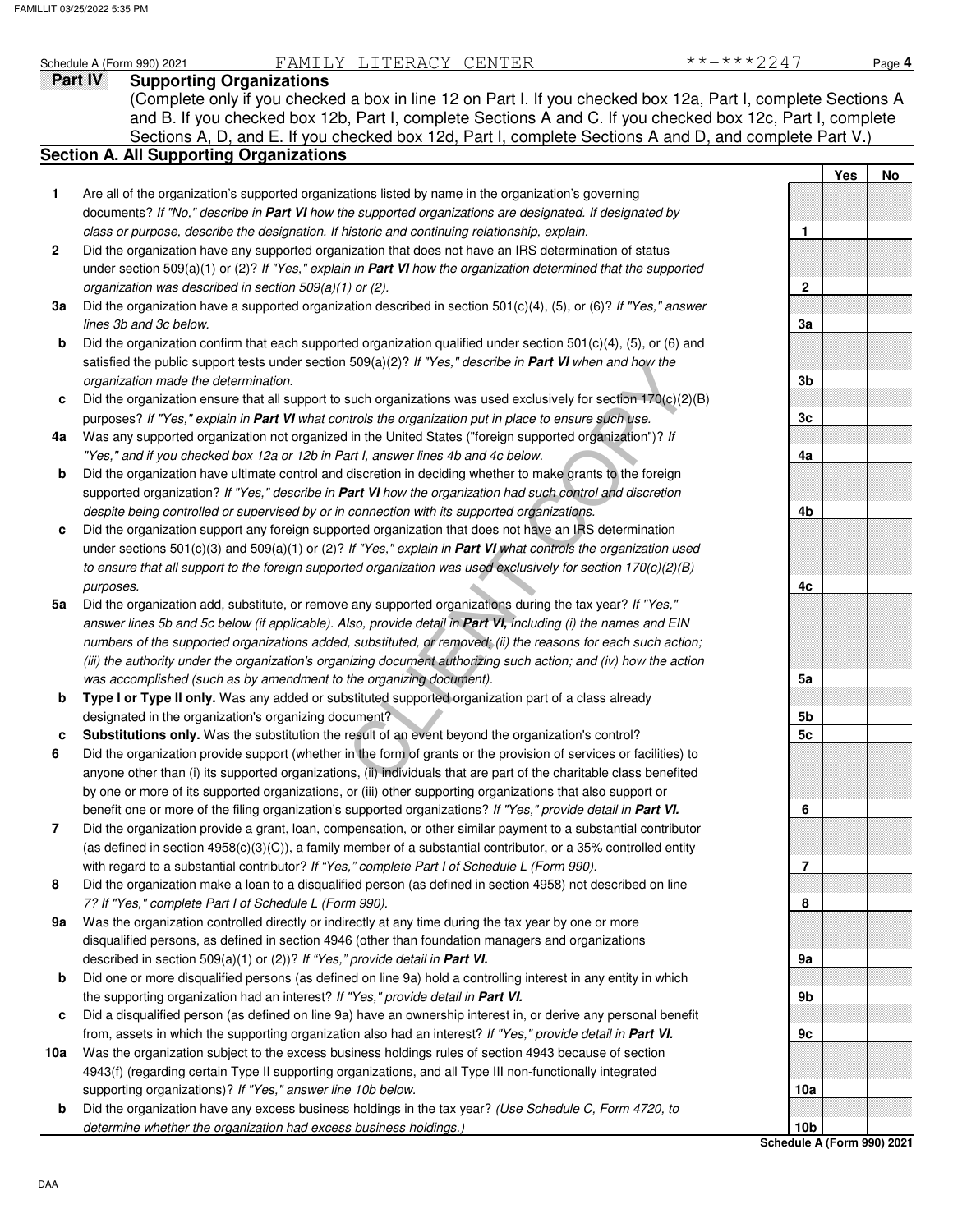Schedule A (Form 990) 2021 FAMILY LITERACY CENTER **-***2247 Page 4

## Part IV Supporting Organizations

(Complete only if you checked a box in line 12 on Part I. If you checked box 12a, Part I, complete Sections A and B. If you checked box 12b, Part I, complete Sections A and C. If you checked box 12c, Part I, complete Sections A, D, and E. If you checked box 12d, Part I, complete Sections A and D, and complete Part V.)

### Section A. All Supporting Organizations

| | | | Yes | No |
|---|---|---|---|---|
| **1** | Are all of the organization's supported organizations listed by name in the organization's governing documents? *If "No," describe in* ***Part VI*** *how the supported organizations are designated. If designated by class or purpose, describe the designation. If historic and continuing relationship, explain.* | 1 | | |
| **2** | Did the organization have any supported organization that does not have an IRS determination of status under section 509(a)(1) or (2)? *If "Yes," explain in* ***Part VI*** *how the organization determined that the supported organization was described in section 509(a)(1) or (2).* | 2 | | |
| **3a** | Did the organization have a supported organization described in section 501(c)(4), (5), or (6)? *If "Yes," answer lines 3b and 3c below.* | 3a | | |
| **b** | Did the organization confirm that each supported organization qualified under section 501(c)(4), (5), or (6) and satisfied the public support tests under section 509(a)(2)? *If "Yes," describe in* ***Part VI*** *when and how the organization made the determination.* | 3b | | |
| **c** | Did the organization ensure that all support to such organizations was used exclusively for section 170(c)(2)(B) purposes? *If "Yes," explain in* ***Part VI*** *what controls the organization put in place to ensure such use.* | 3c | | |
| **4a** | Was any supported organization not organized in the United States ("foreign supported organization")? *If "Yes," and if you checked box 12a or 12b in Part I, answer lines 4b and 4c below.* | 4a | | |
| **b** | Did the organization have ultimate control and discretion in deciding whether to make grants to the foreign supported organization? *If "Yes," describe in* ***Part VI*** *how the organization had such control and discretion despite being controlled or supervised by or in connection with its supported organizations.* | 4b | | |
| **c** | Did the organization support any foreign supported organization that does not have an IRS determination under sections 501(c)(3) and 509(a)(1) or (2)? *If "Yes," explain in* ***Part VI*** *what controls the organization used to ensure that all support to the foreign supported organization was used exclusively for section 170(c)(2)(B) purposes.* | 4c | | |
| **5a** | Did the organization add, substitute, or remove any supported organizations during the tax year? *If "Yes," answer lines 5b and 5c below (if applicable). Also, provide detail in* ***Part VI,*** *including (i) the names and EIN numbers of the supported organizations added, substituted, or removed; (ii) the reasons for each such action; (iii) the authority under the organization's organizing document authorizing such action; and (iv) how the action was accomplished (such as by amendment to the organizing document).* | 5a | | |
| **b** | **Type I or Type II only.** Was any added or substituted supported organization part of a class already designated in the organization's organizing document? | 5b | | |
| **c** | **Substitutions only.** Was the substitution the result of an event beyond the organization's control? | 5c | | |
| **6** | Did the organization provide support (whether in the form of grants or the provision of services or facilities) to anyone other than (i) its supported organizations, (ii) individuals that are part of the charitable class benefited by one or more of its supported organizations, or (iii) other supporting organizations that also support or benefit one or more of the filing organization's supported organizations? *If "Yes," provide detail in* ***Part VI.*** | 6 | | |
| **7** | Did the organization provide a grant, loan, compensation, or other similar payment to a substantial contributor (as defined in section 4958(c)(3)(C)), a family member of a substantial contributor, or a 35% controlled entity with regard to a substantial contributor? *If "Yes," complete Part I of Schedule L (Form 990).* | 7 | | |
| **8** | Did the organization make a loan to a disqualified person (as defined in section 4958) not described on line 7? *If "Yes," complete Part I of Schedule L (Form 990).* | 8 | | |
| **9a** | Was the organization controlled directly or indirectly at any time during the tax year by one or more disqualified persons, as defined in section 4946 (other than foundation managers and organizations described in section 509(a)(1) or (2))? *If "Yes," provide detail in* ***Part VI.*** | 9a | | |
| **b** | Did one or more disqualified persons (as defined on line 9a) hold a controlling interest in any entity in which the supporting organization had an interest? *If "Yes," provide detail in* ***Part VI.*** | 9b | | |
| **c** | Did a disqualified person (as defined on line 9a) have an ownership interest in, or derive any personal benefit from, assets in which the supporting organization also had an interest? *If "Yes," provide detail in* ***Part VI.*** | 9c | | |
| **10a** | Was the organization subject to the excess business holdings rules of section 4943 because of section 4943(f) (regarding certain Type II supporting organizations, and all Type III non-functionally integrated supporting organizations)? *If "Yes," answer line 10b below.* | 10a | | |
| **b** | Did the organization have any excess business holdings in the tax year? *(Use Schedule C, Form 4720, to determine whether the organization had excess business holdings.)* | 10b | | |

Schedule A (Form 990) 2021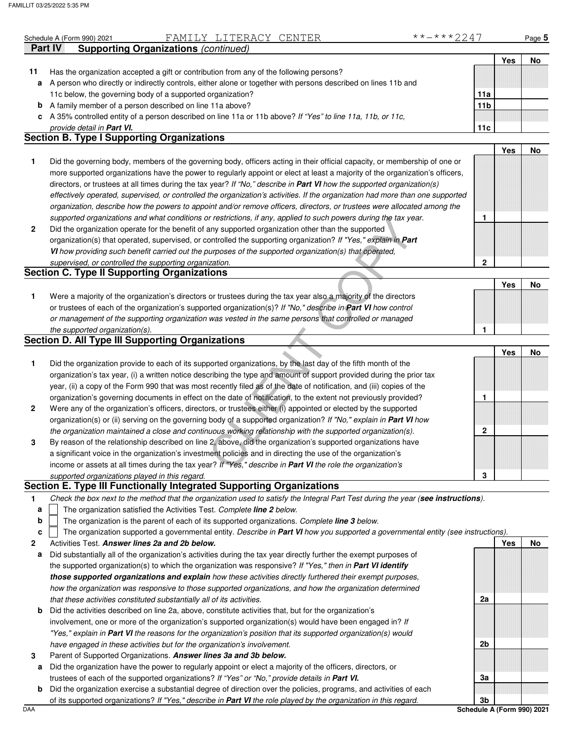Schedule A (Form 990) 2021 FAMILY LITERACY CENTER **-***2247

## Part IV Supporting Organizations *(continued)*

| | | | Yes | No |
|---|---|---|---|---|
| **11** | Has the organization accepted a gift or contribution from any of the following persons? | | | |
| **a** | A person who directly or indirectly controls, either alone or together with persons described on lines 11b and 11c below, the governing body of a supported organization? | 11a | | |
| **b** | A family member of a person described on line 11a above? | 11b | | |
| **c** | A 35% controlled entity of a person described on line 11a or 11b above? *If "Yes" to line 11a, 11b, or 11c, provide detail in* ***Part VI.*** | 11c | | |

### Section B. Type I Supporting Organizations

| | | | Yes | No |
|---|---|---|---|---|
| **1** | Did the governing body, members of the governing body, officers acting in their official capacity, or membership of one or more supported organizations have the power to regularly appoint or elect at least a majority of the organization's officers, directors, or trustees at all times during the tax year? *If "No," describe in* ***Part VI*** *how the supported organization(s) effectively operated, supervised, or controlled the organization's activities. If the organization had more than one supported organization, describe how the powers to appoint and/or remove officers, directors, or trustees were allocated among the supported organizations and what conditions or restrictions, if any, applied to such powers during the tax year.* | 1 | | |
| **2** | Did the organization operate for the benefit of any supported organization other than the supported organization(s) that operated, supervised, or controlled the supporting organization? *If "Yes," explain in* ***Part VI*** *how providing such benefit carried out the purposes of the supported organization(s) that operated, supervised, or controlled the supporting organization.* | 2 | | |

### Section C. Type II Supporting Organizations

| | | | Yes | No |
|---|---|---|---|---|
| **1** | Were a majority of the organization's directors or trustees during the tax year also a majority of the directors or trustees of each of the organization's supported organization(s)? *If "No," describe in* ***Part VI*** *how control or management of the supporting organization was vested in the same persons that controlled or managed the supported organization(s).* | 1 | | |

### Section D. All Type III Supporting Organizations

| | | | Yes | No |
|---|---|---|---|---|
| **1** | Did the organization provide to each of its supported organizations, by the last day of the fifth month of the organization's tax year, (i) a written notice describing the type and amount of support provided during the prior tax year, (ii) a copy of the Form 990 that was most recently filed as of the date of notification, and (iii) copies of the organization's governing documents in effect on the date of notification, to the extent not previously provided? | 1 | | |
| **2** | Were any of the organization's officers, directors, or trustees either (i) appointed or elected by the supported organization(s) or (ii) serving on the governing body of a supported organization? *If "No," explain in* ***Part VI*** *how the organization maintained a close and continuous working relationship with the supported organization(s).* | 2 | | |
| **3** | By reason of the relationship described on line 2, above, did the organization's supported organizations have a significant voice in the organization's investment policies and in directing the use of the organization's income or assets at all times during the tax year? *If "Yes," describe in* ***Part VI*** *the role the organization's supported organizations played in this regard.* | 3 | | |

### Section E. Type III Functionally Integrated Supporting Organizations

**1** *Check the box next to the method that the organization used to satisfy the Integral Part Test during the year (**see instructions**).*

- **a** ☐ The organization satisfied the Activities Test. *Complete **line 2** below.*
- **b** ☐ The organization is the parent of each of its supported organizations. *Complete **line 3** below.*
- **c** ☐ The organization supported a governmental entity. *Describe in **Part VI** how you supported a governmental entity (see instructions).*

| | | | Yes | No |
|---|---|---|---|---|
| **2** | Activities Test. ***Answer lines 2a and 2b below.*** | | | |
| **a** | Did substantially all of the organization's activities during the tax year directly further the exempt purposes of the supported organization(s) to which the organization was responsive? *If "Yes," then in* ***Part VI identify those supported organizations and explain*** *how these activities directly furthered their exempt purposes, how the organization was responsive to those supported organizations, and how the organization determined that these activities constituted substantially all of its activities.* | 2a | | |
| **b** | Did the activities described on line 2a, above, constitute activities that, but for the organization's involvement, one or more of the organization's supported organization(s) would have been engaged in? *If "Yes," explain in* ***Part VI*** *the reasons for the organization's position that its supported organization(s) would have engaged in these activities but for the organization's involvement.* | 2b | | |
| **3** | Parent of Supported Organizations. ***Answer lines 3a and 3b below.*** | | | |
| **a** | Did the organization have the power to regularly appoint or elect a majority of the officers, directors, or trustees of each of the supported organizations? *If "Yes" or "No," provide details in* ***Part VI.*** | 3a | | |
| **b** | Did the organization exercise a substantial degree of direction over the policies, programs, and activities of each of its supported organizations? *If "Yes," describe in* ***Part VI*** *the role played by the organization in this regard.* | 3b | | |

Schedule A (Form 990) 2021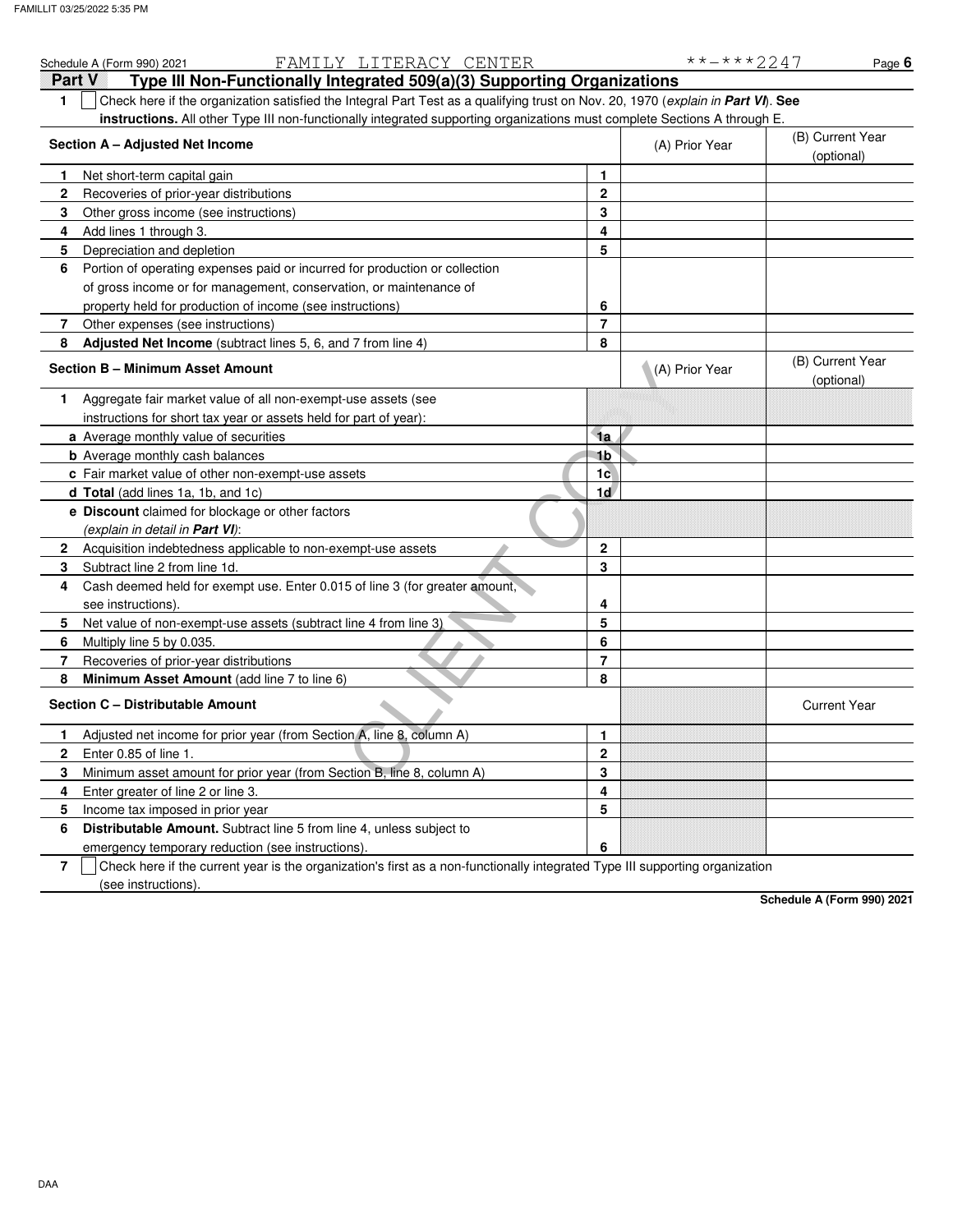Schedule A (Form 990) 2021 FAMILY LITERACY CENTER **-***2247 Page **6**

## Part V Type III Non-Functionally Integrated 509(a)(3) Supporting Organizations

**1** ☐ Check here if the organization satisfied the Integral Part Test as a qualifying trust on Nov. 20, 1970 (*explain in **Part VI***). **See instructions.** All other Type III non-functionally integrated supporting organizations must complete Sections A through E.

| **Section A – Adjusted Net Income** | | (A) Prior Year | (B) Current Year (optional) |
|---|---|---|---|
| **1** Net short-term capital gain | 1 | | |
| **2** Recoveries of prior-year distributions | 2 | | |
| **3** Other gross income (see instructions) | 3 | | |
| **4** Add lines 1 through 3. | 4 | | |
| **5** Depreciation and depletion | 5 | | |
| **6** Portion of operating expenses paid or incurred for production or collection of gross income or for management, conservation, or maintenance of property held for production of income (see instructions) | 6 | | |
| **7** Other expenses (see instructions) | 7 | | |
| **8** **Adjusted Net Income** (subtract lines 5, 6, and 7 from line 4) | 8 | | |

| **Section B – Minimum Asset Amount** | | (A) Prior Year | (B) Current Year (optional) |
|---|---|---|---|
| **1** Aggregate fair market value of all non-exempt-use assets (see instructions for short tax year or assets held for part of year): | | | |
| **a** Average monthly value of securities | 1a | | |
| **b** Average monthly cash balances | 1b | | |
| **c** Fair market value of other non-exempt-use assets | 1c | | |
| **d Total** (add lines 1a, 1b, and 1c) | 1d | | |
| **e Discount** claimed for blockage or other factors (*explain in detail in **Part VI***): | | | |
| **2** Acquisition indebtedness applicable to non-exempt-use assets | 2 | | |
| **3** Subtract line 2 from line 1d. | 3 | | |
| **4** Cash deemed held for exempt use. Enter 0.015 of line 3 (for greater amount, see instructions). | 4 | | |
| **5** Net value of non-exempt-use assets (subtract line 4 from line 3) | 5 | | |
| **6** Multiply line 5 by 0.035. | 6 | | |
| **7** Recoveries of prior-year distributions | 7 | | |
| **8** **Minimum Asset Amount** (add line 7 to line 6) | 8 | | |

| **Section C – Distributable Amount** | | | Current Year |
|---|---|---|---|
| **1** Adjusted net income for prior year (from Section A, line 8, column A) | 1 | | |
| **2** Enter 0.85 of line 1. | 2 | | |
| **3** Minimum asset amount for prior year (from Section B, line 8, column A) | 3 | | |
| **4** Enter greater of line 2 or line 3. | 4 | | |
| **5** Income tax imposed in prior year | 5 | | |
| **6** **Distributable Amount.** Subtract line 5 from line 4, unless subject to emergency temporary reduction (see instructions). | 6 | | |

**7** ☐ Check here if the current year is the organization's first as a non-functionally integrated Type III supporting organization (see instructions).

**Schedule A (Form 990) 2021**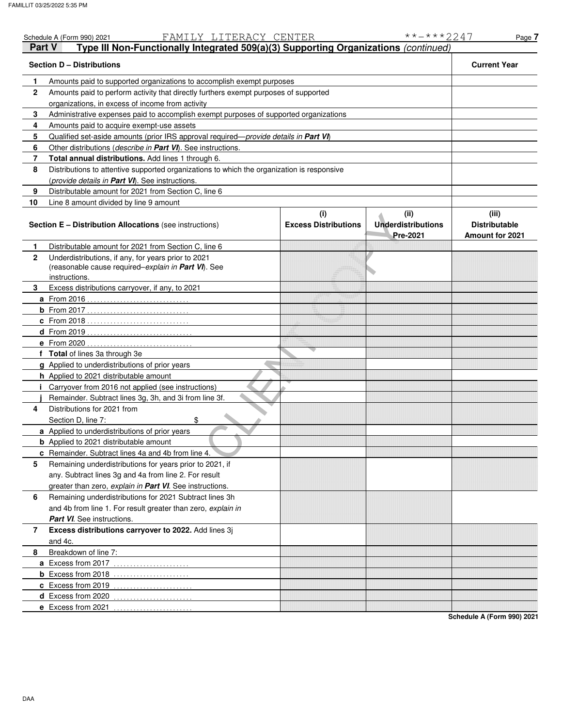Schedule A (Form 990) 2021 FAMILY LITERACY CENTER **-***2247

## Part V Type III Non-Functionally Integrated 509(a)(3) Supporting Organizations *(continued)*

| Section D – Distributions | | Current Year |
|---|---|---|
| 1 | Amounts paid to supported organizations to accomplish exempt purposes | |
| 2 | Amounts paid to perform activity that directly furthers exempt purposes of supported organizations, in excess of income from activity | |
| 3 | Administrative expenses paid to accomplish exempt purposes of supported organizations | |
| 4 | Amounts paid to acquire exempt-use assets | |
| 5 | Qualified set-aside amounts (prior IRS approval required—*provide details in* ***Part VI***) | |
| 6 | Other distributions (*describe in* ***Part VI***). See instructions. | |
| 7 | **Total annual distributions.** Add lines 1 through 6. | |
| 8 | Distributions to attentive supported organizations to which the organization is responsive (*provide details in* ***Part VI***). See instructions. | |
| 9 | Distributable amount for 2021 from Section C, line 6 | |
| 10 | Line 8 amount divided by line 9 amount | |

| Section E – Distribution Allocations (see instructions) | | (i) Excess Distributions | (ii) Underdistributions Pre-2021 | (iii) Distributable Amount for 2021 |
|---|---|---|---|---|
| 1 | Distributable amount for 2021 from Section C, line 6 | | | |
| 2 | Underdistributions, if any, for years prior to 2021 (reasonable cause required–*explain in* ***Part VI***). See instructions. | | | |
| 3 | Excess distributions carryover, if any, to 2021 | | | |
| a | From 2016 | | | |
| b | From 2017 | | | |
| c | From 2018 | | | |
| d | From 2019 | | | |
| e | From 2020 | | | |
| f | **Total** of lines 3a through 3e | | | |
| g | Applied to underdistributions of prior years | | | |
| h | Applied to 2021 distributable amount | | | |
| i | Carryover from 2016 not applied (see instructions) | | | |
| j | Remainder. Subtract lines 3g, 3h, and 3i from line 3f. | | | |
| 4 | Distributions for 2021 from Section D, line 7: $ | | | |
| a | Applied to underdistributions of prior years | | | |
| b | Applied to 2021 distributable amount | | | |
| c | Remainder. Subtract lines 4a and 4b from line 4. | | | |
| 5 | Remaining underdistributions for years prior to 2021, if any. Subtract lines 3g and 4a from line 2. For result greater than zero, *explain in* ***Part VI***. See instructions. | | | |
| 6 | Remaining underdistributions for 2021 Subtract lines 3h and 4b from line 1. For result greater than zero, *explain in* ***Part VI***. See instructions. | | | |
| 7 | **Excess distributions carryover to 2022.** Add lines 3j and 4c. | | | |
| 8 | Breakdown of line 7: | | | |
| a | Excess from 2017 | | | |
| b | Excess from 2018 | | | |
| c | Excess from 2019 | | | |
| d | Excess from 2020 | | | |
| e | Excess from 2021 | | | |

Schedule A (Form 990) 2021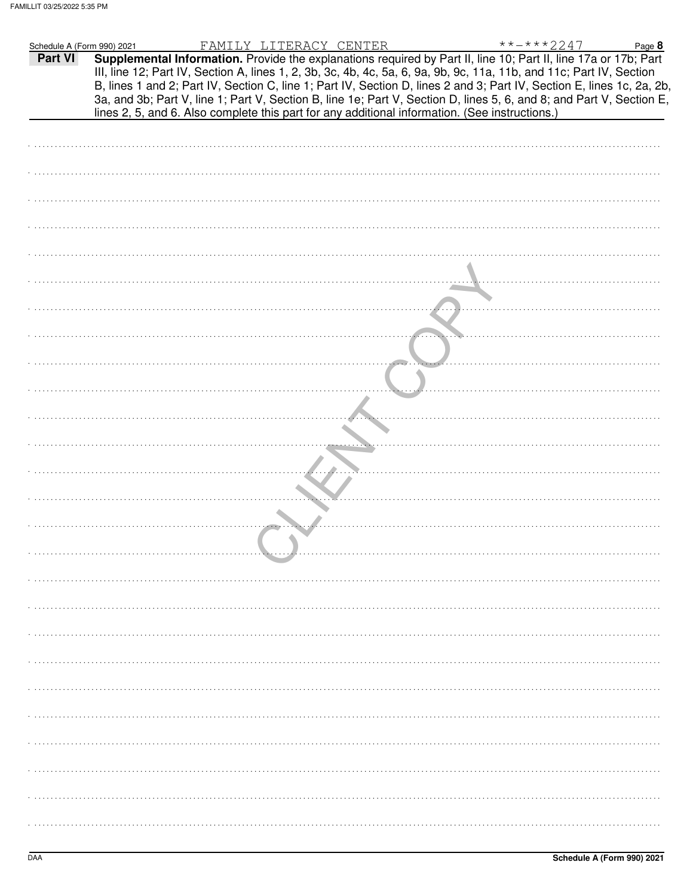Schedule A (Form 990) 2021 FAMILY LITERACY CENTER **-***2247 Page 8

**Part VI** **Supplemental Information.** Provide the explanations required by Part II, line 10; Part II, line 17a or 17b; Part III, line 12; Part IV, Section A, lines 1, 2, 3b, 3c, 4b, 4c, 5a, 6, 9a, 9b, 9c, 11a, 11b, and 11c; Part IV, Section B, lines 1 and 2; Part IV, Section C, line 1; Part IV, Section D, lines 2 and 3; Part IV, Section E, lines 1c, 2a, 2b, 3a, and 3b; Part V, line 1; Part V, Section B, line 1e; Part V, Section D, lines 5, 6, and 8; and Part V, Section E, lines 2, 5, and 6. Also complete this part for any additional information. (See instructions.)

CLIENT COPY

DAA **Schedule A (Form 990) 2021**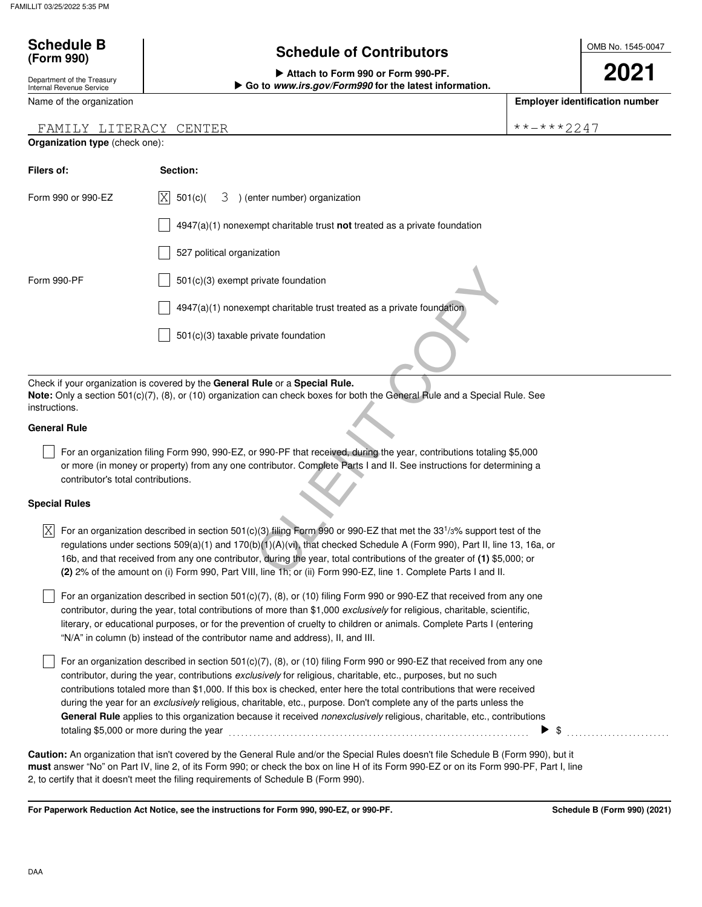**Schedule B (Form 990)**

Department of the Treasury
Internal Revenue Service

# Schedule of Contributors

▶ Attach to Form 990 or Form 990-PF.
▶ Go to *www.irs.gov/Form990* for the latest information.

OMB No. 1545-0047

**2021**

| Name of the organization | Employer identification number |
|---|---|
| FAMILY LITERACY CENTER | \*\*-\*\*\*2247 |

**Organization type** (check one):

| **Filers of:** | **Section:** |
|---|---|
| Form 990 or 990-EZ | [X] 501(c)( 3 ) (enter number) organization |
| | [ ] 4947(a)(1) nonexempt charitable trust **not** treated as a private foundation |
| | [ ] 527 political organization |
| Form 990-PF | [ ] 501(c)(3) exempt private foundation |
| | [ ] 4947(a)(1) nonexempt charitable trust treated as a private foundation |
| | [ ] 501(c)(3) taxable private foundation |

Check if your organization is covered by the **General Rule** or a **Special Rule.**

**Note:** Only a section 501(c)(7), (8), or (10) organization can check boxes for both the General Rule and a Special Rule. See instructions.

**General Rule**

[ ] For an organization filing Form 990, 990-EZ, or 990-PF that received, during the year, contributions totaling $5,000 or more (in money or property) from any one contributor. Complete Parts I and II. See instructions for determining a contributor's total contributions.

**Special Rules**

[X] For an organization described in section 501(c)(3) filing Form 990 or 990-EZ that met the 33 1/3% support test of the regulations under sections 509(a)(1) and 170(b)(1)(A)(vi), that checked Schedule A (Form 990), Part II, line 13, 16a, or 16b, and that received from any one contributor, during the year, total contributions of the greater of **(1)** $5,000; or **(2)** 2% of the amount on (i) Form 990, Part VIII, line 1h; or (ii) Form 990-EZ, line 1. Complete Parts I and II.

[ ] For an organization described in section 501(c)(7), (8), or (10) filing Form 990 or 990-EZ that received from any one contributor, during the year, total contributions of more than $1,000 *exclusively* for religious, charitable, scientific, literary, or educational purposes, or for the prevention of cruelty to children or animals. Complete Parts I (entering "N/A" in column (b) instead of the contributor name and address), II, and III.

[ ] For an organization described in section 501(c)(7), (8), or (10) filing Form 990 or 990-EZ that received from any one contributor, during the year, contributions *exclusively* for religious, charitable, etc., purposes, but no such contributions totaled more than $1,000. If this box is checked, enter here the total contributions that were received during the year for an *exclusively* religious, charitable, etc., purpose. Don't complete any of the parts unless the **General Rule** applies to this organization because it received *nonexclusively* religious, charitable, etc., contributions totaling $5,000 or more during the year ▶ $ ..........

**Caution:** An organization that isn't covered by the General Rule and/or the Special Rules doesn't file Schedule B (Form 990), but it **must** answer "No" on Part IV, line 2, of its Form 990; or check the box on line H of its Form 990-EZ or on its Form 990-PF, Part I, line 2, to certify that it doesn't meet the filing requirements of Schedule B (Form 990).

**For Paperwork Reduction Act Notice, see the instructions for Form 990, 990-EZ, or 990-PF.** **Schedule B (Form 990) (2021)**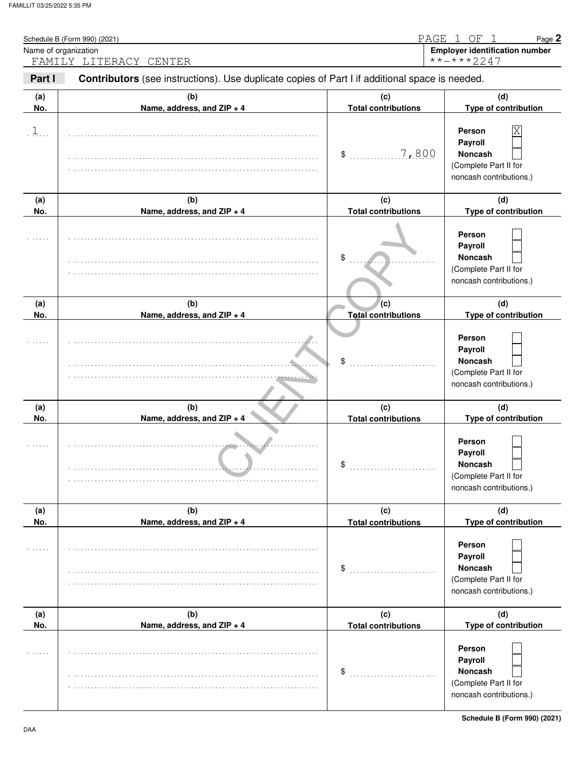Schedule B (Form 990) (2021)

PAGE 1 OF 1

Name of organization
FAMILY LITERACY CENTER

**Employer identification number**
**-***2247

**Part I** **Contributors** (see instructions). Use duplicate copies of Part I if additional space is needed.

| (a) No. | (b) Name, address, and ZIP + 4 | (c) Total contributions | (d) Type of contribution |
|---|---|---|---|
| 1 | | $ 7,800 | Person [X] Payroll [ ] Noncash [ ] (Complete Part II for noncash contributions.) |
| | | $ | Person [ ] Payroll [ ] Noncash [ ] (Complete Part II for noncash contributions.) |
| | | $ | Person [ ] Payroll [ ] Noncash [ ] (Complete Part II for noncash contributions.) |
| | | $ | Person [ ] Payroll [ ] Noncash [ ] (Complete Part II for noncash contributions.) |
| | | $ | Person [ ] Payroll [ ] Noncash [ ] (Complete Part II for noncash contributions.) |
| | | $ | Person [ ] Payroll [ ] Noncash [ ] (Complete Part II for noncash contributions.) |

CLIENT COPY

DAA

Schedule B (Form 990) (2021)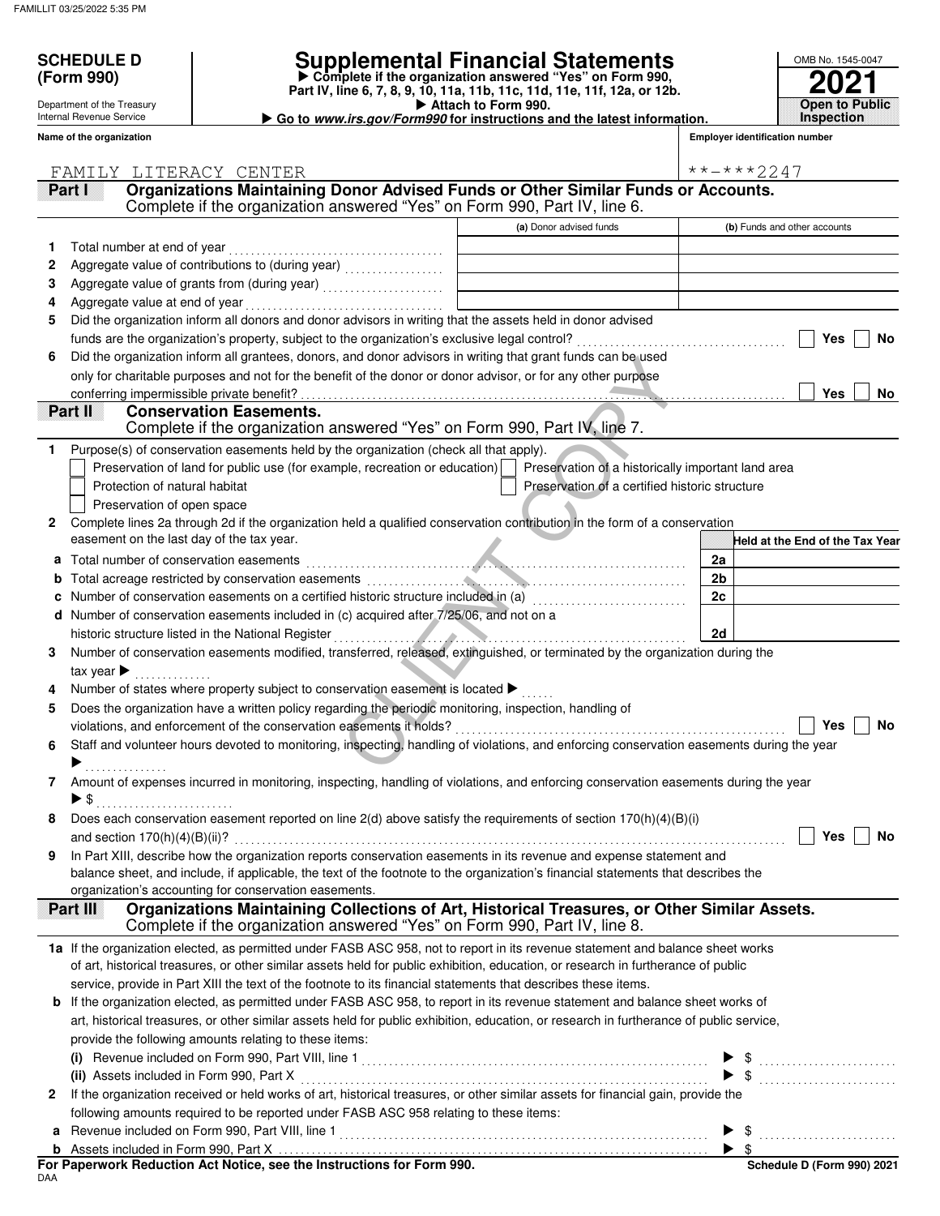**SCHEDULE D (Form 990)**

Department of the Treasury
Internal Revenue Service

# Supplemental Financial Statements

▶ Complete if the organization answered "Yes" on Form 990, Part IV, line 6, 7, 8, 9, 10, 11a, 11b, 11c, 11d, 11e, 11f, 12a, or 12b.
▶ Attach to Form 990.
▶ Go to *www.irs.gov/Form990* for instructions and the latest information.

OMB No. 1545-0047
**2021**
**Open to Public Inspection**

**Name of the organization**: FAMILY LITERACY CENTER
**Employer identification number**: **-***2247

## Part I — Organizations Maintaining Donor Advised Funds or Other Similar Funds or Accounts.
Complete if the organization answered "Yes" on Form 990, Part IV, line 6.

| | | (a) Donor advised funds | (b) Funds and other accounts |
|---|---|---|---|
| 1 | Total number at end of year | | |
| 2 | Aggregate value of contributions to (during year) | | |
| 3 | Aggregate value of grants from (during year) | | |
| 4 | Aggregate value at end of year | | |

5 Did the organization inform all donors and donor advisors in writing that the assets held in donor advised funds are the organization's property, subject to the organization's exclusive legal control? ☐ Yes ☐ No

6 Did the organization inform all grantees, donors, and donor advisors in writing that grant funds can be used only for charitable purposes and not for the benefit of the donor or donor advisor, or for any other purpose conferring impermissible private benefit? ☐ Yes ☐ No

## Part II — Conservation Easements.
Complete if the organization answered "Yes" on Form 990, Part IV, line 7.

1 Purpose(s) of conservation easements held by the organization (check all that apply).
- ☐ Preservation of land for public use (for example, recreation or education)
- ☐ Preservation of a historically important land area
- ☐ Protection of natural habitat
- ☐ Preservation of a certified historic structure
- ☐ Preservation of open space

2 Complete lines 2a through 2d if the organization held a qualified conservation contribution in the form of a conservation easement on the last day of the tax year.

| | | | Held at the End of the Tax Year |
|---|---|---|---|
| a | Total number of conservation easements | 2a | |
| b | Total acreage restricted by conservation easements | 2b | |
| c | Number of conservation easements on a certified historic structure included in (a) | 2c | |
| d | Number of conservation easements included in (c) acquired after 7/25/06, and not on a historic structure listed in the National Register | 2d | |

3 Number of conservation easements modified, transferred, released, extinguished, or terminated by the organization during the tax year ▶

4 Number of states where property subject to conservation easement is located ▶

5 Does the organization have a written policy regarding the periodic monitoring, inspection, handling of violations, and enforcement of the conservation easements it holds? ☐ Yes ☐ No

6 Staff and volunteer hours devoted to monitoring, inspecting, handling of violations, and enforcing conservation easements during the year ▶

7 Amount of expenses incurred in monitoring, inspecting, handling of violations, and enforcing conservation easements during the year ▶ $

8 Does each conservation easement reported on line 2(d) above satisfy the requirements of section 170(h)(4)(B)(i) and section 170(h)(4)(B)(ii)? ☐ Yes ☐ No

9 In Part XIII, describe how the organization reports conservation easements in its revenue and expense statement and balance sheet, and include, if applicable, the text of the footnote to the organization's financial statements that describes the organization's accounting for conservation easements.

## Part III — Organizations Maintaining Collections of Art, Historical Treasures, or Other Similar Assets.
Complete if the organization answered "Yes" on Form 990, Part IV, line 8.

1a If the organization elected, as permitted under FASB ASC 958, not to report in its revenue statement and balance sheet works of art, historical treasures, or other similar assets held for public exhibition, education, or research in furtherance of public service, provide in Part XIII the text of the footnote to its financial statements that describes these items.

b If the organization elected, as permitted under FASB ASC 958, to report in its revenue statement and balance sheet works of art, historical treasures, or other similar assets held for public exhibition, education, or research in furtherance of public service, provide the following amounts relating to these items:

(i) Revenue included on Form 990, Part VIII, line 1 ▶ $

(ii) Assets included in Form 990, Part X ▶ $

2 If the organization received or held works of art, historical treasures, or other similar assets for financial gain, provide the following amounts required to be reported under FASB ASC 958 relating to these items:

a Revenue included on Form 990, Part VIII, line 1 ▶ $

b Assets included in Form 990, Part X ▶ $

**For Paperwork Reduction Act Notice, see the Instructions for Form 990.**
DAA
**Schedule D (Form 990) 2021**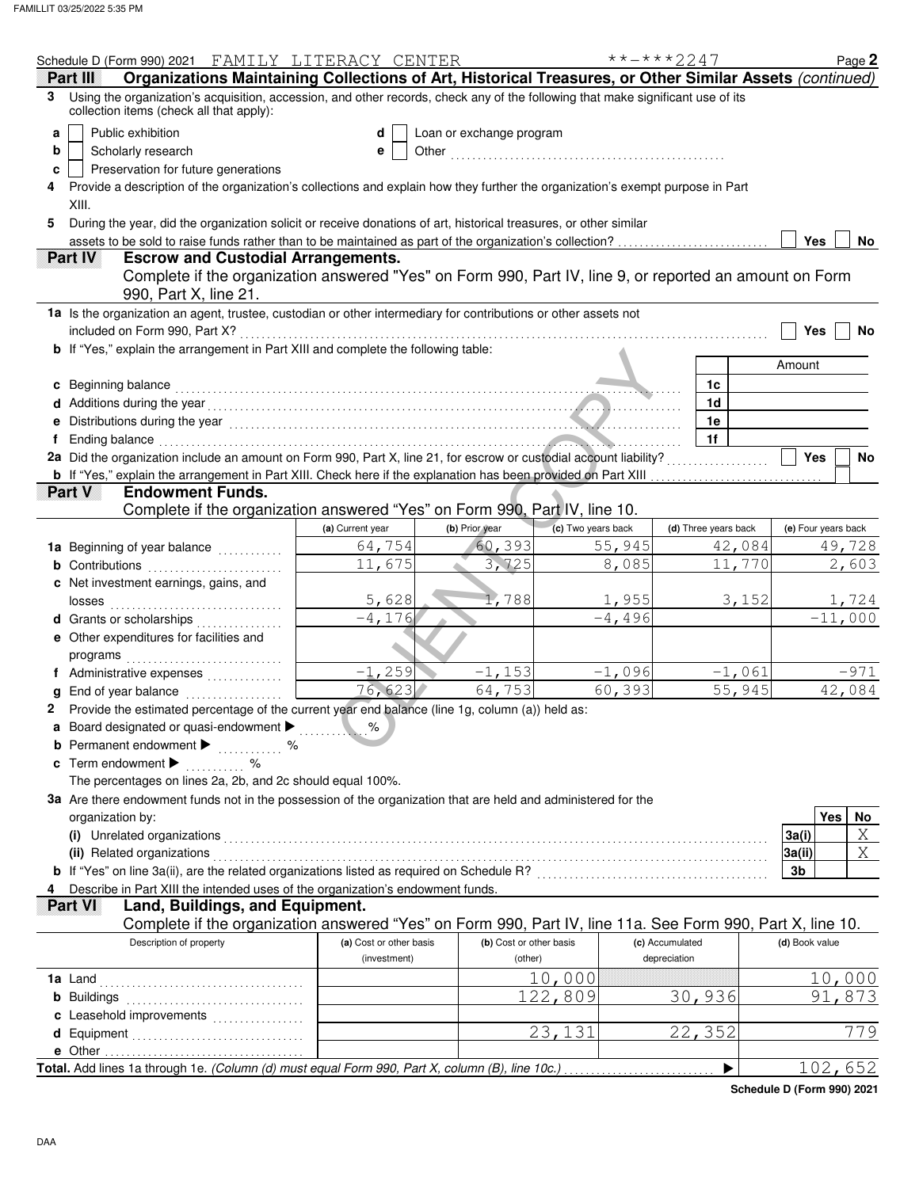Schedule D (Form 990) 2021 FAMILY LITERACY CENTER **-***2247 Page **2**

## Part III Organizations Maintaining Collections of Art, Historical Treasures, or Other Similar Assets *(continued)*

**3** Using the organization's acquisition, accession, and other records, check any of the following that make significant use of its collection items (check all that apply):

- **a** ☐ Public exhibition
- **b** ☐ Scholarly research
- **c** ☐ Preservation for future generations
- **d** ☐ Loan or exchange program
- **e** ☐ Other

**4** Provide a description of the organization's collections and explain how they further the organization's exempt purpose in Part XIII.

**5** During the year, did the organization solicit or receive donations of art, historical treasures, or other similar assets to be sold to raise funds rather than to be maintained as part of the organization's collection? ☐ Yes ☐ No

## Part IV Escrow and Custodial Arrangements.

Complete if the organization answered "Yes" on Form 990, Part IV, line 9, or reported an amount on Form 990, Part X, line 21.

**1a** Is the organization an agent, trustee, custodian or other intermediary for contributions or other assets not included on Form 990, Part X? ☐ Yes ☐ No

**b** If "Yes," explain the arrangement in Part XIII and complete the following table:

| | | Amount |
|---|---|---|
| **c** Beginning balance | 1c | |
| **d** Additions during the year | 1d | |
| **e** Distributions during the year | 1e | |
| **f** Ending balance | 1f | |

**2a** Did the organization include an amount on Form 990, Part X, line 21, for escrow or custodial account liability? ☐ Yes ☐ No

**b** If "Yes," explain the arrangement in Part XIII. Check here if the explanation has been provided on Part XIII ☐

## Part V Endowment Funds.

Complete if the organization answered "Yes" on Form 990, Part IV, line 10.

| | (a) Current year | (b) Prior year | (c) Two years back | (d) Three years back | (e) Four years back |
|---|---|---|---|---|---|
| **1a** Beginning of year balance | 64,754 | 60,393 | 55,945 | 42,084 | 49,728 |
| **b** Contributions | 11,675 | 3,725 | 8,085 | 11,770 | 2,603 |
| **c** Net investment earnings, gains, and losses | 5,628 | 1,788 | 1,955 | 3,152 | 1,724 |
| **d** Grants or scholarships | -4,176 | | -4,496 | | -11,000 |
| **e** Other expenditures for facilities and programs | | | | | |
| **f** Administrative expenses | -1,259 | -1,153 | -1,096 | -1,061 | -971 |
| **g** End of year balance | 76,623 | 64,753 | 60,393 | 55,945 | 42,084 |

**2** Provide the estimated percentage of the current year end balance (line 1g, column (a)) held as:

- **a** Board designated or quasi-endowment ▶ %
- **b** Permanent endowment ▶ %
- **c** Term endowment ▶ %

The percentages on lines 2a, 2b, and 2c should equal 100%.

**3a** Are there endowment funds not in the possession of the organization that are held and administered for the organization by:

| | | Yes | No |
|---|---|---|---|
| (i) Unrelated organizations | 3a(i) | | X |
| (ii) Related organizations | 3a(ii) | | X |
| **b** If "Yes" on line 3a(ii), are the related organizations listed as required on Schedule R? | 3b | | |

**4** Describe in Part XIII the intended uses of the organization's endowment funds.

## Part VI Land, Buildings, and Equipment.

Complete if the organization answered "Yes" on Form 990, Part IV, line 11a. See Form 990, Part X, line 10.

| Description of property | (a) Cost or other basis (investment) | (b) Cost or other basis (other) | (c) Accumulated depreciation | (d) Book value |
|---|---|---|---|---|
| **1a** Land | | 10,000 | | 10,000 |
| **b** Buildings | | 122,809 | 30,936 | 91,873 |
| **c** Leasehold improvements | | | | |
| **d** Equipment | | 23,131 | 22,352 | 779 |
| **e** Other | | | | |
| **Total.** Add lines 1a through 1e. *(Column (d) must equal Form 990, Part X, column (B), line 10c.)* | | | ▶ | 102,652 |

**Schedule D (Form 990) 2021**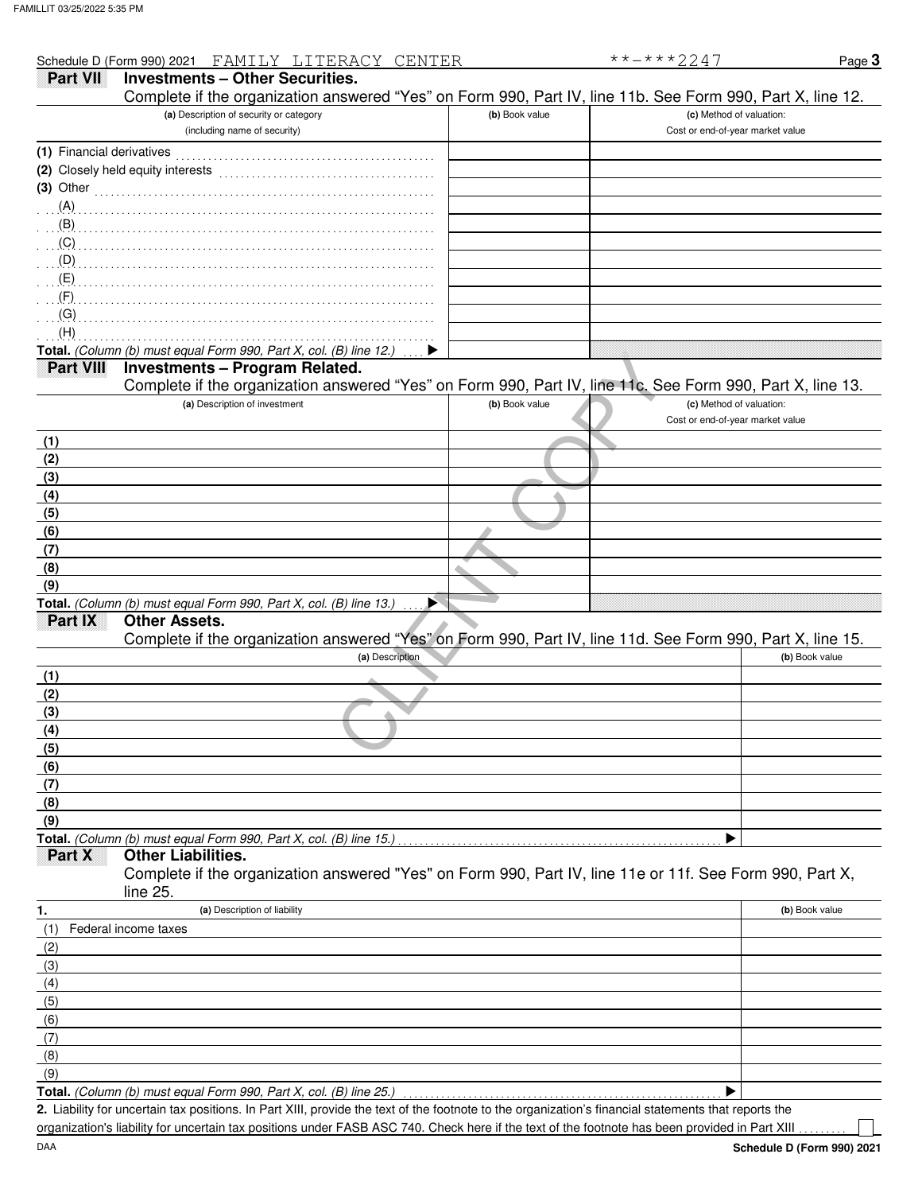FAMILLIT 03/25/2022 5:35 PM

Schedule D (Form 990) 2021 FAMILY LITERACY CENTER **-***2247 Page 3

## Part VII Investments – Other Securities.

Complete if the organization answered "Yes" on Form 990, Part IV, line 11b. See Form 990, Part X, line 12.

| (a) Description of security or category (including name of security) | (b) Book value | (c) Method of valuation: Cost or end-of-year market value |
|---|---|---|
| (1) Financial derivatives | | |
| (2) Closely held equity interests | | |
| (3) Other | | |
| (A) | | |
| (B) | | |
| (C) | | |
| (D) | | |
| (E) | | |
| (F) | | |
| (G) | | |
| (H) | | |
| **Total.** *(Column (b) must equal Form 990, Part X, col. (B) line 12.)* ▶ | | |

## Part VIII Investments – Program Related.

Complete if the organization answered "Yes" on Form 990, Part IV, line 11c. See Form 990, Part X, line 13.

| (a) Description of investment | (b) Book value | (c) Method of valuation: Cost or end-of-year market value |
|---|---|---|
| (1) | | |
| (2) | | |
| (3) | | |
| (4) | | |
| (5) | | |
| (6) | | |
| (7) | | |
| (8) | | |
| (9) | | |
| **Total.** *(Column (b) must equal Form 990, Part X, col. (B) line 13.)* ▶ | | |

## Part IX Other Assets.

Complete if the organization answered "Yes" on Form 990, Part IV, line 11d. See Form 990, Part X, line 15.

| (a) Description | (b) Book value |
|---|---|
| (1) | |
| (2) | |
| (3) | |
| (4) | |
| (5) | |
| (6) | |
| (7) | |
| (8) | |
| (9) | |
| **Total.** *(Column (b) must equal Form 990, Part X, col. (B) line 15.)* ▶ | |

## Part X Other Liabilities.

Complete if the organization answered "Yes" on Form 990, Part IV, line 11e or 11f. See Form 990, Part X, line 25.

| 1. (a) Description of liability | (b) Book value |
|---|---|
| (1) Federal income taxes | |
| (2) | |
| (3) | |
| (4) | |
| (5) | |
| (6) | |
| (7) | |
| (8) | |
| (9) | |
| **Total.** *(Column (b) must equal Form 990, Part X, col. (B) line 25.)* ▶ | |

**2.** Liability for uncertain tax positions. In Part XIII, provide the text of the footnote to the organization's financial statements that reports the organization's liability for uncertain tax positions under FASB ASC 740. Check here if the text of the footnote has been provided in Part XIII ☐

DAA **Schedule D (Form 990) 2021**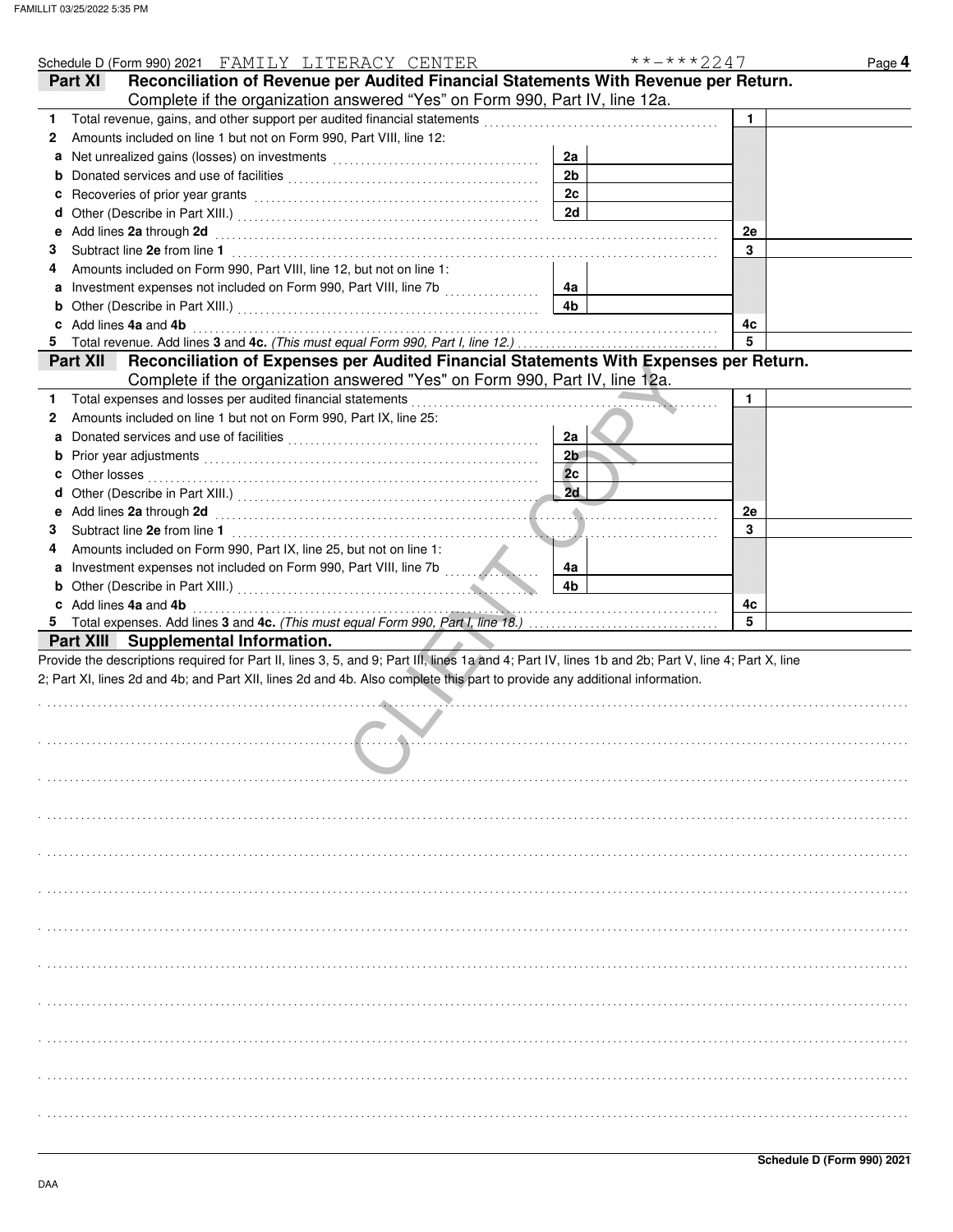Schedule D (Form 990) 2021 FAMILY LITERACY CENTER **-***2247 Page **4**

## Part XI Reconciliation of Revenue per Audited Financial Statements With Revenue per Return.

Complete if the organization answered "Yes" on Form 990, Part IV, line 12a.

| | | | | | |
|---|---|---|---|---|---|
| **1** | Total revenue, gains, and other support per audited financial statements | | | 1 | |
| **2** | Amounts included on line 1 but not on Form 990, Part VIII, line 12: | | | | |
| **a** | Net unrealized gains (losses) on investments | 2a | | | |
| **b** | Donated services and use of facilities | 2b | | | |
| **c** | Recoveries of prior year grants | 2c | | | |
| **d** | Other (Describe in Part XIII.) | 2d | | | |
| **e** | Add lines **2a** through **2d** | | | 2e | |
| **3** | Subtract line **2e** from line **1** | | | 3 | |
| **4** | Amounts included on Form 990, Part VIII, line 12, but not on line 1: | | | | |
| **a** | Investment expenses not included on Form 990, Part VIII, line 7b | 4a | | | |
| **b** | Other (Describe in Part XIII.) | 4b | | | |
| **c** | Add lines **4a** and **4b** | | | 4c | |
| **5** | Total revenue. Add lines **3** and **4c.** *(This must equal Form 990, Part I, line 12.)* | | | 5 | |

## Part XII Reconciliation of Expenses per Audited Financial Statements With Expenses per Return.

Complete if the organization answered "Yes" on Form 990, Part IV, line 12a.

| | | | | | |
|---|---|---|---|---|---|
| **1** | Total expenses and losses per audited financial statements | | | 1 | |
| **2** | Amounts included on line 1 but not on Form 990, Part IX, line 25: | | | | |
| **a** | Donated services and use of facilities | 2a | | | |
| **b** | Prior year adjustments | 2b | | | |
| **c** | Other losses | 2c | | | |
| **d** | Other (Describe in Part XIII.) | 2d | | | |
| **e** | Add lines **2a** through **2d** | | | 2e | |
| **3** | Subtract line **2e** from line **1** | | | 3 | |
| **4** | Amounts included on Form 990, Part IX, line 25, but not on line 1: | | | | |
| **a** | Investment expenses not included on Form 990, Part VIII, line 7b | 4a | | | |
| **b** | Other (Describe in Part XIII.) | 4b | | | |
| **c** | Add lines **4a** and **4b** | | | 4c | |
| **5** | Total expenses. Add lines **3** and **4c.** *(This must equal Form 990, Part I, line 18.)* | | | 5 | |

## Part XIII Supplemental Information.

Provide the descriptions required for Part II, lines 3, 5, and 9; Part III, lines 1a and 4; Part IV, lines 1b and 2b; Part V, line 4; Part X, line 2; Part XI, lines 2d and 4b; and Part XII, lines 2d and 4b. Also complete this part to provide any additional information.

CLIENT COPY

**Schedule D (Form 990) 2021**

DAA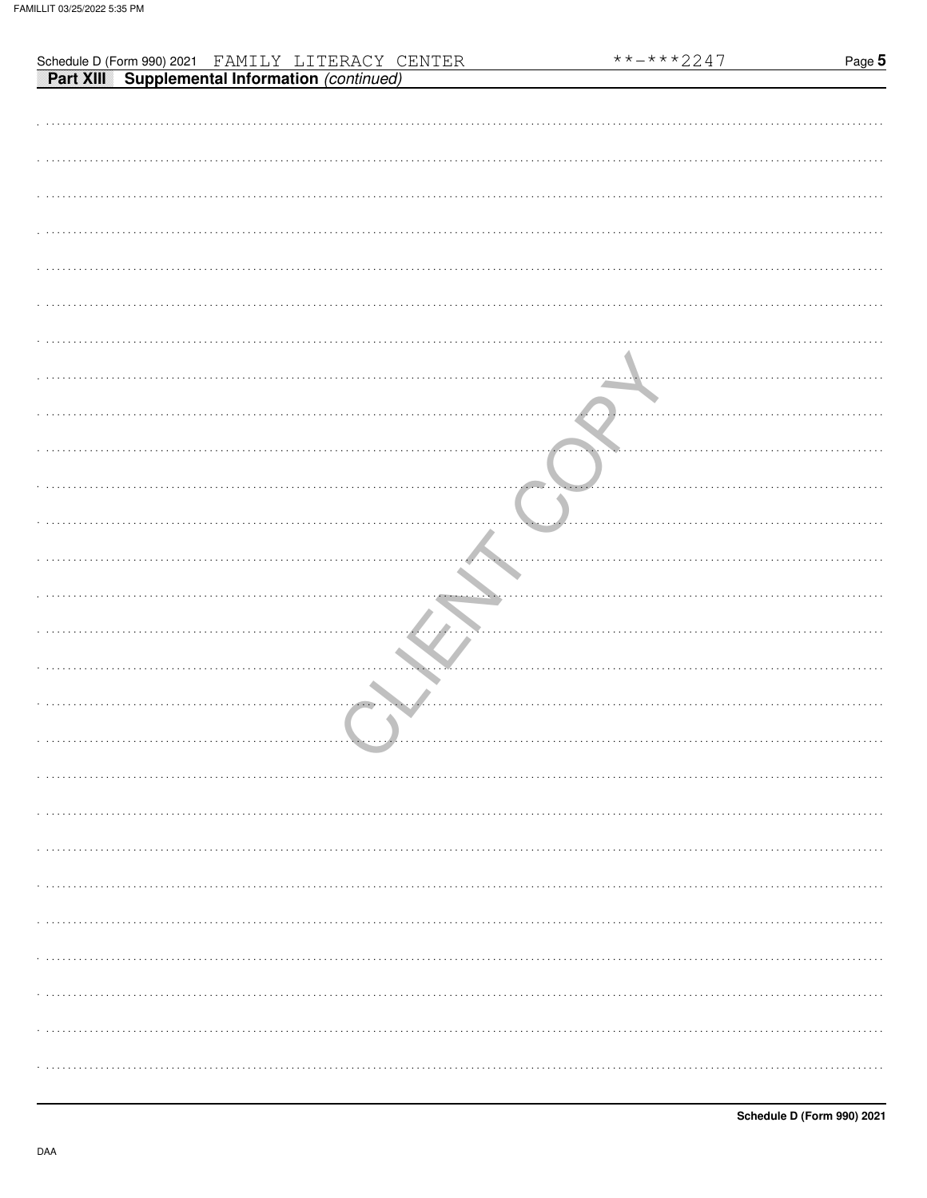Schedule D (Form 990) 2021 FAMILY LITERACY CENTER **-***2247

**Part XIII Supplemental Information** *(continued)*

CLIENT COPY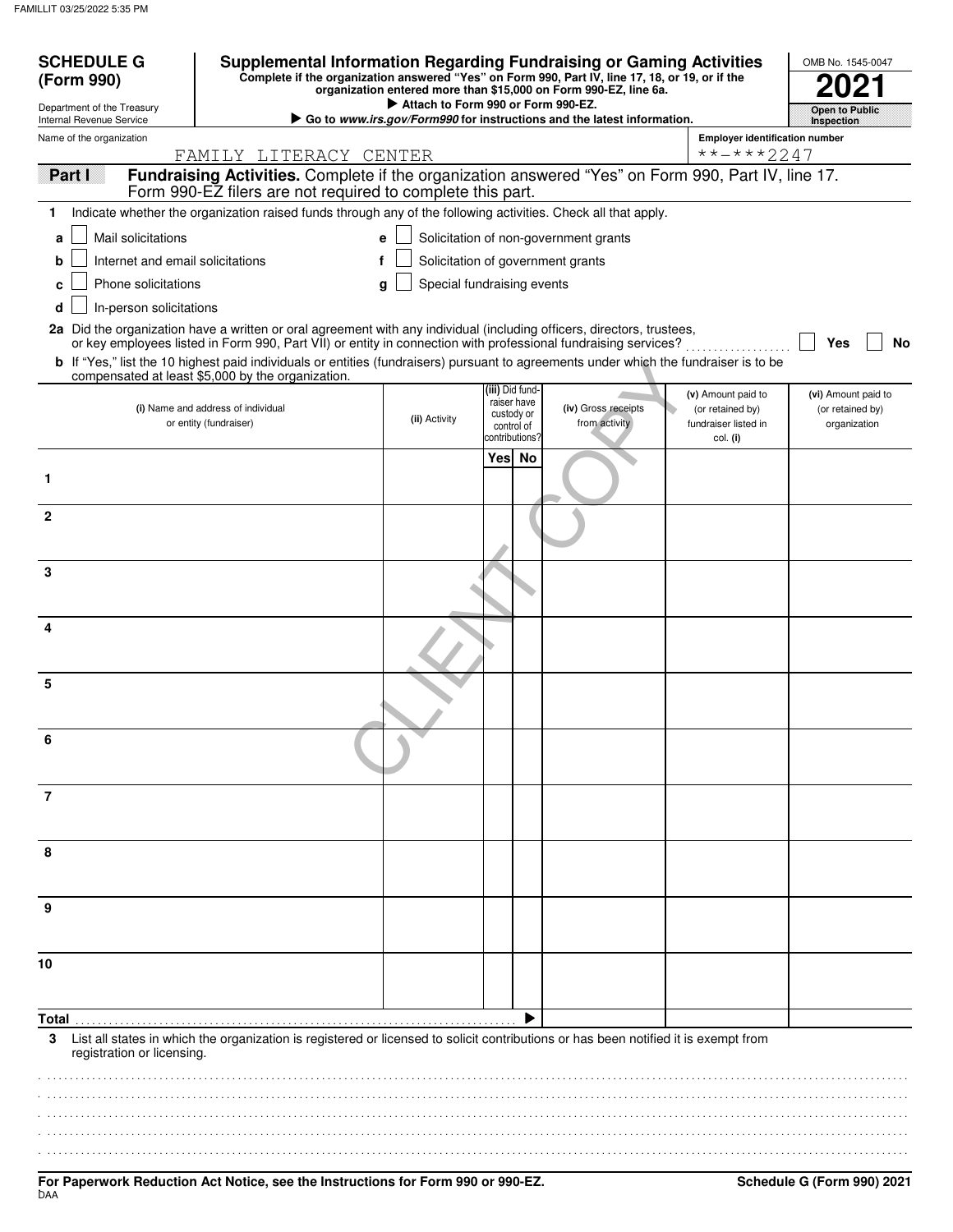**SCHEDULE G (Form 990)**

Department of the Treasury
Internal Revenue Service

# Supplemental Information Regarding Fundraising or Gaming Activities

**Complete if the organization answered "Yes" on Form 990, Part IV, line 17, 18, or 19, or if the organization entered more than $15,000 on Form 990-EZ, line 6a.**

**▶ Attach to Form 990 or Form 990-EZ.**

**▶ Go to *www.irs.gov/Form990* for instructions and the latest information.**

OMB No. 1545-0047

**2021**

**Open to Public Inspection**

Name of the organization: FAMILY LITERACY CENTER

Employer identification number: **-***2247

## Part I — Fundraising Activities. Complete if the organization answered "Yes" on Form 990, Part IV, line 17. Form 990-EZ filers are not required to complete this part.

**1** Indicate whether the organization raised funds through any of the following activities. Check all that apply.

- **a** ☐ Mail solicitations
- **b** ☐ Internet and email solicitations
- **c** ☐ Phone solicitations
- **d** ☐ In-person solicitations
- **e** ☐ Solicitation of non-government grants
- **f** ☐ Solicitation of government grants
- **g** ☐ Special fundraising events

**2a** Did the organization have a written or oral agreement with any individual (including officers, directors, trustees, or key employees listed in Form 990, Part VII) or entity in connection with professional fundraising services? ☐ **Yes** ☐ **No**

**b** If "Yes," list the 10 highest paid individuals or entities (fundraisers) pursuant to agreements under which the fundraiser is to be compensated at least $5,000 by the organization.

| | (i) Name and address of individual or entity (fundraiser) | (ii) Activity | (iii) Did fundraiser have custody or control of contributions? Yes | No | (iv) Gross receipts from activity | (v) Amount paid to (or retained by) fundraiser listed in col. (i) | (vi) Amount paid to (or retained by) organization |
|---|---|---|---|---|---|---|---|
| 1 | | | | | | | |
| 2 | | | | | | | |
| 3 | | | | | | | |
| 4 | | | | | | | |
| 5 | | | | | | | |
| 6 | | | | | | | |
| 7 | | | | | | | |
| 8 | | | | | | | |
| 9 | | | | | | | |
| 10 | | | | | | | |
| **Total** ▶ | | | | | | | |

**3** List all states in which the organization is registered or licensed to solicit contributions or has been notified it is exempt from registration or licensing.

**For Paperwork Reduction Act Notice, see the Instructions for Form 990 or 990-EZ.**

**Schedule G (Form 990) 2021**

DAA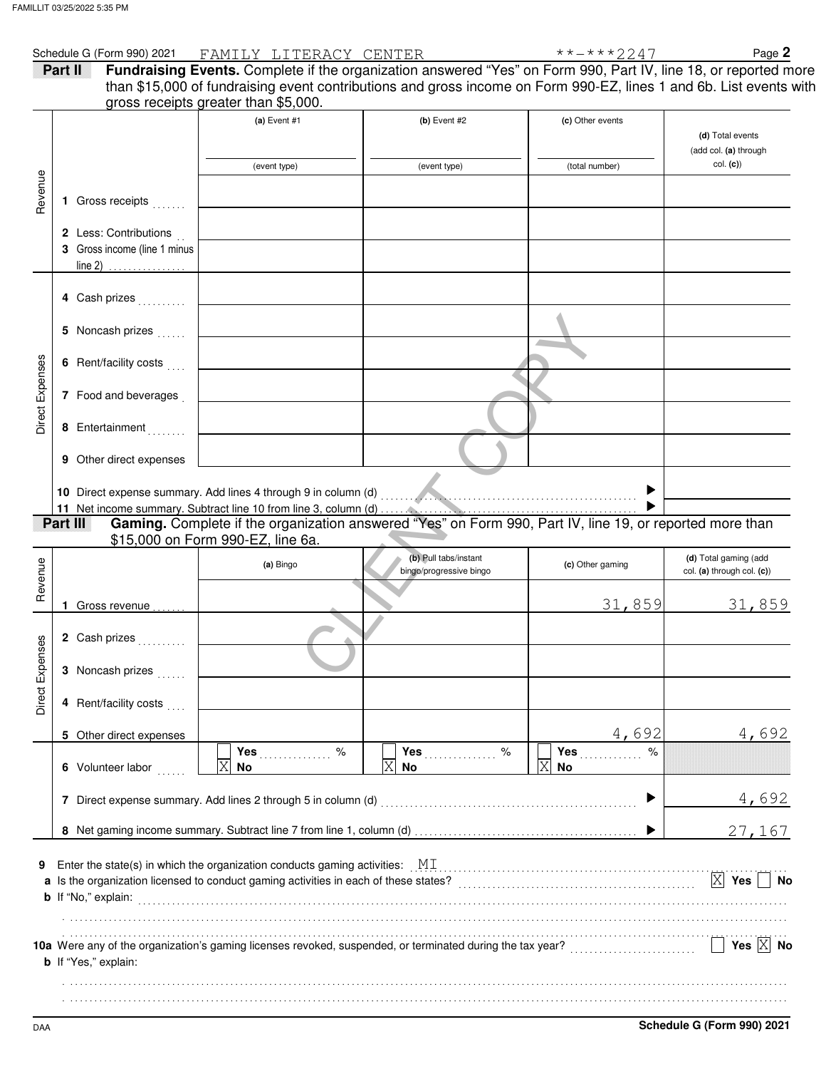Schedule G (Form 990) 2021 FAMILY LITERACY CENTER **-***2247 Page **2**

**Part II** **Fundraising Events.** Complete if the organization answered "Yes" on Form 990, Part IV, line 18, or reported more than $15,000 of fundraising event contributions and gross income on Form 990-EZ, lines 1 and 6b. List events with gross receipts greater than $5,000.

| | | (a) Event #1 (event type) | (b) Event #2 (event type) | (c) Other events (total number) | (d) Total events (add col. (a) through col. (c)) |
|---|---|---|---|---|---|
| Revenue | 1 Gross receipts | | | | |
| | 2 Less: Contributions | | | | |
| | 3 Gross income (line 1 minus line 2) | | | | |
| Direct Expenses | 4 Cash prizes | | | | |
| | 5 Noncash prizes | | | | |
| | 6 Rent/facility costs | | | | |
| | 7 Food and beverages | | | | |
| | 8 Entertainment | | | | |
| | 9 Other direct expenses | | | | |

10 Direct expense summary. Add lines 4 through 9 in column (d) ▶

11 Net income summary. Subtract line 10 from line 3, column (d) ▶

**Part III** **Gaming.** Complete if the organization answered "Yes" on Form 990, Part IV, line 19, or reported more than $15,000 on Form 990-EZ, line 6a.

| | | (a) Bingo | (b) Pull tabs/instant bingo/progressive bingo | (c) Other gaming | (d) Total gaming (add col. (a) through col. (c)) |
|---|---|---|---|---|---|
| Revenue | 1 Gross revenue | | | 31,859 | 31,859 |
| Direct Expenses | 2 Cash prizes | | | | |
| | 3 Noncash prizes | | | | |
| | 4 Rent/facility costs | | | | |
| | 5 Other direct expenses | | | 4,692 | 4,692 |
| | 6 Volunteer labor | ☐ Yes ___ % ☒ No | ☐ Yes ___ % ☒ No | ☐ Yes ___ % ☒ No | |

7 Direct expense summary. Add lines 2 through 5 in column (d) ▶ 4,692

8 Net gaming income summary. Subtract line 7 from line 1, column (d) ▶ 27,167

9 Enter the state(s) in which the organization conducts gaming activities: MI

a Is the organization licensed to conduct gaming activities in each of these states? ☒ Yes ☐ No

b If "No," explain:

10a Were any of the organization's gaming licenses revoked, suspended, or terminated during the tax year? ☐ Yes ☒ No

b If "Yes," explain:

DAA **Schedule G (Form 990) 2021**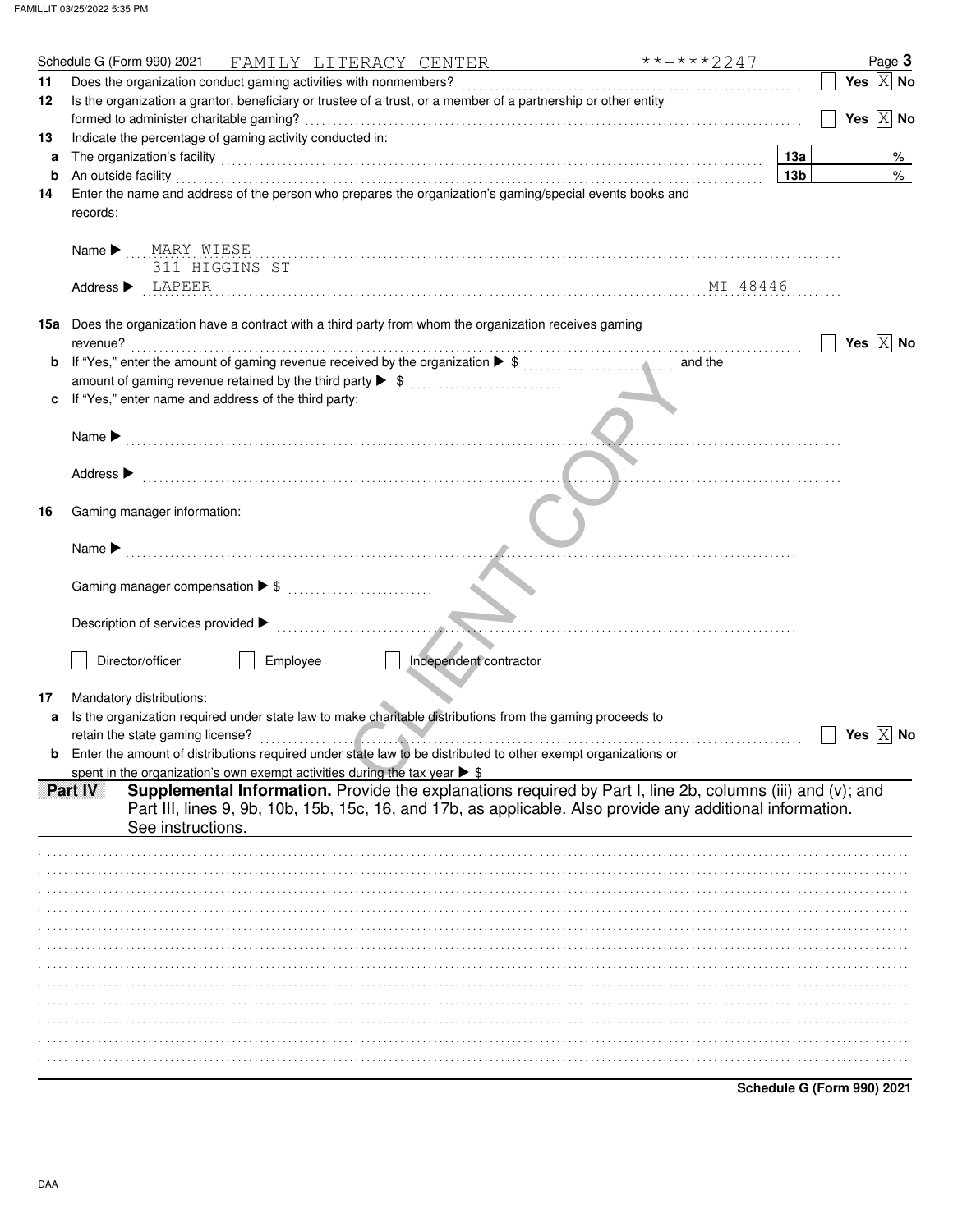Schedule G (Form 990) 2021 FAMILY LITERACY CENTER **-***2247 Page **3**

**11** Does the organization conduct gaming activities with nonmembers? Yes [ ] No [X]

**12** Is the organization a grantor, beneficiary or trustee of a trust, or a member of a partnership or other entity formed to administer charitable gaming? Yes [ ] No [X]

**13** Indicate the percentage of gaming activity conducted in:

**a** The organization's facility **13a** %

**b** An outside facility **13b** %

**14** Enter the name and address of the person who prepares the organization's gaming/special events books and records:

Name ▶ MARY WIESE

Address ▶ 311 HIGGINS ST LAPEER MI 48446

**15a** Does the organization have a contract with a third party from whom the organization receives gaming revenue? Yes [ ] No [X]

**b** If "Yes," enter the amount of gaming revenue received by the organization ▶ $ ............ and the amount of gaming revenue retained by the third party ▶ $ ............

**c** If "Yes," enter name and address of the third party:

Name ▶

Address ▶

**16** Gaming manager information:

Name ▶

Gaming manager compensation ▶ $

Description of services provided ▶

[ ] Director/officer [ ] Employee [ ] Independent contractor

**17** Mandatory distributions:

**a** Is the organization required under state law to make charitable distributions from the gaming proceeds to retain the state gaming license? Yes [ ] No [X]

**b** Enter the amount of distributions required under state law to be distributed to other exempt organizations or spent in the organization's own exempt activities during the tax year ▶ $

**Part IV Supplemental Information.** Provide the explanations required by Part I, line 2b, columns (iii) and (v); and Part III, lines 9, 9b, 10b, 15b, 15c, 16, and 17b, as applicable. Also provide any additional information. See instructions.

Schedule G (Form 990) 2021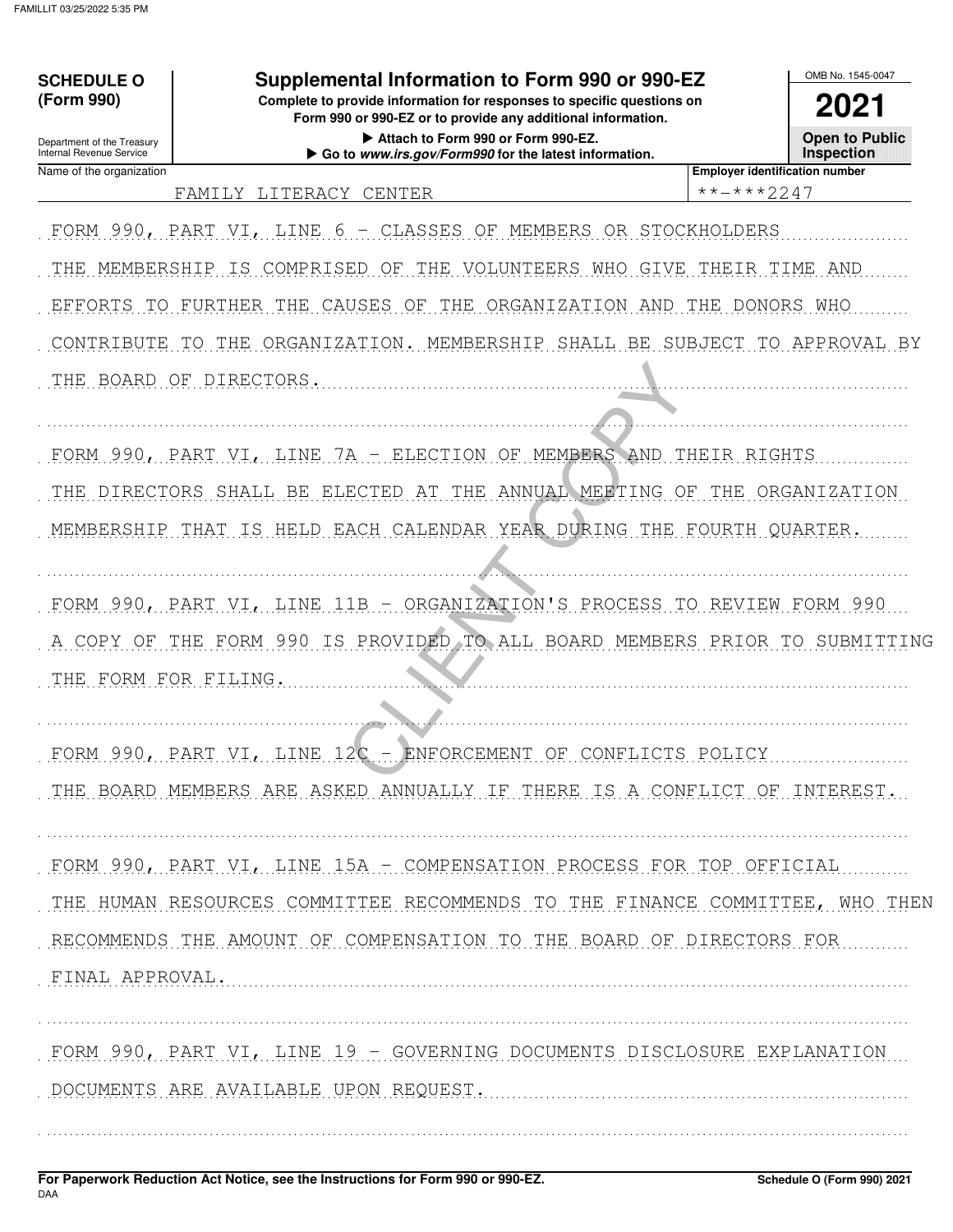**SCHEDULE O (Form 990)**

Department of the Treasury
Internal Revenue Service

# Supplemental Information to Form 990 or 990-EZ

**Complete to provide information for responses to specific questions on Form 990 or 990-EZ or to provide any additional information.**

▶ Attach to Form 990 or Form 990-EZ.
▶ Go to *www.irs.gov/Form990* for the latest information.

OMB No. 1545-0047

**2021**

**Open to Public Inspection**

Name of the organization: FAMILY LITERACY CENTER

Employer identification number: **-***2247

FORM 990, PART VI, LINE 6 - CLASSES OF MEMBERS OR STOCKHOLDERS

THE MEMBERSHIP IS COMPRISED OF THE VOLUNTEERS WHO GIVE THEIR TIME AND EFFORTS TO FURTHER THE CAUSES OF THE ORGANIZATION AND THE DONORS WHO CONTRIBUTE TO THE ORGANIZATION. MEMBERSHIP SHALL BE SUBJECT TO APPROVAL BY THE BOARD OF DIRECTORS.

FORM 990, PART VI, LINE 7A - ELECTION OF MEMBERS AND THEIR RIGHTS

THE DIRECTORS SHALL BE ELECTED AT THE ANNUAL MEETING OF THE ORGANIZATION MEMBERSHIP THAT IS HELD EACH CALENDAR YEAR DURING THE FOURTH QUARTER.

FORM 990, PART VI, LINE 11B - ORGANIZATION'S PROCESS TO REVIEW FORM 990

A COPY OF THE FORM 990 IS PROVIDED TO ALL BOARD MEMBERS PRIOR TO SUBMITTING THE FORM FOR FILING.

FORM 990, PART VI, LINE 12C - ENFORCEMENT OF CONFLICTS POLICY

THE BOARD MEMBERS ARE ASKED ANNUALLY IF THERE IS A CONFLICT OF INTEREST.

FORM 990, PART VI, LINE 15A - COMPENSATION PROCESS FOR TOP OFFICIAL

THE HUMAN RESOURCES COMMITTEE RECOMMENDS TO THE FINANCE COMMITTEE, WHO THEN RECOMMENDS THE AMOUNT OF COMPENSATION TO THE BOARD OF DIRECTORS FOR FINAL APPROVAL.

FORM 990, PART VI, LINE 19 - GOVERNING DOCUMENTS DISCLOSURE EXPLANATION

DOCUMENTS ARE AVAILABLE UPON REQUEST.

**For Paperwork Reduction Act Notice, see the Instructions for Form 990 or 990-EZ.**

DAA

**Schedule O (Form 990) 2021**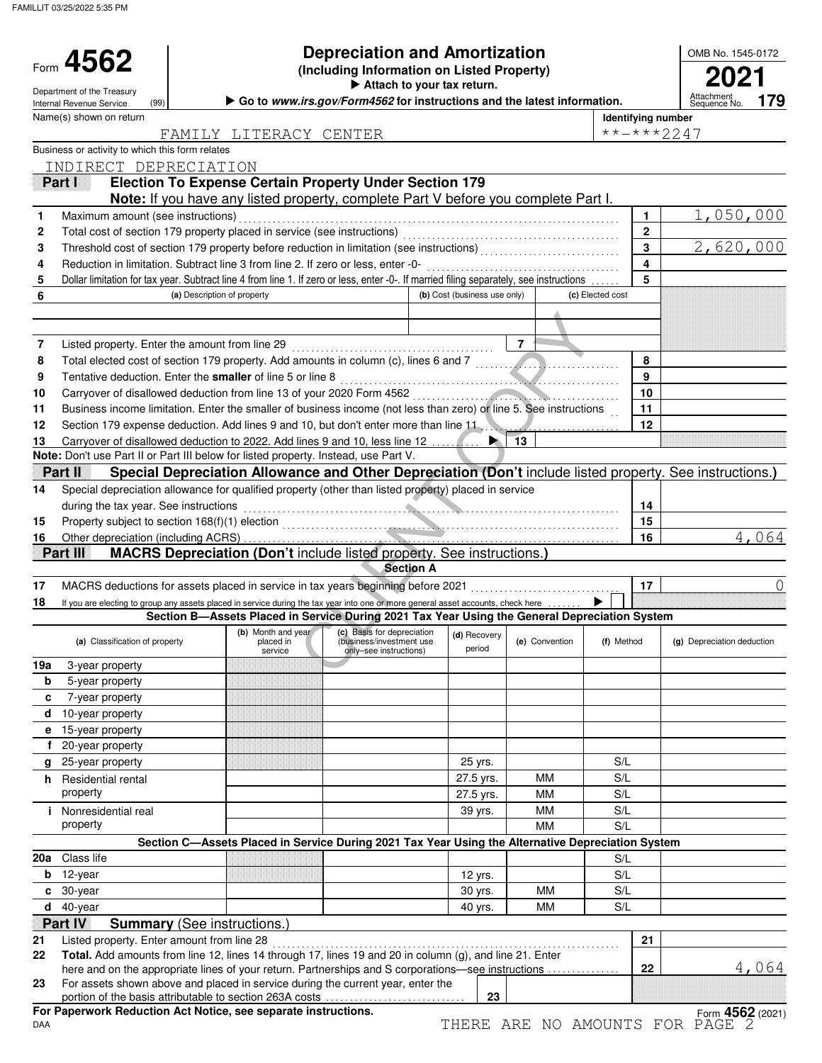FAMILLIT 03/25/2022 5:35 PM

Form **4562**

Department of the Treasury
Internal Revenue Service (99)

# Depreciation and Amortization

**(Including Information on Listed Property)**

▶ **Attach to your tax return.**

▶ **Go to www.irs.gov/Form4562 for instructions and the latest information.**

OMB No. 1545-0172

**2021**

Attachment Sequence No. **179**

Name(s) shown on return: FAMILY LITERACY CENTER

Identifying number: \*\*-\*\*\*2247

Business or activity to which this form relates: INDIRECT DEPRECIATION

## Part I Election To Expense Certain Property Under Section 179

**Note:** If you have any listed property, complete Part V before you complete Part I.

| | | | |
|---|---|---|---|
| 1 | Maximum amount (see instructions) | 1 | 1,050,000 |
| 2 | Total cost of section 179 property placed in service (see instructions) | 2 | |
| 3 | Threshold cost of section 179 property before reduction in limitation (see instructions) | 3 | 2,620,000 |
| 4 | Reduction in limitation. Subtract line 3 from line 2. If zero or less, enter -0- | 4 | |
| 5 | Dollar limitation for tax year. Subtract line 4 from line 1. If zero or less, enter -0-. If married filing separately, see instructions | 5 | |

| 6 (a) Description of property | (b) Cost (business use only) | (c) Elected cost |
|---|---|---|
| | | |
| | | |

| | | | |
|---|---|---|---|
| 7 | Listed property. Enter the amount from line 29 ... 7 | | |
| 8 | Total elected cost of section 179 property. Add amounts in column (c), lines 6 and 7 | 8 | |
| 9 | Tentative deduction. Enter the **smaller** of line 5 or line 8 | 9 | |
| 10 | Carryover of disallowed deduction from line 13 of your 2020 Form 4562 | 10 | |
| 11 | Business income limitation. Enter the smaller of business income (not less than zero) or line 5. See instructions | 11 | |
| 12 | Section 179 expense deduction. Add lines 9 and 10, but don't enter more than line 11 | 12 | |
| 13 | Carryover of disallowed deduction to 2022. Add lines 9 and 10, less line 12 ▶ 13 | | |

**Note:** Don't use Part II or Part III below for listed property. Instead, use Part V.

## Part II Special Depreciation Allowance and Other Depreciation (Don't include listed property. See instructions.)

| | | | |
|---|---|---|---|
| 14 | Special depreciation allowance for qualified property (other than listed property) placed in service during the tax year. See instructions | 14 | |
| 15 | Property subject to section 168(f)(1) election | 15 | |
| 16 | Other depreciation (including ACRS) | 16 | 4,064 |

## Part III MACRS Depreciation (Don't include listed property. See instructions.)

**Section A**

| | | | |
|---|---|---|---|
| 17 | MACRS deductions for assets placed in service in tax years beginning before 2021 | 17 | 0 |
| 18 | If you are electing to group any assets placed in service during the tax year into one or more general asset accounts, check here ▶ | | |

**Section B—Assets Placed in Service During 2021 Tax Year Using the General Depreciation System**

| (a) Classification of property | (b) Month and year placed in service | (c) Basis for depreciation (business/investment use only–see instructions) | (d) Recovery period | (e) Convention | (f) Method | (g) Depreciation deduction |
|---|---|---|---|---|---|---|
| 19a 3-year property | | | | | | |
| b 5-year property | | | | | | |
| c 7-year property | | | | | | |
| d 10-year property | | | | | | |
| e 15-year property | | | | | | |
| f 20-year property | | | | | | |
| g 25-year property | | | 25 yrs. | | S/L | |
| h Residential rental property | | | 27.5 yrs. | MM | S/L | |
| | | | 27.5 yrs. | MM | S/L | |
| i Nonresidential real property | | | 39 yrs. | MM | S/L | |
| | | | | MM | S/L | |

**Section C—Assets Placed in Service During 2021 Tax Year Using the Alternative Depreciation System**

| (a) Classification of property | (b) Month and year placed in service | (c) Basis for depreciation | (d) Recovery period | (e) Convention | (f) Method | (g) Depreciation deduction |
|---|---|---|---|---|---|---|
| 20a Class life | | | | | S/L | |
| b 12-year | | | 12 yrs. | | S/L | |
| c 30-year | | | 30 yrs. | MM | S/L | |
| d 40-year | | | 40 yrs. | MM | S/L | |

## Part IV Summary (See instructions.)

| | | | |
|---|---|---|---|
| 21 | Listed property. Enter amount from line 28 | 21 | |
| 22 | **Total.** Add amounts from line 12, lines 14 through 17, lines 19 and 20 in column (g), and line 21. Enter here and on the appropriate lines of your return. Partnerships and S corporations—see instructions | 22 | 4,064 |
| 23 | For assets shown above and placed in service during the current year, enter the portion of the basis attributable to section 263A costs ... 23 | | |

**For Paperwork Reduction Act Notice, see separate instructions.**

DAA

Form **4562** (2021)

THERE ARE NO AMOUNTS FOR PAGE 2

CLIENT COPY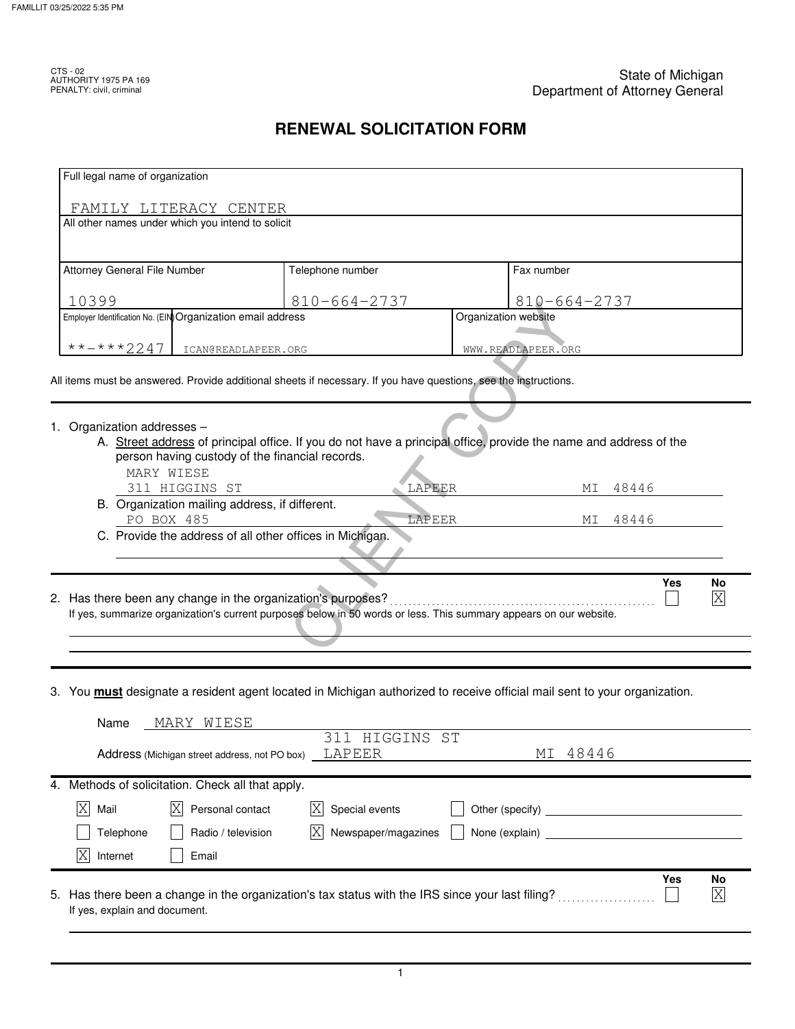CTS - 02
AUTHORITY 1975 PA 169
PENALTY: civil, criminal

State of Michigan
Department of Attorney General

# RENEWAL SOLICITATION FORM

| | | |
|---|---|---|
| Full legal name of organization<br>FAMILY LITERACY CENTER | | |
| All other names under which you intend to solicit | | |
| Attorney General File Number<br>10399 | Telephone number<br>810-664-2737 | Fax number<br>810-664-2737 |
| Employer Identification No. (EIN)<br>**-***2247 | Organization email address<br>ICAN@READLAPEER.ORG | Organization website<br>WWW.READLAPEER.ORG |

All items must be answered. Provide additional sheets if necessary. If you have questions, see the instructions.

1. Organization addresses –
   A. Street address of principal office. If you do not have a principal office, provide the name and address of the person having custody of the financial records.
      MARY WIESE
      311 HIGGINS ST LAPEER MI 48446
   B. Organization mailing address, if different.
      PO BOX 485 LAPEER MI 48446
   C. Provide the address of all other offices in Michigan.

2. Has there been any change in the organization's purposes? Yes [ ] No [X]
   If yes, summarize organization's current purposes below in 50 words or less. This summary appears on our website.

3. You **must** designate a resident agent located in Michigan authorized to receive official mail sent to your organization.

   Name MARY WIESE

   Address (Michigan street address, not PO box) 311 HIGGINS ST LAPEER MI 48446

4. Methods of solicitation. Check all that apply.

   - [X] Mail
   - [X] Personal contact
   - [X] Special events
   - [ ] Other (specify)
   - [ ] Telephone
   - [ ] Radio / television
   - [X] Newspaper/magazines
   - [ ] None (explain)
   - [X] Internet
   - [ ] Email

5. Has there been a change in the organization's tax status with the IRS since your last filing? Yes [ ] No [X]
   If yes, explain and document.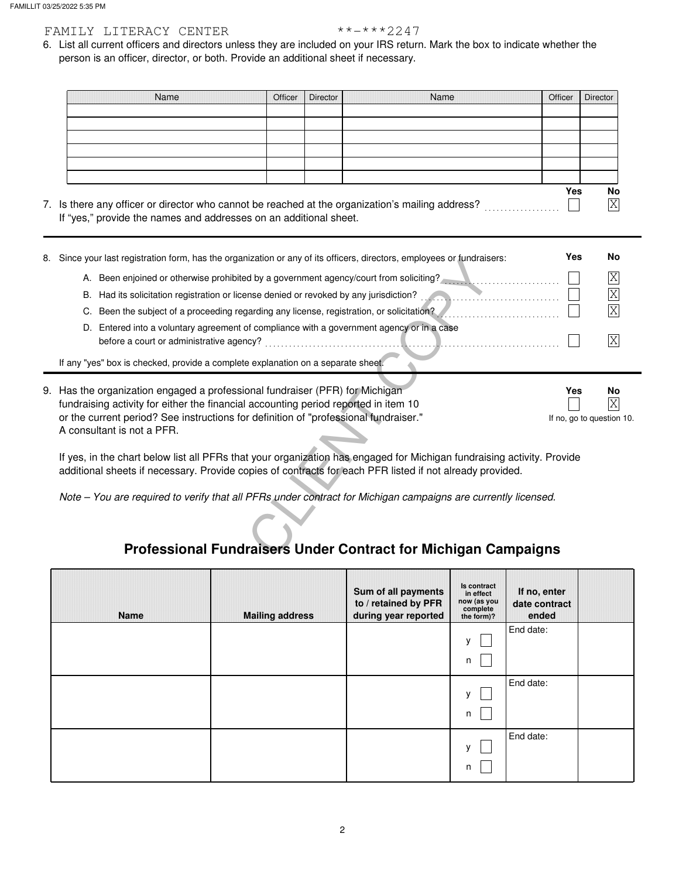FAMILY LITERACY CENTER **-***2247

6. List all current officers and directors unless they are included on your IRS return. Mark the box to indicate whether the person is an officer, director, or both. Provide an additional sheet if necessary.

| Name | Officer | Director | Name | Officer | Director |
|---|---|---|---|---|---|
| | | | | | |
| | | | | | |
| | | | | | |
| | | | | | |
| | | | | | |
| | | | | | |

7. Is there any officer or director who cannot be reached at the organization's mailing address? Yes ☐ No ☒
If "yes," provide the names and addresses on an additional sheet.

8. Since your last registration form, has the organization or any of its officers, directors, employees or fundraisers:

| | Yes | No |
|---|---|---|
| A. Been enjoined or otherwise prohibited by a government agency/court from soliciting? | ☐ | ☒ |
| B. Had its solicitation registration or license denied or revoked by any jurisdiction? | ☐ | ☒ |
| C. Been the subject of a proceeding regarding any license, registration, or solicitation? | ☐ | ☒ |
| D. Entered into a voluntary agreement of compliance with a government agency or in a case before a court or administrative agency? | ☐ | ☒ |

If any "yes" box is checked, provide a complete explanation on a separate sheet.

9. Has the organization engaged a professional fundraiser (PFR) for Michigan fundraising activity for either the financial accounting period reported in item 10 or the current period? See instructions for definition of "professional fundraiser." A consultant is not a PFR. Yes ☐ No ☒

If no, go to question 10.

If yes, in the chart below list all PFRs that your organization has engaged for Michigan fundraising activity. Provide additional sheets if necessary. Provide copies of contracts for each PFR listed if not already provided.

*Note – You are required to verify that all PFRs under contract for Michigan campaigns are currently licensed.*

## Professional Fundraisers Under Contract for Michigan Campaigns

| Name | Mailing address | Sum of all payments to / retained by PFR during year reported | Is contract in effect now (as you complete the form)? | If no, enter date contract ended | |
|---|---|---|---|---|---|
| | | | y ☐ n ☐ | End date: | |
| | | | y ☐ n ☐ | End date: | |
| | | | y ☐ n ☐ | End date: | |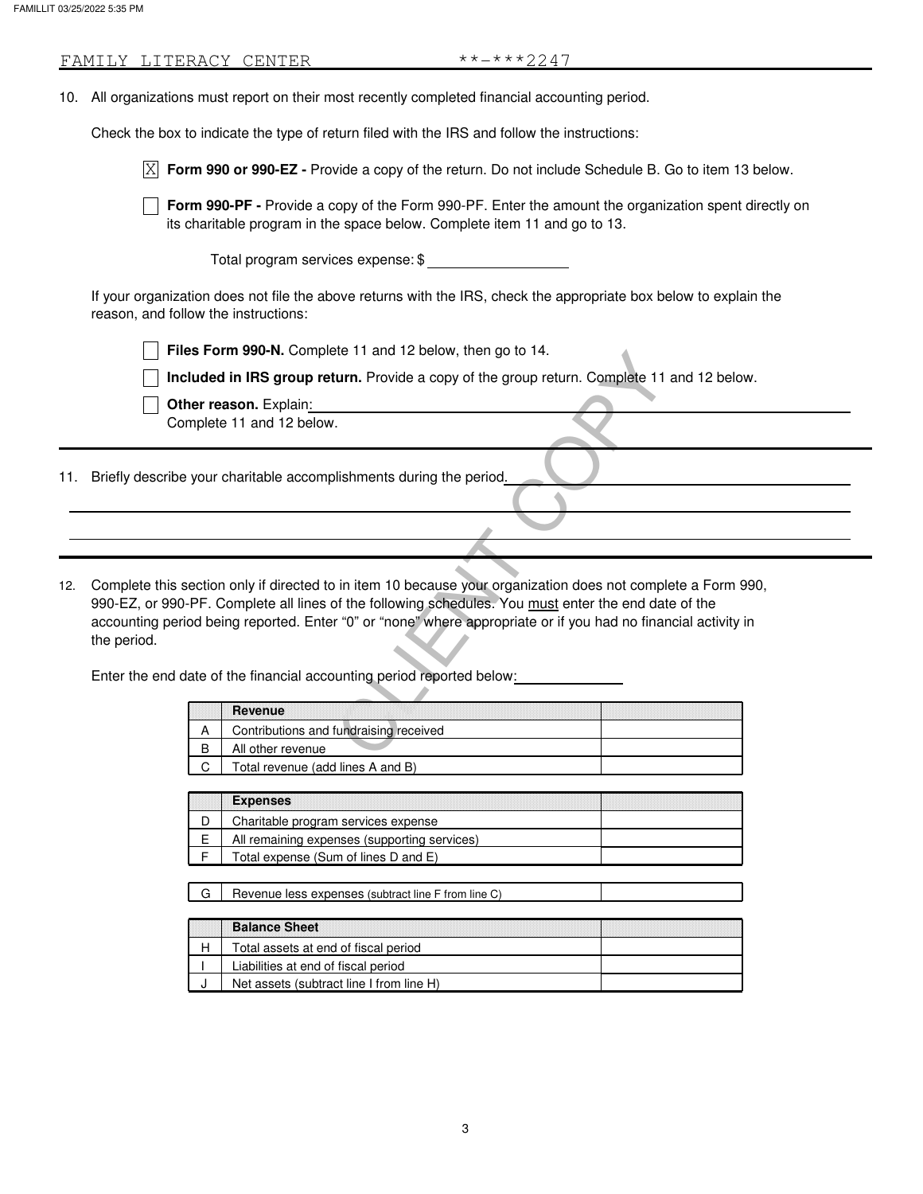FAMILY LITERACY CENTER **-***2247

10. All organizations must report on their most recently completed financial accounting period.

    Check the box to indicate the type of return filed with the IRS and follow the instructions:

    ☒ **Form 990 or 990-EZ -** Provide a copy of the return. Do not include Schedule B. Go to item 13 below.

    ☐ **Form 990-PF -** Provide a copy of the Form 990-PF. Enter the amount the organization spent directly on its charitable program in the space below. Complete item 11 and go to 13.

    Total program services expense: $ ____________

    If your organization does not file the above returns with the IRS, check the appropriate box below to explain the reason, and follow the instructions:

    ☐ **Files Form 990-N.** Complete 11 and 12 below, then go to 14.

    ☐ **Included in IRS group return.** Provide a copy of the group return. Complete 11 and 12 below.

    ☐ **Other reason.** Explain: ____________
    Complete 11 and 12 below.

11. Briefly describe your charitable accomplishments during the period. ____________

12. Complete this section only if directed to in item 10 because your organization does not complete a Form 990, 990-EZ, or 990-PF. Complete all lines of the following schedules. You must enter the end date of the accounting period being reported. Enter "0" or "none" where appropriate or if you had no financial activity in the period.

    Enter the end date of the financial accounting period reported below: ____________

| | **Revenue** | |
|---|---|---|
| A | Contributions and fundraising received | |
| B | All other revenue | |
| C | Total revenue (add lines A and B) | |

| | **Expenses** | |
|---|---|---|
| D | Charitable program services expense | |
| E | All remaining expenses (supporting services) | |
| F | Total expense (Sum of lines D and E) | |

| | | |
|---|---|---|
| G | Revenue less expenses (subtract line F from line C) | |

| | **Balance Sheet** | |
|---|---|---|
| H | Total assets at end of fiscal period | |
| I | Liabilities at end of fiscal period | |
| J | Net assets (subtract line I from line H) | |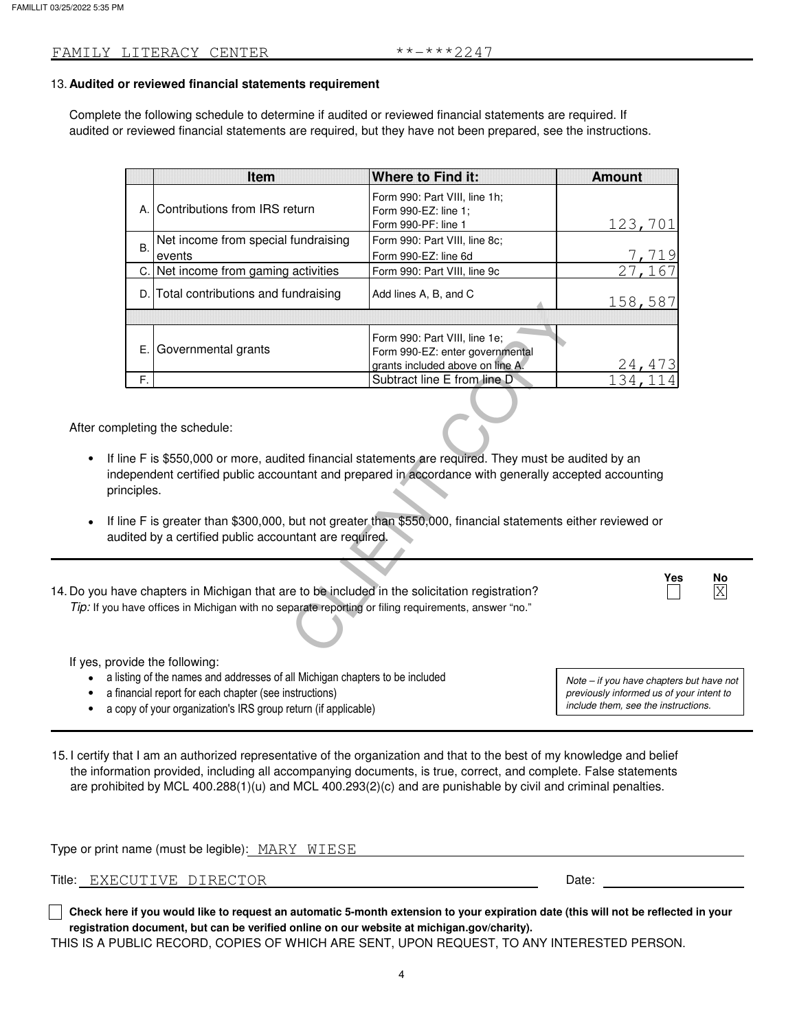FAMILY LITERACY CENTER **-***2247

13. **Audited or reviewed financial statements requirement**

Complete the following schedule to determine if audited or reviewed financial statements are required. If audited or reviewed financial statements are required, but they have not been prepared, see the instructions.

| | Item | Where to Find it: | Amount |
|---|---|---|---|
| A. | Contributions from IRS return | Form 990: Part VIII, line 1h; Form 990-EZ: line 1; Form 990-PF: line 1 | 123,701 |
| B. | Net income from special fundraising events | Form 990: Part VIII, line 8c; Form 990-EZ: line 6d | 7,719 |
| C. | Net income from gaming activities | Form 990: Part VIII, line 9c | 27,167 |
| D. | Total contributions and fundraising | Add lines A, B, and C | 158,587 |
| | | | |
| E. | Governmental grants | Form 990: Part VIII, line 1e; Form 990-EZ: enter governmental grants included above on line A. | 24,473 |
| F. | | Subtract line E from line D | 134,114 |

After completing the schedule:

- If line F is $550,000 or more, audited financial statements are required. They must be audited by an independent certified public accountant and prepared in accordance with generally accepted accounting principles.
- If line F is greater than $300,000, but not greater than $550,000, financial statements either reviewed or audited by a certified public accountant are required.

14. Do you have chapters in Michigan that are to be included in the solicitation registration? Yes [ ] No [X]

*Tip:* If you have offices in Michigan with no separate reporting or filing requirements, answer "no."

If yes, provide the following:

- a listing of the names and addresses of all Michigan chapters to be included
- a financial report for each chapter (see instructions)
- a copy of your organization's IRS group return (if applicable)

*Note – if you have chapters but have not previously informed us of your intent to include them, see the instructions.*

15. I certify that I am an authorized representative of the organization and that to the best of my knowledge and belief the information provided, including all accompanying documents, is true, correct, and complete. False statements are prohibited by MCL 400.288(1)(u) and MCL 400.293(2)(c) and are punishable by civil and criminal penalties.

Type or print name (must be legible): MARY WIESE

Title: EXECUTIVE DIRECTOR Date:

[ ] **Check here if you would like to request an automatic 5-month extension to your expiration date (this will not be reflected in your registration document, but can be verified online on our website at michigan.gov/charity).**

THIS IS A PUBLIC RECORD, COPIES OF WHICH ARE SENT, UPON REQUEST, TO ANY INTERESTED PERSON.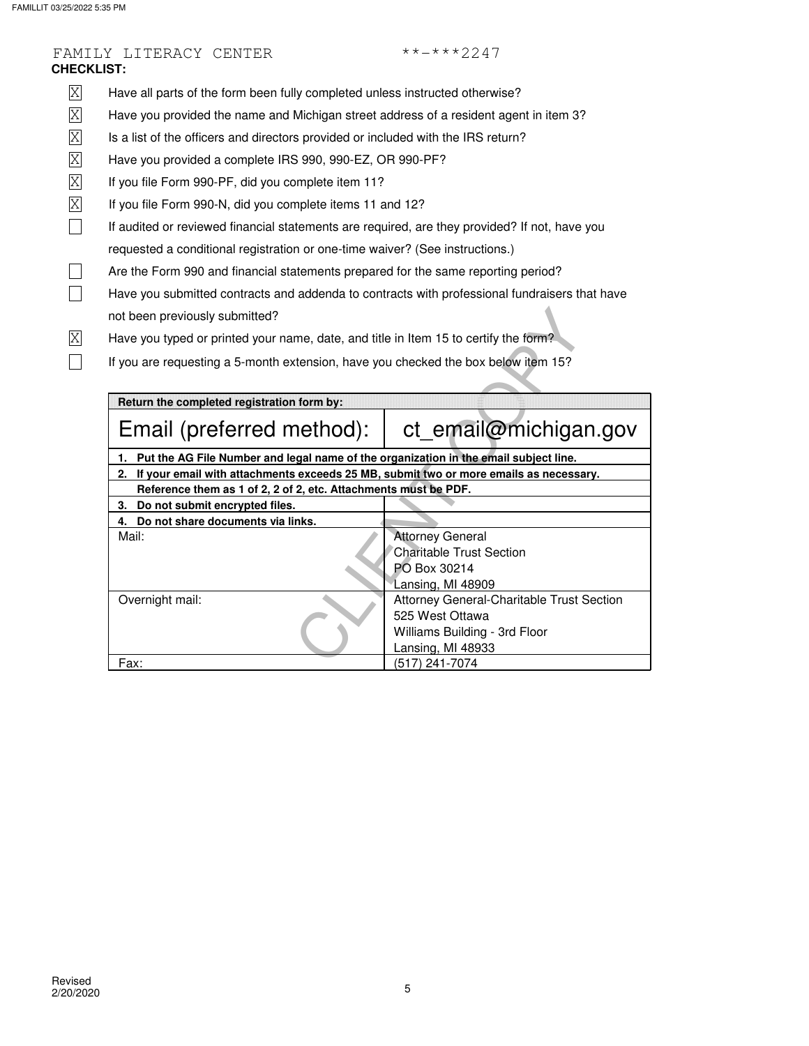FAMILY LITERACY CENTER **-***2247

**CHECKLIST:**

- [x] Have all parts of the form been fully completed unless instructed otherwise?
- [x] Have you provided the name and Michigan street address of a resident agent in item 3?
- [x] Is a list of the officers and directors provided or included with the IRS return?
- [x] Have you provided a complete IRS 990, 990-EZ, OR 990-PF?
- [x] If you file Form 990-PF, did you complete item 11?
- [x] If you file Form 990-N, did you complete items 11 and 12?
- [ ] If audited or reviewed financial statements are required, are they provided? If not, have you requested a conditional registration or one-time waiver? (See instructions.)
- [ ] Are the Form 990 and financial statements prepared for the same reporting period?
- [ ] Have you submitted contracts and addenda to contracts with professional fundraisers that have not been previously submitted?
- [x] Have you typed or printed your name, date, and title in Item 15 to certify the form?
- [ ] If you are requesting a 5-month extension, have you checked the box below item 15?

| Return the completed registration form by: | |
|---|---|
| Email (preferred method): | ct_email@michigan.gov |
| **1. Put the AG File Number and legal name of the organization in the email subject line.** | |
| **2. If your email with attachments exceeds 25 MB, submit two or more emails as necessary. Reference them as 1 of 2, 2 of 2, etc. Attachments must be PDF.** | |
| **3. Do not submit encrypted files.** | |
| **4. Do not share documents via links.** | |
| Mail: | Attorney General<br>Charitable Trust Section<br>PO Box 30214<br>Lansing, MI 48909 |
| Overnight mail: | Attorney General-Charitable Trust Section<br>525 West Ottawa<br>Williams Building - 3rd Floor<br>Lansing, MI 48933 |
| Fax: | (517) 241-7074 |

Revised 2/20/2020